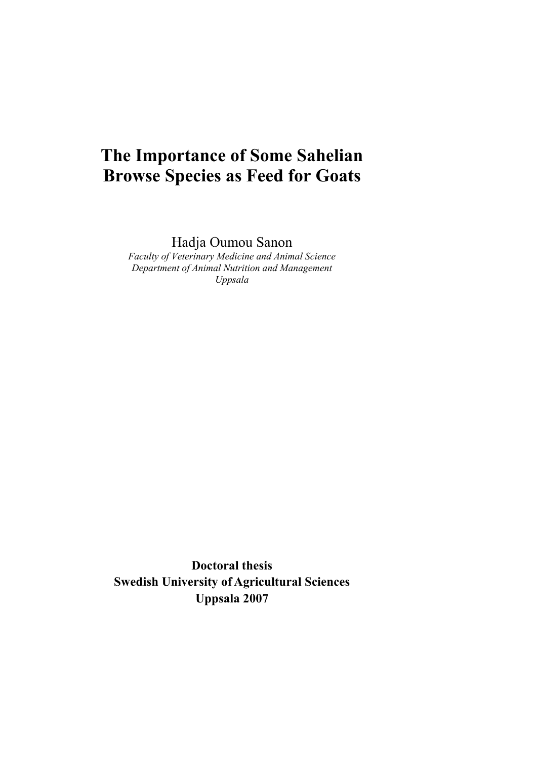# The Importance of Some Sahelian Browse Species as Feed for Goats

Hadja Oumou Sanon

*Faculty of Veterinary Medicine and Animal Science*
*Department of Animal Nutrition and Management*
*Uppsala*

**Doctoral thesis**
**Swedish University of Agricultural Sciences**
**Uppsala 2007**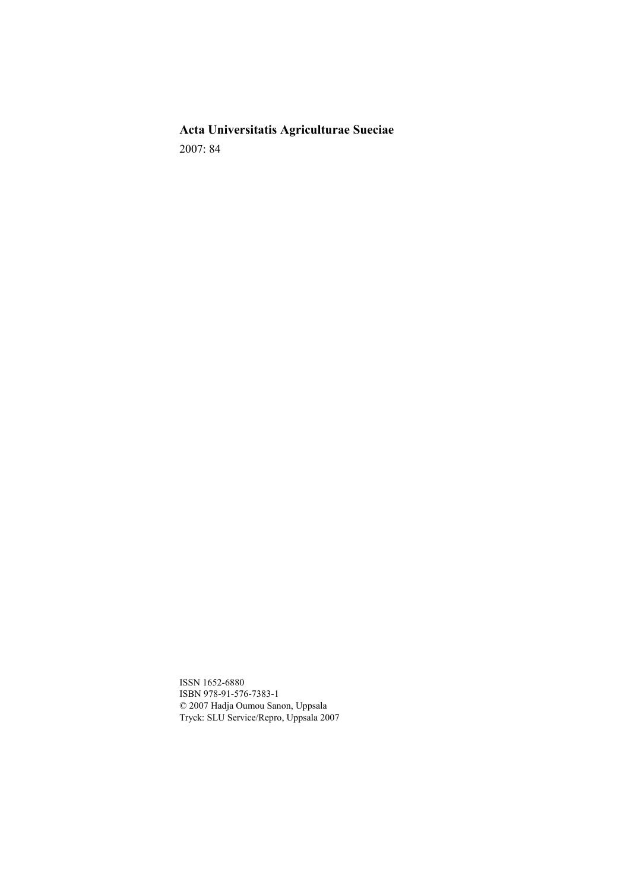**Acta Universitatis Agriculturae Sueciae**

2007: 84

ISSN 1652-6880
ISBN 978-91-576-7383-1
© 2007 Hadja Oumou Sanon, Uppsala
Tryck: SLU Service/Repro, Uppsala 2007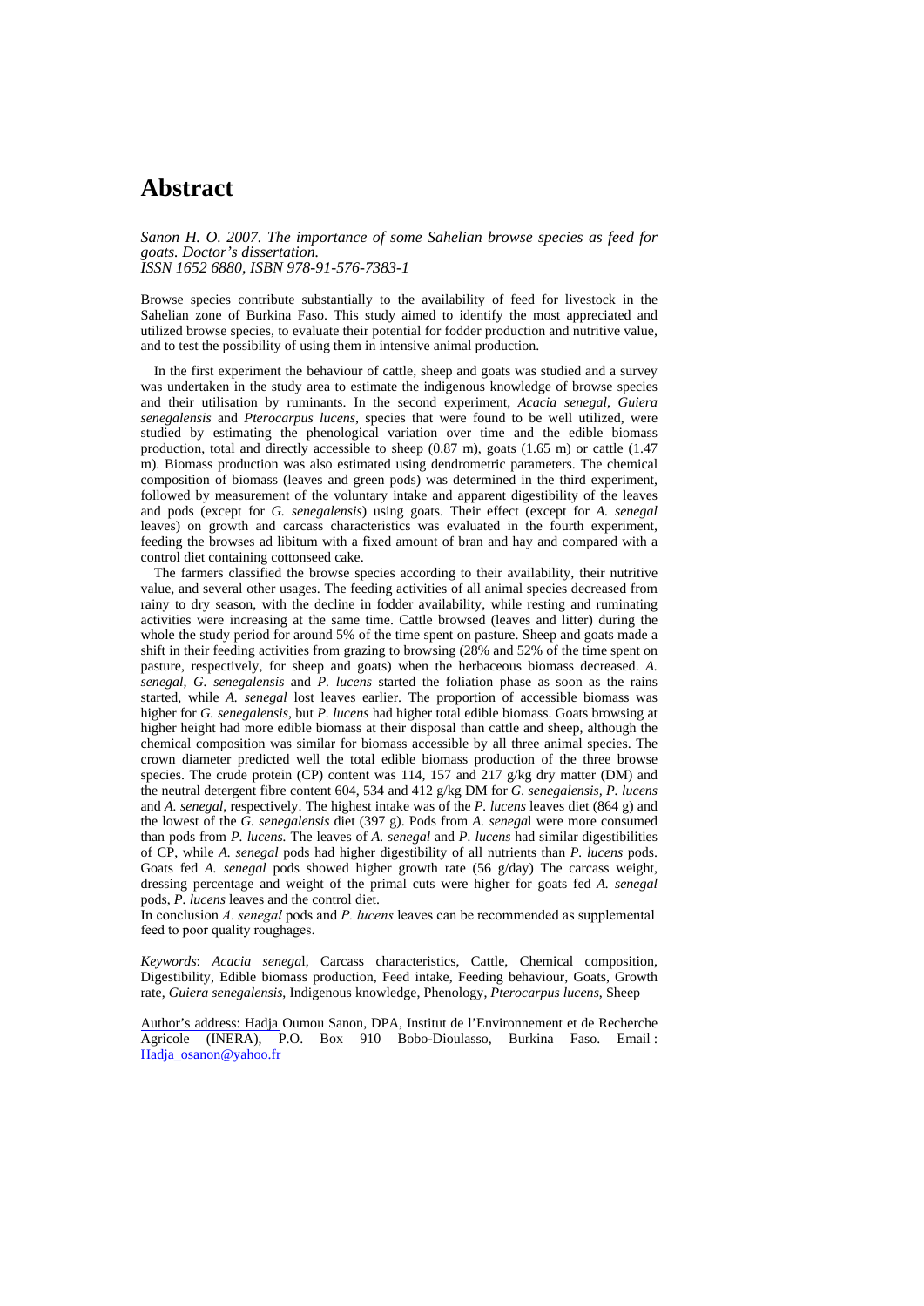# Abstract

*Sanon H. O. 2007. The importance of some Sahelian browse species as feed for goats. Doctor's dissertation.*
*ISSN 1652 6880, ISBN 978-91-576-7383-1*

Browse species contribute substantially to the availability of feed for livestock in the Sahelian zone of Burkina Faso. This study aimed to identify the most appreciated and utilized browse species, to evaluate their potential for fodder production and nutritive value, and to test the possibility of using them in intensive animal production.

In the first experiment the behaviour of cattle, sheep and goats was studied and a survey was undertaken in the study area to estimate the indigenous knowledge of browse species and their utilisation by ruminants. In the second experiment, *Acacia senegal*, *Guiera senegalensis* and *Pterocarpus lucens*, species that were found to be well utilized, were studied by estimating the phenological variation over time and the edible biomass production, total and directly accessible to sheep (0.87 m), goats (1.65 m) or cattle (1.47 m). Biomass production was also estimated using dendrometric parameters. The chemical composition of biomass (leaves and green pods) was determined in the third experiment, followed by measurement of the voluntary intake and apparent digestibility of the leaves and pods (except for *G. senegalensis*) using goats. Their effect (except for *A. senegal* leaves) on growth and carcass characteristics was evaluated in the fourth experiment, feeding the browses ad libitum with a fixed amount of bran and hay and compared with a control diet containing cottonseed cake.

The farmers classified the browse species according to their availability, their nutritive value, and several other usages. The feeding activities of all animal species decreased from rainy to dry season, with the decline in fodder availability, while resting and ruminating activities were increasing at the same time. Cattle browsed (leaves and litter) during the whole the study period for around 5% of the time spent on pasture. Sheep and goats made a shift in their feeding activities from grazing to browsing (28% and 52% of the time spent on pasture, respectively, for sheep and goats) when the herbaceous biomass decreased. *A. senegal, G. senegalensis* and *P. lucens* started the foliation phase as soon as the rains started, while *A. senegal* lost leaves earlier. The proportion of accessible biomass was higher for *G. senegalensis*, but *P. lucens* had higher total edible biomass. Goats browsing at higher height had more edible biomass at their disposal than cattle and sheep, although the chemical composition was similar for biomass accessible by all three animal species. The crown diameter predicted well the total edible biomass production of the three browse species. The crude protein (CP) content was 114, 157 and 217 g/kg dry matter (DM) and the neutral detergent fibre content 604, 534 and 412 g/kg DM for *G. senegalensis, P. lucens* and *A. senegal*, respectively. The highest intake was of the *P. lucens* leaves diet (864 g) and the lowest of the *G. senegalensis* diet (397 g). Pods from *A. senegal* were more consumed than pods from *P. lucens.* The leaves of *A. senegal* and *P. lucens* had similar digestibilities of CP, while *A. senegal* pods had higher digestibility of all nutrients than *P. lucens* pods. Goats fed *A. senegal* pods showed higher growth rate (56 g/day) The carcass weight, dressing percentage and weight of the primal cuts were higher for goats fed *A. senegal* pods, *P. lucens* leaves and the control diet.

In conclusion *A. senegal* pods and *P. lucens* leaves can be recommended as supplemental feed to poor quality roughages.

*Keywords*: *Acacia senegal*, Carcass characteristics, Cattle, Chemical composition, Digestibility, Edible biomass production, Feed intake, Feeding behaviour, Goats, Growth rate, *Guiera senegalensis*, Indigenous knowledge, Phenology, *Pterocarpus lucens*, Sheep

Author's address: Hadja Oumou Sanon, DPA, Institut de l'Environnement et de Recherche Agricole (INERA), P.O. Box 910 Bobo-Dioulasso, Burkina Faso. Email : Hadja_osanon@yahoo.fr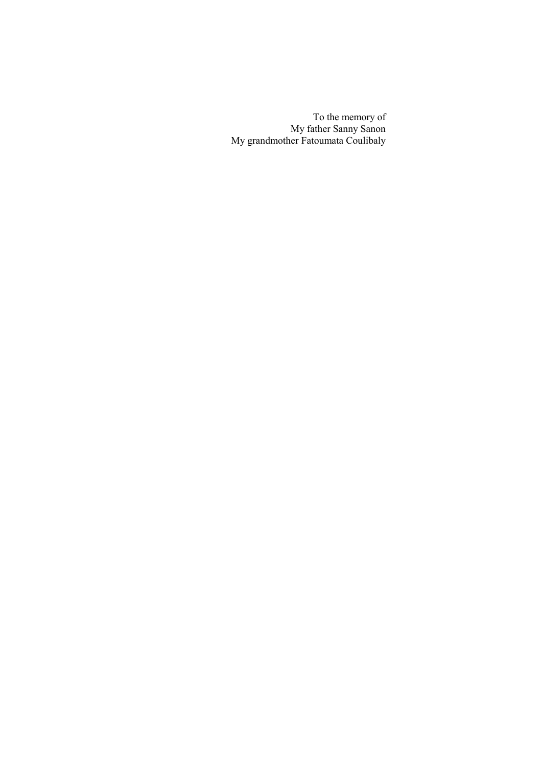To the memory of  
My father Sanny Sanon  
My grandmother Fatoumata Coulibaly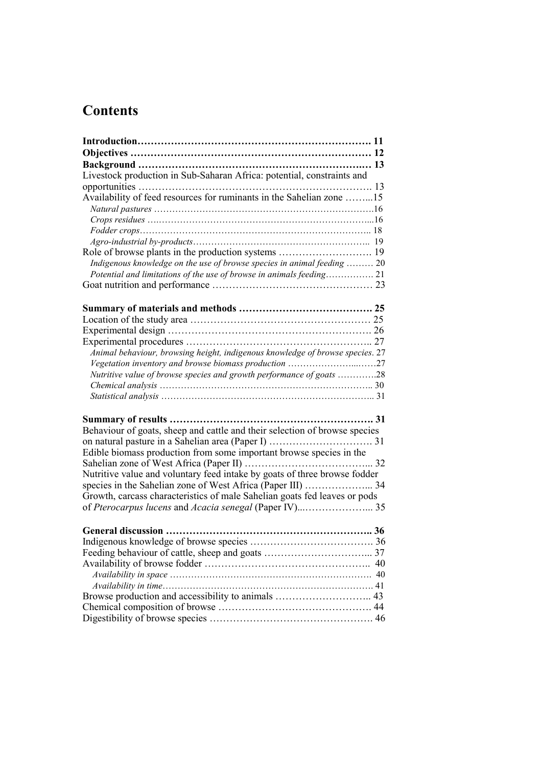# Contents

**Introduction……………………………………………………………. 11**

**Objectives ……………………………………………………………… 12**

**Background ………………………………………………………….… 13**

Livestock production in Sub-Saharan Africa: potential, constraints and opportunities ………………………………………………………………. 13

Availability of feed resources for ruminants in the Sahelian zone ……...15

*Natural pastures ……………………………………………………………….16*

*Crops residues ….……………………………………………………………...16*

*Fodder crops…………………………………………………………………... 18*

*Agro-industrial by-products…………………………………………………..  19*

Role of browse plants in the production systems ………………………. 19

*Indigenous knowledge on the use of browse species in animal feeding ……… 20*

*Potential and limitations of the use of browse in animals feeding……………. 21*

Goat nutrition and performance ………………………………………… 23

**Summary of materials and methods …………………………………. 25**

Location of the study area ……………………………………………… 25

Experimental design ……………………………………………………. 26

Experimental procedures ……………………………………………….. 27

*Animal behaviour, browsing height, indigenous knowledge of browse species. 27*

*Vegetation inventory and browse biomass production …………………...……27*

*Nutritive value of browse species and growth performance of goats ………….28*

*Chemical analysis …………………………………………………………….. 30*

*Statistical analysis …………………………………………………………….. 31*

**Summary of results …………………………………………………. 31**

Behaviour of goats, sheep and cattle and their selection of browse species on natural pasture in a Sahelian area (Paper I) …………………………. 31

Edible biomass production from some important browse species in the Sahelian zone of West Africa (Paper II) ………………………………... 32

Nutritive value and voluntary feed intake by goats of three browse fodder species in the Sahelian zone of West Africa (Paper III) ………………... 34

Growth, carcass characteristics of male Sahelian goats fed leaves or pods of *Pterocarpus lucens* and *Acacia senegal* (Paper IV)...………………... 35

**General discussion …………………………………………………….. 36**

Indigenous knowledge of browse species ………………………………. 36

Feeding behaviour of cattle, sheep and goats …………………………... 37

Availability of browse fodder …………………………………………..  40

*Availability in space ………………………………………………………….  40*

*Availability in time……………………………………………………………. 41*

Browse production and accessibility to animals ……………………….. 43

Chemical composition of browse ………………………………………. 44

Digestibility of browse species …………………………………………. 46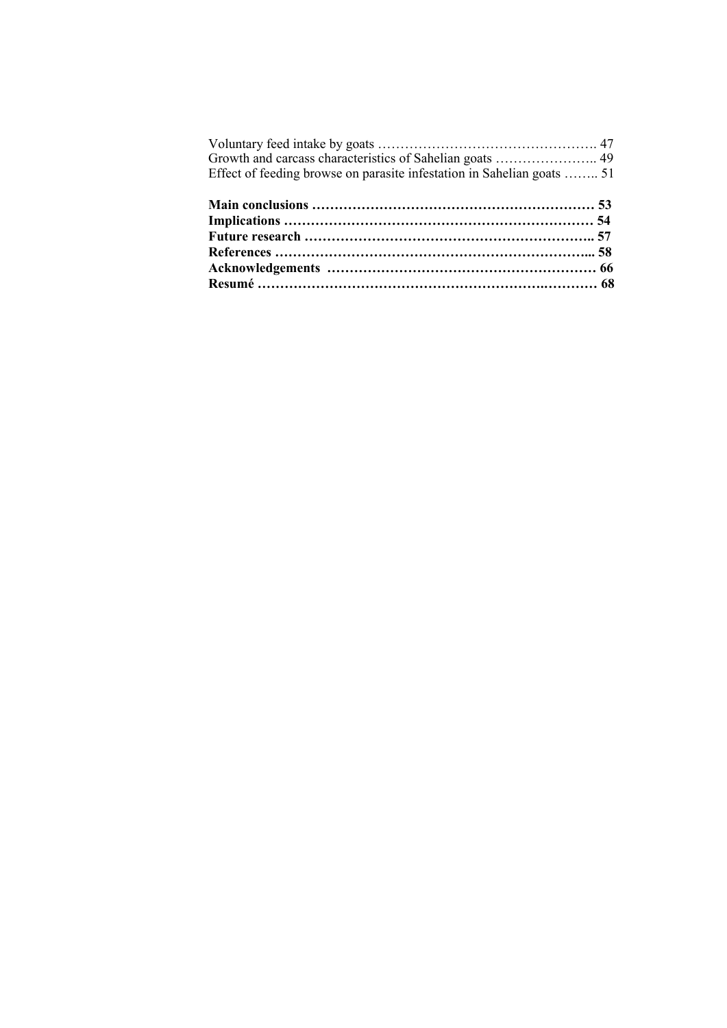Voluntary feed intake by goats ………………………………………… 47
Growth and carcass characteristics of Sahelian goats ………………….. 49
Effect of feeding browse on parasite infestation in Sahelian goats …….. 51

**Main conclusions ……………………………………………………… 53**
**Implications …………………………………………………………… 54**
**Future research ……………………………………………………….. 57**
**References ……………………………………………………………... 58**
**Acknowledgements …………………………………………………… 66**
**Resumé ………………………………………………………….………… 68**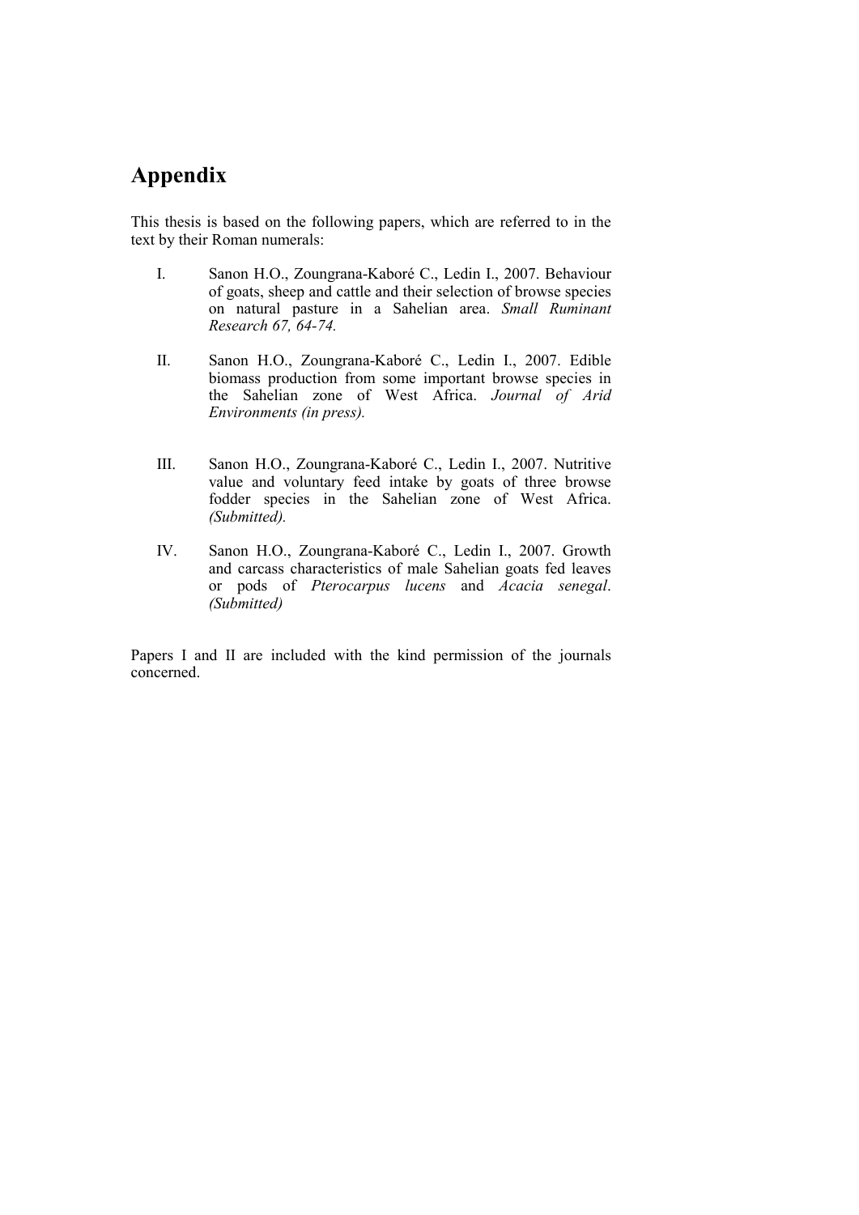# Appendix

This thesis is based on the following papers, which are referred to in the text by their Roman numerals:

I. Sanon H.O., Zoungrana-Kaboré C., Ledin I., 2007. Behaviour of goats, sheep and cattle and their selection of browse species on natural pasture in a Sahelian area. *Small Ruminant Research 67, 64-74.*

II. Sanon H.O., Zoungrana-Kaboré C., Ledin I., 2007. Edible biomass production from some important browse species in the Sahelian zone of West Africa. *Journal of Arid Environments (in press).*

III. Sanon H.O., Zoungrana-Kaboré C., Ledin I., 2007. Nutritive value and voluntary feed intake by goats of three browse fodder species in the Sahelian zone of West Africa. *(Submitted).*

IV. Sanon H.O., Zoungrana-Kaboré C., Ledin I., 2007. Growth and carcass characteristics of male Sahelian goats fed leaves or pods of *Pterocarpus lucens* and *Acacia senegal*. *(Submitted)*

Papers I and II are included with the kind permission of the journals concerned.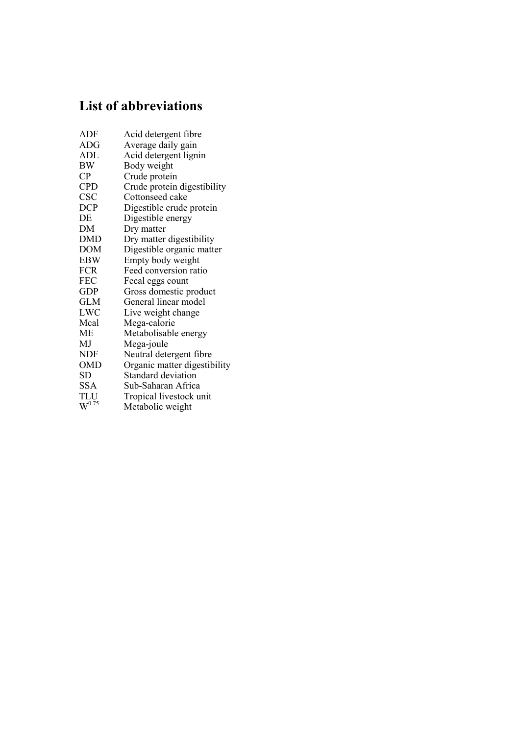# List of abbreviations

| | |
|---|---|
| ADF | Acid detergent fibre |
| ADG | Average daily gain |
| ADL | Acid detergent lignin |
| BW | Body weight |
| CP | Crude protein |
| CPD | Crude protein digestibility |
| CSC | Cottonseed cake |
| DCP | Digestible crude protein |
| DE | Digestible energy |
| DM | Dry matter |
| DMD | Dry matter digestibility |
| DOM | Digestible organic matter |
| EBW | Empty body weight |
| FCR | Feed conversion ratio |
| FEC | Fecal eggs count |
| GDP | Gross domestic product |
| GLM | General linear model |
| LWC | Live weight change |
| Mcal | Mega-calorie |
| ME | Metabolisable energy |
| MJ | Mega-joule |
| NDF | Neutral detergent fibre |
| OMD | Organic matter digestibility |
| SD | Standard deviation |
| SSA | Sub-Saharan Africa |
| TLU | Tropical livestock unit |
| $W^{0.75}$ | Metabolic weight |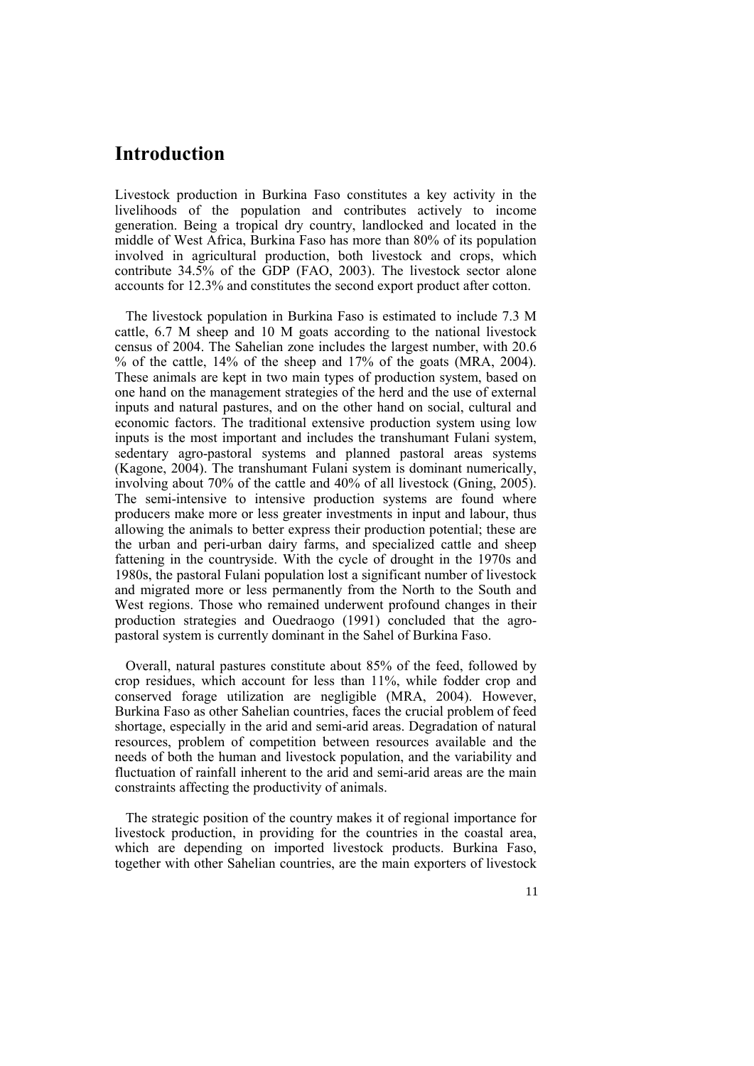# Introduction

Livestock production in Burkina Faso constitutes a key activity in the livelihoods of the population and contributes actively to income generation. Being a tropical dry country, landlocked and located in the middle of West Africa, Burkina Faso has more than 80% of its population involved in agricultural production, both livestock and crops, which contribute 34.5% of the GDP (FAO, 2003). The livestock sector alone accounts for 12.3% and constitutes the second export product after cotton.

The livestock population in Burkina Faso is estimated to include 7.3 M cattle, 6.7 M sheep and 10 M goats according to the national livestock census of 2004. The Sahelian zone includes the largest number, with 20.6 % of the cattle, 14% of the sheep and 17% of the goats (MRA, 2004). These animals are kept in two main types of production system, based on one hand on the management strategies of the herd and the use of external inputs and natural pastures, and on the other hand on social, cultural and economic factors. The traditional extensive production system using low inputs is the most important and includes the transhumant Fulani system, sedentary agro-pastoral systems and planned pastoral areas systems (Kagone, 2004). The transhumant Fulani system is dominant numerically, involving about 70% of the cattle and 40% of all livestock (Gning, 2005). The semi-intensive to intensive production systems are found where producers make more or less greater investments in input and labour, thus allowing the animals to better express their production potential; these are the urban and peri-urban dairy farms, and specialized cattle and sheep fattening in the countryside. With the cycle of drought in the 1970s and 1980s, the pastoral Fulani population lost a significant number of livestock and migrated more or less permanently from the North to the South and West regions. Those who remained underwent profound changes in their production strategies and Ouedraogo (1991) concluded that the agro-pastoral system is currently dominant in the Sahel of Burkina Faso.

Overall, natural pastures constitute about 85% of the feed, followed by crop residues, which account for less than 11%, while fodder crop and conserved forage utilization are negligible (MRA, 2004). However, Burkina Faso as other Sahelian countries, faces the crucial problem of feed shortage, especially in the arid and semi-arid areas. Degradation of natural resources, problem of competition between resources available and the needs of both the human and livestock population, and the variability and fluctuation of rainfall inherent to the arid and semi-arid areas are the main constraints affecting the productivity of animals.

The strategic position of the country makes it of regional importance for livestock production, in providing for the countries in the coastal area, which are depending on imported livestock products. Burkina Faso, together with other Sahelian countries, are the main exporters of livestock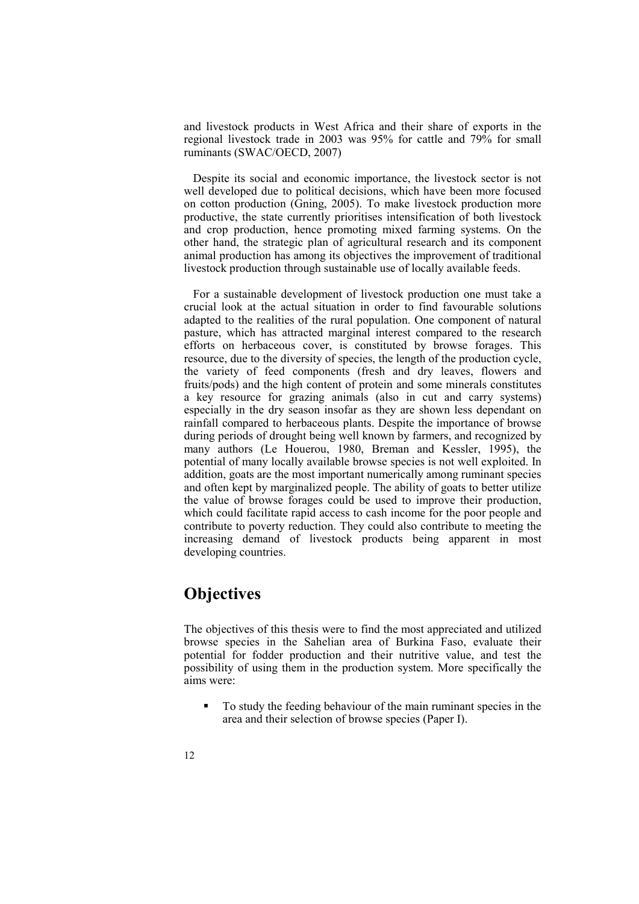and livestock products in West Africa and their share of exports in the regional livestock trade in 2003 was 95% for cattle and 79% for small ruminants (SWAC/OECD, 2007)

Despite its social and economic importance, the livestock sector is not well developed due to political decisions, which have been more focused on cotton production (Gning, 2005). To make livestock production more productive, the state currently prioritises intensification of both livestock and crop production, hence promoting mixed farming systems. On the other hand, the strategic plan of agricultural research and its component animal production has among its objectives the improvement of traditional livestock production through sustainable use of locally available feeds.

For a sustainable development of livestock production one must take a crucial look at the actual situation in order to find favourable solutions adapted to the realities of the rural population. One component of natural pasture, which has attracted marginal interest compared to the research efforts on herbaceous cover, is constituted by browse forages. This resource, due to the diversity of species, the length of the production cycle, the variety of feed components (fresh and dry leaves, flowers and fruits/pods) and the high content of protein and some minerals constitutes a key resource for grazing animals (also in cut and carry systems) especially in the dry season insofar as they are shown less dependant on rainfall compared to herbaceous plants. Despite the importance of browse during periods of drought being well known by farmers, and recognized by many authors (Le Houerou, 1980, Breman and Kessler, 1995), the potential of many locally available browse species is not well exploited. In addition, goats are the most important numerically among ruminant species and often kept by marginalized people. The ability of goats to better utilize the value of browse forages could be used to improve their production, which could facilitate rapid access to cash income for the poor people and contribute to poverty reduction. They could also contribute to meeting the increasing demand of livestock products being apparent in most developing countries.

# Objectives

The objectives of this thesis were to find the most appreciated and utilized browse species in the Sahelian area of Burkina Faso, evaluate their potential for fodder production and their nutritive value, and test the possibility of using them in the production system. More specifically the aims were:

- To study the feeding behaviour of the main ruminant species in the area and their selection of browse species (Paper I).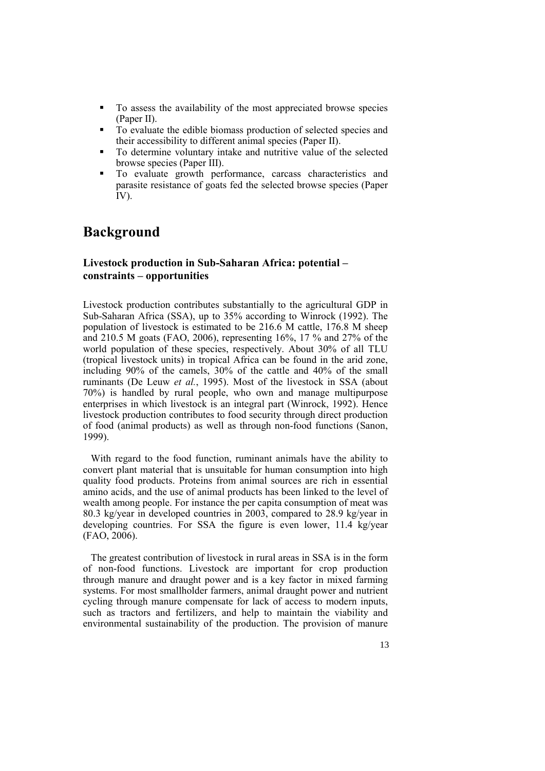- To assess the availability of the most appreciated browse species (Paper II).
- To evaluate the edible biomass production of selected species and their accessibility to different animal species (Paper II).
- To determine voluntary intake and nutritive value of the selected browse species (Paper III).
- To evaluate growth performance, carcass characteristics and parasite resistance of goats fed the selected browse species (Paper IV).

# Background

## Livestock production in Sub-Saharan Africa: potential – constraints – opportunities

Livestock production contributes substantially to the agricultural GDP in Sub-Saharan Africa (SSA), up to 35% according to Winrock (1992). The population of livestock is estimated to be 216.6 M cattle, 176.8 M sheep and 210.5 M goats (FAO, 2006), representing 16%, 17 % and 27% of the world population of these species, respectively. About 30% of all TLU (tropical livestock units) in tropical Africa can be found in the arid zone, including 90% of the camels, 30% of the cattle and 40% of the small ruminants (De Leuw *et al.*, 1995). Most of the livestock in SSA (about 70%) is handled by rural people, who own and manage multipurpose enterprises in which livestock is an integral part (Winrock, 1992). Hence livestock production contributes to food security through direct production of food (animal products) as well as through non-food functions (Sanon, 1999).

With regard to the food function, ruminant animals have the ability to convert plant material that is unsuitable for human consumption into high quality food products. Proteins from animal sources are rich in essential amino acids, and the use of animal products has been linked to the level of wealth among people. For instance the per capita consumption of meat was 80.3 kg/year in developed countries in 2003, compared to 28.9 kg/year in developing countries. For SSA the figure is even lower, 11.4 kg/year (FAO, 2006).

The greatest contribution of livestock in rural areas in SSA is in the form of non-food functions. Livestock are important for crop production through manure and draught power and is a key factor in mixed farming systems. For most smallholder farmers, animal draught power and nutrient cycling through manure compensate for lack of access to modern inputs, such as tractors and fertilizers, and help to maintain the viability and environmental sustainability of the production. The provision of manure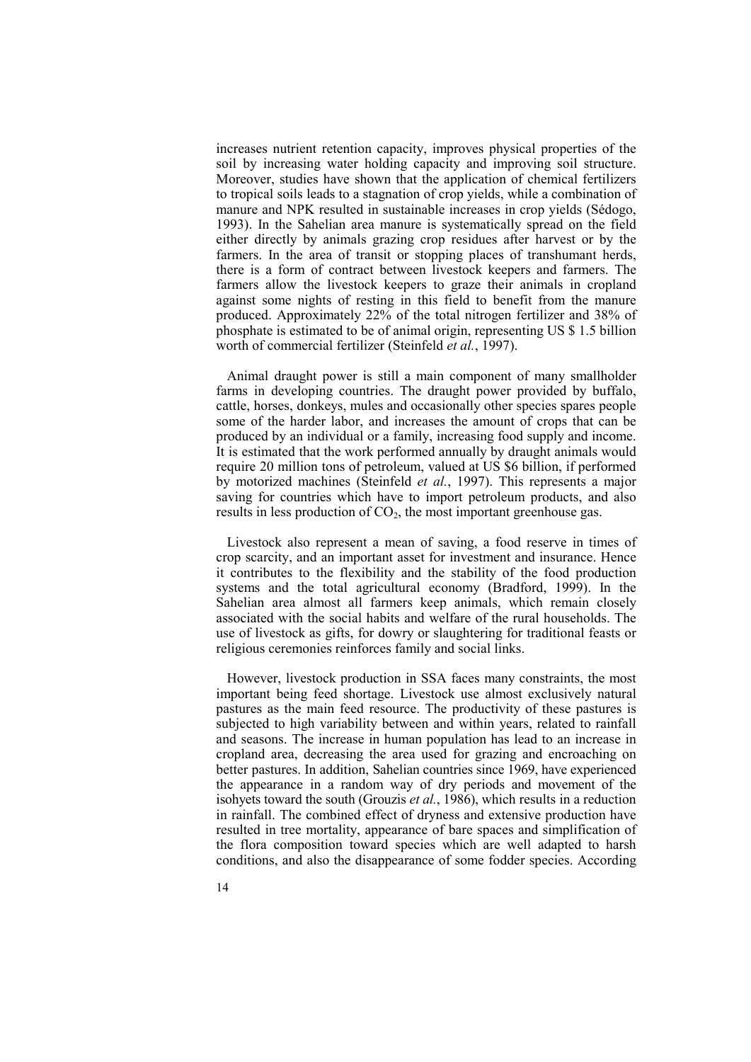increases nutrient retention capacity, improves physical properties of the soil by increasing water holding capacity and improving soil structure. Moreover, studies have shown that the application of chemical fertilizers to tropical soils leads to a stagnation of crop yields, while a combination of manure and NPK resulted in sustainable increases in crop yields (Sédogo, 1993). In the Sahelian area manure is systematically spread on the field either directly by animals grazing crop residues after harvest or by the farmers. In the area of transit or stopping places of transhumant herds, there is a form of contract between livestock keepers and farmers. The farmers allow the livestock keepers to graze their animals in cropland against some nights of resting in this field to benefit from the manure produced. Approximately 22% of the total nitrogen fertilizer and 38% of phosphate is estimated to be of animal origin, representing US $ 1.5 billion worth of commercial fertilizer (Steinfeld *et al.*, 1997).

Animal draught power is still a main component of many smallholder farms in developing countries. The draught power provided by buffalo, cattle, horses, donkeys, mules and occasionally other species spares people some of the harder labor, and increases the amount of crops that can be produced by an individual or a family, increasing food supply and income. It is estimated that the work performed annually by draught animals would require 20 million tons of petroleum, valued at US $6 billion, if performed by motorized machines (Steinfeld *et al.*, 1997). This represents a major saving for countries which have to import petroleum products, and also results in less production of $CO_2$, the most important greenhouse gas.

Livestock also represent a mean of saving, a food reserve in times of crop scarcity, and an important asset for investment and insurance. Hence it contributes to the flexibility and the stability of the food production systems and the total agricultural economy (Bradford, 1999). In the Sahelian area almost all farmers keep animals, which remain closely associated with the social habits and welfare of the rural households. The use of livestock as gifts, for dowry or slaughtering for traditional feasts or religious ceremonies reinforces family and social links.

However, livestock production in SSA faces many constraints, the most important being feed shortage. Livestock use almost exclusively natural pastures as the main feed resource. The productivity of these pastures is subjected to high variability between and within years, related to rainfall and seasons. The increase in human population has lead to an increase in cropland area, decreasing the area used for grazing and encroaching on better pastures. In addition, Sahelian countries since 1969, have experienced the appearance in a random way of dry periods and movement of the isohyets toward the south (Grouzis *et al.*, 1986), which results in a reduction in rainfall. The combined effect of dryness and extensive production have resulted in tree mortality, appearance of bare spaces and simplification of the flora composition toward species which are well adapted to harsh conditions, and also the disappearance of some fodder species. According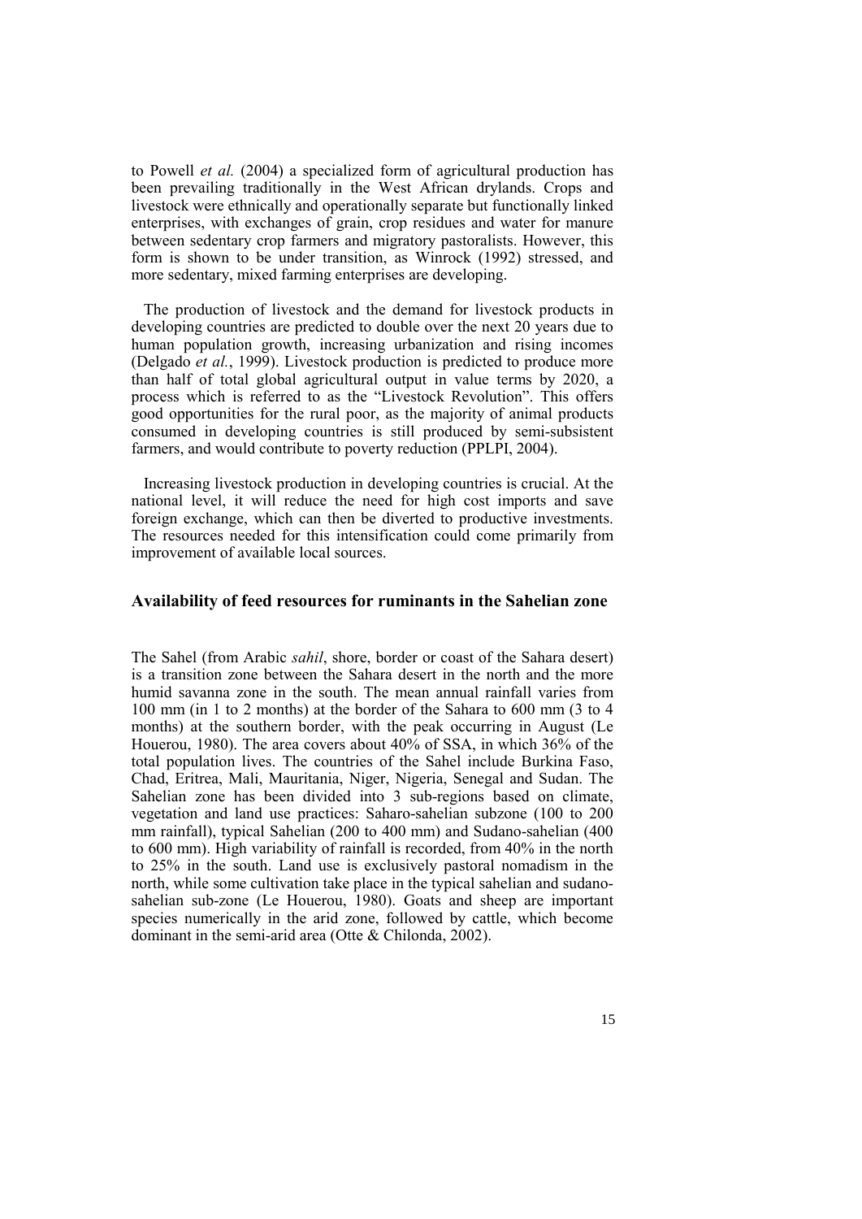to Powell *et al.* (2004) a specialized form of agricultural production has been prevailing traditionally in the West African drylands. Crops and livestock were ethnically and operationally separate but functionally linked enterprises, with exchanges of grain, crop residues and water for manure between sedentary crop farmers and migratory pastoralists. However, this form is shown to be under transition, as Winrock (1992) stressed, and more sedentary, mixed farming enterprises are developing.

The production of livestock and the demand for livestock products in developing countries are predicted to double over the next 20 years due to human population growth, increasing urbanization and rising incomes (Delgado *et al.*, 1999). Livestock production is predicted to produce more than half of total global agricultural output in value terms by 2020, a process which is referred to as the "Livestock Revolution". This offers good opportunities for the rural poor, as the majority of animal products consumed in developing countries is still produced by semi-subsistent farmers, and would contribute to poverty reduction (PPLPI, 2004).

Increasing livestock production in developing countries is crucial. At the national level, it will reduce the need for high cost imports and save foreign exchange, which can then be diverted to productive investments. The resources needed for this intensification could come primarily from improvement of available local sources.

## Availability of feed resources for ruminants in the Sahelian zone

The Sahel (from Arabic *sahil*, shore, border or coast of the Sahara desert) is a transition zone between the Sahara desert in the north and the more humid savanna zone in the south. The mean annual rainfall varies from 100 mm (in 1 to 2 months) at the border of the Sahara to 600 mm (3 to 4 months) at the southern border, with the peak occurring in August (Le Houerou, 1980). The area covers about 40% of SSA, in which 36% of the total population lives. The countries of the Sahel include Burkina Faso, Chad, Eritrea, Mali, Mauritania, Niger, Nigeria, Senegal and Sudan. The Sahelian zone has been divided into 3 sub-regions based on climate, vegetation and land use practices: Saharo-sahelian subzone (100 to 200 mm rainfall), typical Sahelian (200 to 400 mm) and Sudano-sahelian (400 to 600 mm). High variability of rainfall is recorded, from 40% in the north to 25% in the south. Land use is exclusively pastoral nomadism in the north, while some cultivation take place in the typical sahelian and sudano-sahelian sub-zone (Le Houerou, 1980). Goats and sheep are important species numerically in the arid zone, followed by cattle, which become dominant in the semi-arid area (Otte & Chilonda, 2002).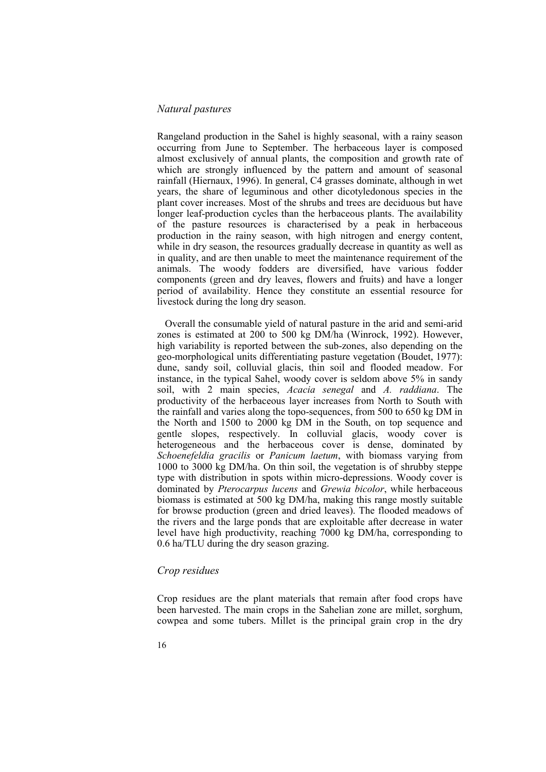### *Natural pastures*

Rangeland production in the Sahel is highly seasonal, with a rainy season occurring from June to September. The herbaceous layer is composed almost exclusively of annual plants, the composition and growth rate of which are strongly influenced by the pattern and amount of seasonal rainfall (Hiernaux, 1996). In general, C4 grasses dominate, although in wet years, the share of leguminous and other dicotyledonous species in the plant cover increases. Most of the shrubs and trees are deciduous but have longer leaf-production cycles than the herbaceous plants. The availability of the pasture resources is characterised by a peak in herbaceous production in the rainy season, with high nitrogen and energy content, while in dry season, the resources gradually decrease in quantity as well as in quality, and are then unable to meet the maintenance requirement of the animals. The woody fodders are diversified, have various fodder components (green and dry leaves, flowers and fruits) and have a longer period of availability. Hence they constitute an essential resource for livestock during the long dry season.

Overall the consumable yield of natural pasture in the arid and semi-arid zones is estimated at 200 to 500 kg DM/ha (Winrock, 1992). However, high variability is reported between the sub-zones, also depending on the geo-morphological units differentiating pasture vegetation (Boudet, 1977): dune, sandy soil, colluvial glacis, thin soil and flooded meadow. For instance, in the typical Sahel, woody cover is seldom above 5% in sandy soil, with 2 main species, *Acacia senegal* and *A. raddiana*. The productivity of the herbaceous layer increases from North to South with the rainfall and varies along the topo-sequences, from 500 to 650 kg DM in the North and 1500 to 2000 kg DM in the South, on top sequence and gentle slopes, respectively. In colluvial glacis, woody cover is heterogeneous and the herbaceous cover is dense, dominated by *Schoenefeldia gracilis* or *Panicum laetum*, with biomass varying from 1000 to 3000 kg DM/ha. On thin soil, the vegetation is of shrubby steppe type with distribution in spots within micro-depressions. Woody cover is dominated by *Pterocarpus lucens* and *Grewia bicolor*, while herbaceous biomass is estimated at 500 kg DM/ha, making this range mostly suitable for browse production (green and dried leaves). The flooded meadows of the rivers and the large ponds that are exploitable after decrease in water level have high productivity, reaching 7000 kg DM/ha, corresponding to 0.6 ha/TLU during the dry season grazing.

### *Crop residues*

Crop residues are the plant materials that remain after food crops have been harvested. The main crops in the Sahelian zone are millet, sorghum, cowpea and some tubers. Millet is the principal grain crop in the dry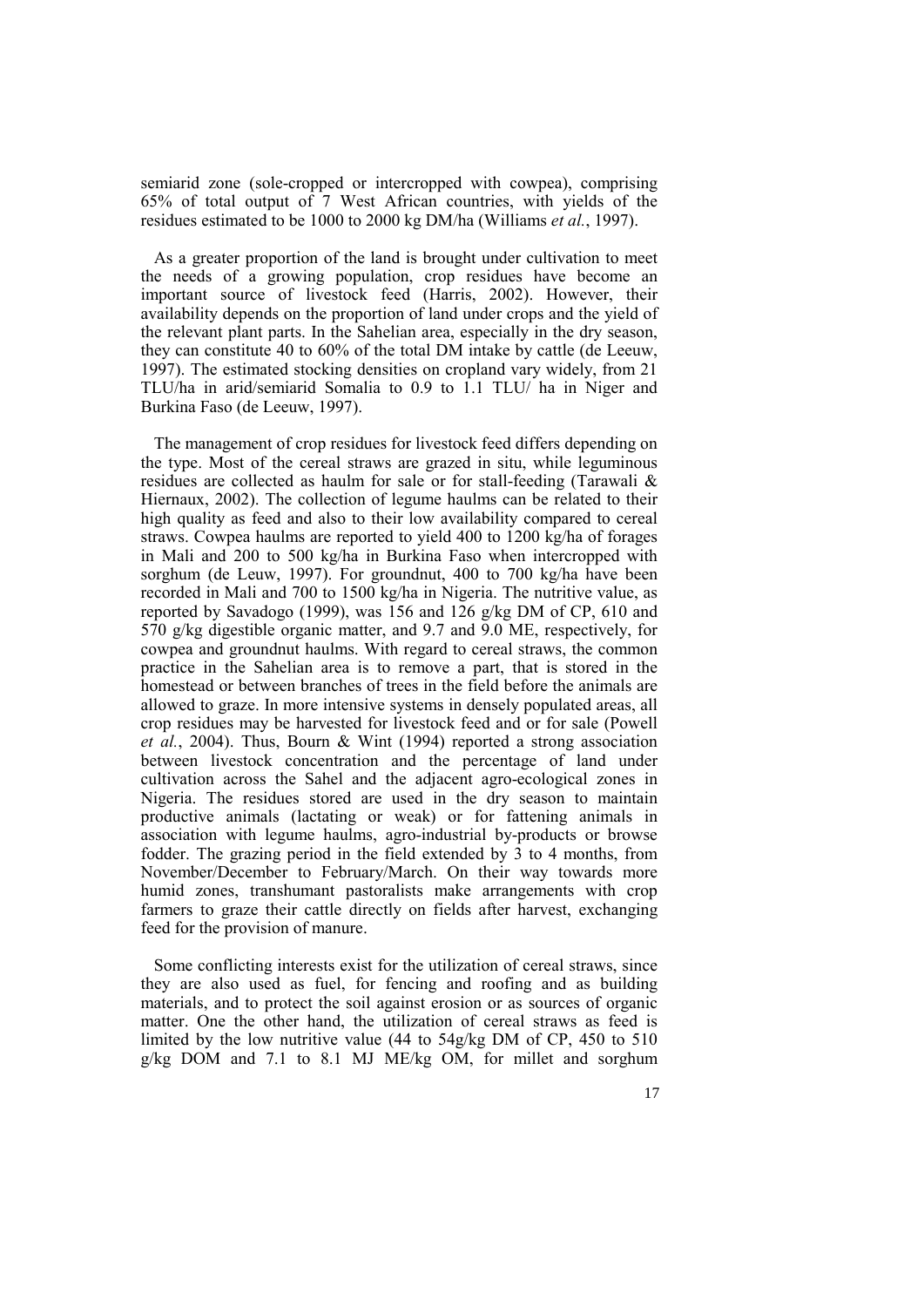semiarid zone (sole-cropped or intercropped with cowpea), comprising 65% of total output of 7 West African countries, with yields of the residues estimated to be 1000 to 2000 kg DM/ha (Williams *et al.*, 1997).

As a greater proportion of the land is brought under cultivation to meet the needs of a growing population, crop residues have become an important source of livestock feed (Harris, 2002). However, their availability depends on the proportion of land under crops and the yield of the relevant plant parts. In the Sahelian area, especially in the dry season, they can constitute 40 to 60% of the total DM intake by cattle (de Leeuw, 1997). The estimated stocking densities on cropland vary widely, from 21 TLU/ha in arid/semiarid Somalia to 0.9 to 1.1 TLU/ ha in Niger and Burkina Faso (de Leeuw, 1997).

The management of crop residues for livestock feed differs depending on the type. Most of the cereal straws are grazed in situ, while leguminous residues are collected as haulm for sale or for stall-feeding (Tarawali & Hiernaux, 2002). The collection of legume haulms can be related to their high quality as feed and also to their low availability compared to cereal straws. Cowpea haulms are reported to yield 400 to 1200 kg/ha of forages in Mali and 200 to 500 kg/ha in Burkina Faso when intercropped with sorghum (de Leuw, 1997). For groundnut, 400 to 700 kg/ha have been recorded in Mali and 700 to 1500 kg/ha in Nigeria. The nutritive value, as reported by Savadogo (1999), was 156 and 126 g/kg DM of CP, 610 and 570 g/kg digestible organic matter, and 9.7 and 9.0 ME, respectively, for cowpea and groundnut haulms. With regard to cereal straws, the common practice in the Sahelian area is to remove a part, that is stored in the homestead or between branches of trees in the field before the animals are allowed to graze. In more intensive systems in densely populated areas, all crop residues may be harvested for livestock feed and or for sale (Powell *et al.*, 2004). Thus, Bourn & Wint (1994) reported a strong association between livestock concentration and the percentage of land under cultivation across the Sahel and the adjacent agro-ecological zones in Nigeria. The residues stored are used in the dry season to maintain productive animals (lactating or weak) or for fattening animals in association with legume haulms, agro-industrial by-products or browse fodder. The grazing period in the field extended by 3 to 4 months, from November/December to February/March. On their way towards more humid zones, transhumant pastoralists make arrangements with crop farmers to graze their cattle directly on fields after harvest, exchanging feed for the provision of manure.

Some conflicting interests exist for the utilization of cereal straws, since they are also used as fuel, for fencing and roofing and as building materials, and to protect the soil against erosion or as sources of organic matter. One the other hand, the utilization of cereal straws as feed is limited by the low nutritive value (44 to 54g/kg DM of CP, 450 to 510 g/kg DOM and 7.1 to 8.1 MJ ME/kg OM, for millet and sorghum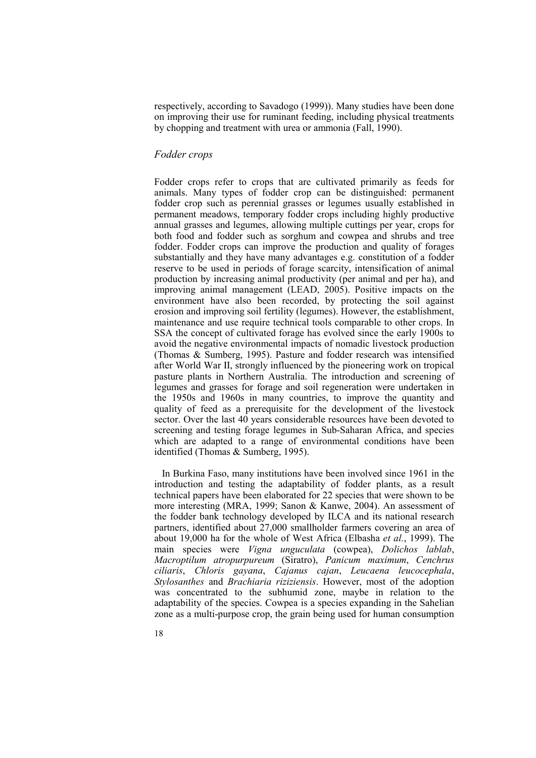respectively, according to Savadogo (1999)). Many studies have been done on improving their use for ruminant feeding, including physical treatments by chopping and treatment with urea or ammonia (Fall, 1990).

### *Fodder crops*

Fodder crops refer to crops that are cultivated primarily as feeds for animals. Many types of fodder crop can be distinguished: permanent fodder crop such as perennial grasses or legumes usually established in permanent meadows, temporary fodder crops including highly productive annual grasses and legumes, allowing multiple cuttings per year, crops for both food and fodder such as sorghum and cowpea and shrubs and tree fodder. Fodder crops can improve the production and quality of forages substantially and they have many advantages e.g. constitution of a fodder reserve to be used in periods of forage scarcity, intensification of animal production by increasing animal productivity (per animal and per ha), and improving animal management (LEAD, 2005). Positive impacts on the environment have also been recorded, by protecting the soil against erosion and improving soil fertility (legumes). However, the establishment, maintenance and use require technical tools comparable to other crops. In SSA the concept of cultivated forage has evolved since the early 1900s to avoid the negative environmental impacts of nomadic livestock production (Thomas & Sumberg, 1995). Pasture and fodder research was intensified after World War II, strongly influenced by the pioneering work on tropical pasture plants in Northern Australia. The introduction and screening of legumes and grasses for forage and soil regeneration were undertaken in the 1950s and 1960s in many countries, to improve the quantity and quality of feed as a prerequisite for the development of the livestock sector. Over the last 40 years considerable resources have been devoted to screening and testing forage legumes in Sub-Saharan Africa, and species which are adapted to a range of environmental conditions have been identified (Thomas & Sumberg, 1995).

In Burkina Faso, many institutions have been involved since 1961 in the introduction and testing the adaptability of fodder plants, as a result technical papers have been elaborated for 22 species that were shown to be more interesting (MRA, 1999; Sanon & Kanwe, 2004). An assessment of the fodder bank technology developed by ILCA and its national research partners, identified about 27,000 smallholder farmers covering an area of about 19,000 ha for the whole of West Africa (Elbasha *et al.*, 1999). The main species were *Vigna unguculata* (cowpea), *Dolichos lablab*, *Macroptilum atropurpureum* (Siratro), *Panicum maximum*, *Cenchrus ciliaris*, *Chloris gayana*, *Cajanus cajan*, *Leucaena leucocephala*, *Stylosanthes* and *Brachiaria riziziensis*. However, most of the adoption was concentrated to the subhumid zone, maybe in relation to the adaptability of the species. Cowpea is a species expanding in the Sahelian zone as a multi-purpose crop, the grain being used for human consumption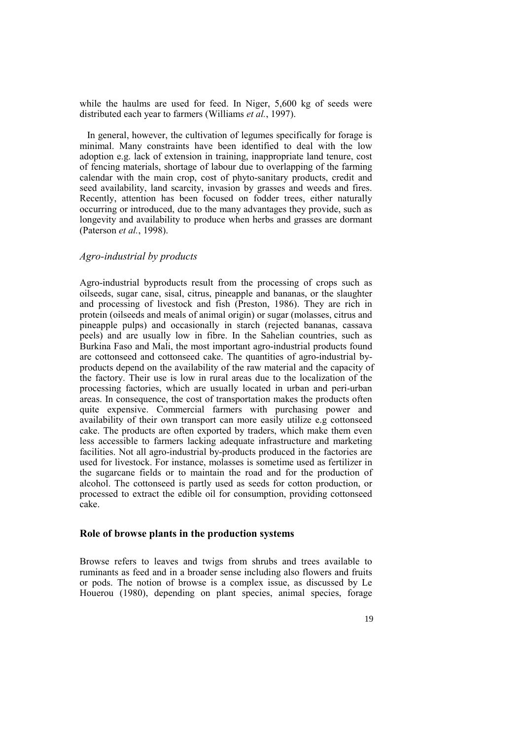while the haulms are used for feed. In Niger, 5,600 kg of seeds were distributed each year to farmers (Williams *et al.*, 1997).

In general, however, the cultivation of legumes specifically for forage is minimal. Many constraints have been identified to deal with the low adoption e.g. lack of extension in training, inappropriate land tenure, cost of fencing materials, shortage of labour due to overlapping of the farming calendar with the main crop, cost of phyto-sanitary products, credit and seed availability, land scarcity, invasion by grasses and weeds and fires. Recently, attention has been focused on fodder trees, either naturally occurring or introduced, due to the many advantages they provide, such as longevity and availability to produce when herbs and grasses are dormant (Paterson *et al.*, 1998).

### *Agro-industrial by products*

Agro-industrial byproducts result from the processing of crops such as oilseeds, sugar cane, sisal, citrus, pineapple and bananas, or the slaughter and processing of livestock and fish (Preston, 1986). They are rich in protein (oilseeds and meals of animal origin) or sugar (molasses, citrus and pineapple pulps) and occasionally in starch (rejected bananas, cassava peels) and are usually low in fibre. In the Sahelian countries, such as Burkina Faso and Mali, the most important agro-industrial products found are cottonseed and cottonseed cake. The quantities of agro-industrial by-products depend on the availability of the raw material and the capacity of the factory. Their use is low in rural areas due to the localization of the processing factories, which are usually located in urban and peri-urban areas. In consequence, the cost of transportation makes the products often quite expensive. Commercial farmers with purchasing power and availability of their own transport can more easily utilize e.g cottonseed cake. The products are often exported by traders, which make them even less accessible to farmers lacking adequate infrastructure and marketing facilities. Not all agro-industrial by-products produced in the factories are used for livestock. For instance, molasses is sometime used as fertilizer in the sugarcane fields or to maintain the road and for the production of alcohol. The cottonseed is partly used as seeds for cotton production, or processed to extract the edible oil for consumption, providing cottonseed cake.

## **Role of browse plants in the production systems**

Browse refers to leaves and twigs from shrubs and trees available to ruminants as feed and in a broader sense including also flowers and fruits or pods. The notion of browse is a complex issue, as discussed by Le Houerou (1980), depending on plant species, animal species, forage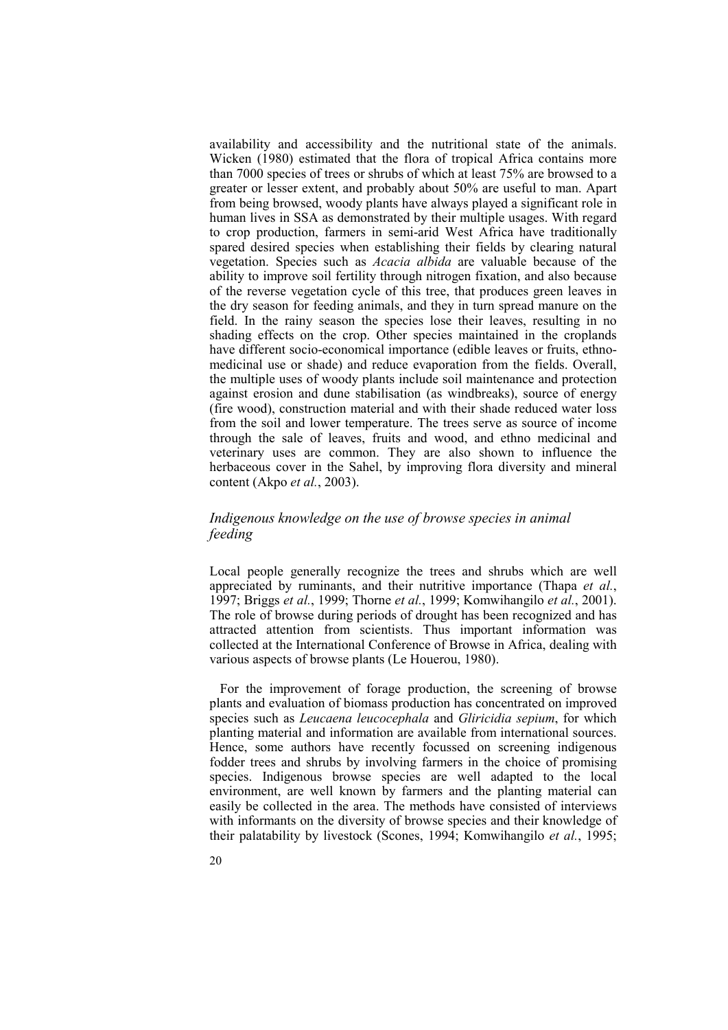availability and accessibility and the nutritional state of the animals. Wicken (1980) estimated that the flora of tropical Africa contains more than 7000 species of trees or shrubs of which at least 75% are browsed to a greater or lesser extent, and probably about 50% are useful to man. Apart from being browsed, woody plants have always played a significant role in human lives in SSA as demonstrated by their multiple usages. With regard to crop production, farmers in semi-arid West Africa have traditionally spared desired species when establishing their fields by clearing natural vegetation. Species such as *Acacia albida* are valuable because of the ability to improve soil fertility through nitrogen fixation, and also because of the reverse vegetation cycle of this tree, that produces green leaves in the dry season for feeding animals, and they in turn spread manure on the field. In the rainy season the species lose their leaves, resulting in no shading effects on the crop. Other species maintained in the croplands have different socio-economical importance (edible leaves or fruits, ethno-medicinal use or shade) and reduce evaporation from the fields. Overall, the multiple uses of woody plants include soil maintenance and protection against erosion and dune stabilisation (as windbreaks), source of energy (fire wood), construction material and with their shade reduced water loss from the soil and lower temperature. The trees serve as source of income through the sale of leaves, fruits and wood, and ethno medicinal and veterinary uses are common. They are also shown to influence the herbaceous cover in the Sahel, by improving flora diversity and mineral content (Akpo *et al.*, 2003).

### *Indigenous knowledge on the use of browse species in animal feeding*

Local people generally recognize the trees and shrubs which are well appreciated by ruminants, and their nutritive importance (Thapa *et al.*, 1997; Briggs *et al.*, 1999; Thorne *et al.*, 1999; Komwihangilo *et al.*, 2001). The role of browse during periods of drought has been recognized and has attracted attention from scientists. Thus important information was collected at the International Conference of Browse in Africa, dealing with various aspects of browse plants (Le Houerou, 1980).

For the improvement of forage production, the screening of browse plants and evaluation of biomass production has concentrated on improved species such as *Leucaena leucocephala* and *Gliricidia sepium*, for which planting material and information are available from international sources. Hence, some authors have recently focussed on screening indigenous fodder trees and shrubs by involving farmers in the choice of promising species. Indigenous browse species are well adapted to the local environment, are well known by farmers and the planting material can easily be collected in the area. The methods have consisted of interviews with informants on the diversity of browse species and their knowledge of their palatability by livestock (Scones, 1994; Komwihangilo *et al.*, 1995;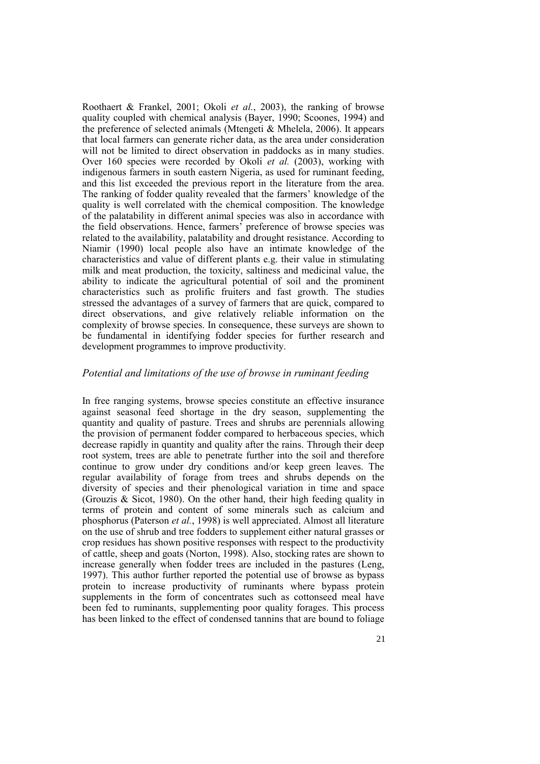Roothaert & Frankel, 2001; Okoli *et al.*, 2003), the ranking of browse quality coupled with chemical analysis (Bayer, 1990; Scoones, 1994) and the preference of selected animals (Mtengeti & Mhelela, 2006). It appears that local farmers can generate richer data, as the area under consideration will not be limited to direct observation in paddocks as in many studies. Over 160 species were recorded by Okoli *et al.* (2003), working with indigenous farmers in south eastern Nigeria, as used for ruminant feeding, and this list exceeded the previous report in the literature from the area. The ranking of fodder quality revealed that the farmers' knowledge of the quality is well correlated with the chemical composition. The knowledge of the palatability in different animal species was also in accordance with the field observations. Hence, farmers' preference of browse species was related to the availability, palatability and drought resistance. According to Niamir (1990) local people also have an intimate knowledge of the characteristics and value of different plants e.g. their value in stimulating milk and meat production, the toxicity, saltiness and medicinal value, the ability to indicate the agricultural potential of soil and the prominent characteristics such as prolific fruiters and fast growth. The studies stressed the advantages of a survey of farmers that are quick, compared to direct observations, and give relatively reliable information on the complexity of browse species. In consequence, these surveys are shown to be fundamental in identifying fodder species for further research and development programmes to improve productivity.

### *Potential and limitations of the use of browse in ruminant feeding*

In free ranging systems, browse species constitute an effective insurance against seasonal feed shortage in the dry season, supplementing the quantity and quality of pasture. Trees and shrubs are perennials allowing the provision of permanent fodder compared to herbaceous species, which decrease rapidly in quantity and quality after the rains. Through their deep root system, trees are able to penetrate further into the soil and therefore continue to grow under dry conditions and/or keep green leaves. The regular availability of forage from trees and shrubs depends on the diversity of species and their phenological variation in time and space (Grouzis & Sicot, 1980). On the other hand, their high feeding quality in terms of protein and content of some minerals such as calcium and phosphorus (Paterson *et al.*, 1998) is well appreciated. Almost all literature on the use of shrub and tree fodders to supplement either natural grasses or crop residues has shown positive responses with respect to the productivity of cattle, sheep and goats (Norton, 1998). Also, stocking rates are shown to increase generally when fodder trees are included in the pastures (Leng, 1997). This author further reported the potential use of browse as bypass protein to increase productivity of ruminants where bypass protein supplements in the form of concentrates such as cottonseed meal have been fed to ruminants, supplementing poor quality forages. This process has been linked to the effect of condensed tannins that are bound to foliage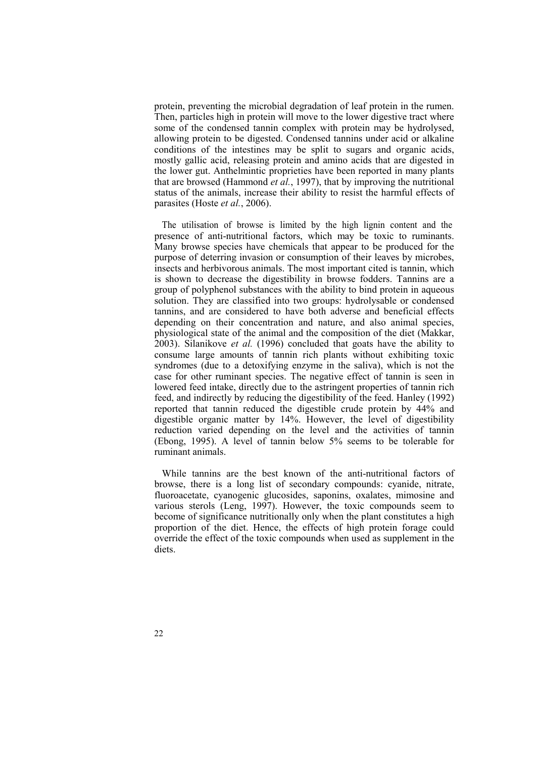protein, preventing the microbial degradation of leaf protein in the rumen. Then, particles high in protein will move to the lower digestive tract where some of the condensed tannin complex with protein may be hydrolysed, allowing protein to be digested. Condensed tannins under acid or alkaline conditions of the intestines may be split to sugars and organic acids, mostly gallic acid, releasing protein and amino acids that are digested in the lower gut. Anthelmintic proprieties have been reported in many plants that are browsed (Hammond *et al.*, 1997), that by improving the nutritional status of the animals, increase their ability to resist the harmful effects of parasites (Hoste *et al.*, 2006).

The utilisation of browse is limited by the high lignin content and the presence of anti-nutritional factors, which may be toxic to ruminants. Many browse species have chemicals that appear to be produced for the purpose of deterring invasion or consumption of their leaves by microbes, insects and herbivorous animals. The most important cited is tannin, which is shown to decrease the digestibility in browse fodders. Tannins are a group of polyphenol substances with the ability to bind protein in aqueous solution. They are classified into two groups: hydrolysable or condensed tannins, and are considered to have both adverse and beneficial effects depending on their concentration and nature, and also animal species, physiological state of the animal and the composition of the diet (Makkar, 2003). Silanikove *et al.* (1996) concluded that goats have the ability to consume large amounts of tannin rich plants without exhibiting toxic syndromes (due to a detoxifying enzyme in the saliva), which is not the case for other ruminant species. The negative effect of tannin is seen in lowered feed intake, directly due to the astringent properties of tannin rich feed, and indirectly by reducing the digestibility of the feed. Hanley (1992) reported that tannin reduced the digestible crude protein by 44% and digestible organic matter by 14%. However, the level of digestibility reduction varied depending on the level and the activities of tannin (Ebong, 1995). A level of tannin below 5% seems to be tolerable for ruminant animals.

While tannins are the best known of the anti-nutritional factors of browse, there is a long list of secondary compounds: cyanide, nitrate, fluoroacetate, cyanogenic glucosides, saponins, oxalates, mimosine and various sterols (Leng, 1997). However, the toxic compounds seem to become of significance nutritionally only when the plant constitutes a high proportion of the diet. Hence, the effects of high protein forage could override the effect of the toxic compounds when used as supplement in the diets.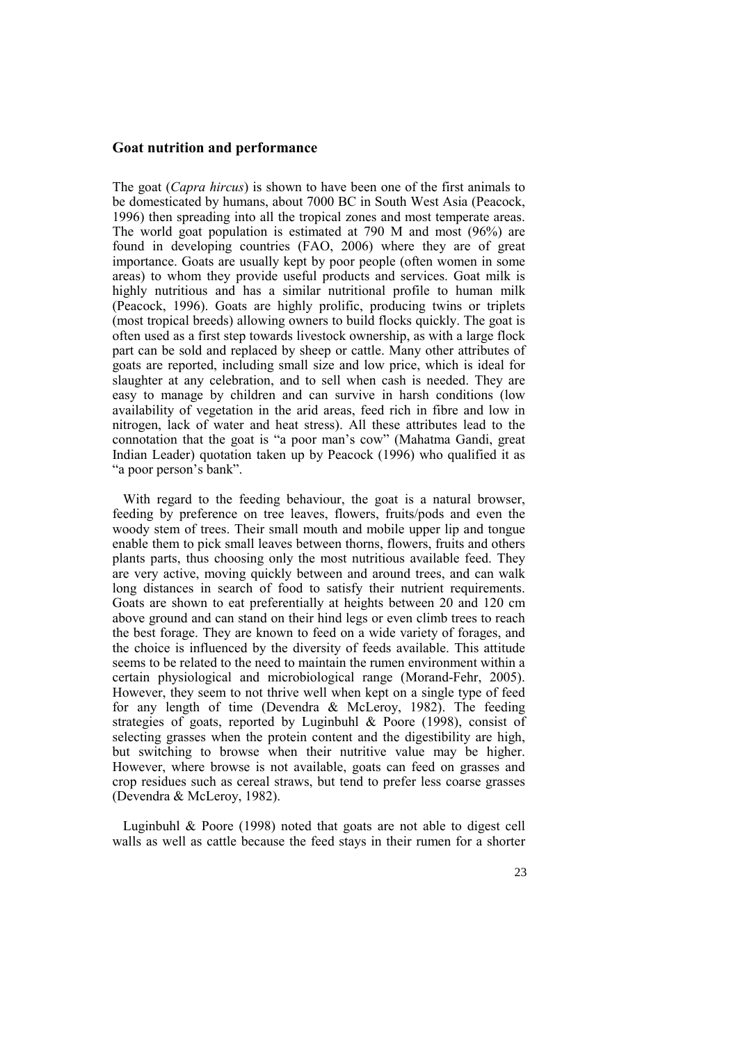## Goat nutrition and performance

The goat (*Capra hircus*) is shown to have been one of the first animals to be domesticated by humans, about 7000 BC in South West Asia (Peacock, 1996) then spreading into all the tropical zones and most temperate areas. The world goat population is estimated at 790 M and most (96%) are found in developing countries (FAO, 2006) where they are of great importance. Goats are usually kept by poor people (often women in some areas) to whom they provide useful products and services. Goat milk is highly nutritious and has a similar nutritional profile to human milk (Peacock, 1996). Goats are highly prolific, producing twins or triplets (most tropical breeds) allowing owners to build flocks quickly. The goat is often used as a first step towards livestock ownership, as with a large flock part can be sold and replaced by sheep or cattle. Many other attributes of goats are reported, including small size and low price, which is ideal for slaughter at any celebration, and to sell when cash is needed. They are easy to manage by children and can survive in harsh conditions (low availability of vegetation in the arid areas, feed rich in fibre and low in nitrogen, lack of water and heat stress). All these attributes lead to the connotation that the goat is "a poor man's cow" (Mahatma Gandi, great Indian Leader) quotation taken up by Peacock (1996) who qualified it as "a poor person's bank".

With regard to the feeding behaviour, the goat is a natural browser, feeding by preference on tree leaves, flowers, fruits/pods and even the woody stem of trees. Their small mouth and mobile upper lip and tongue enable them to pick small leaves between thorns, flowers, fruits and others plants parts, thus choosing only the most nutritious available feed. They are very active, moving quickly between and around trees, and can walk long distances in search of food to satisfy their nutrient requirements. Goats are shown to eat preferentially at heights between 20 and 120 cm above ground and can stand on their hind legs or even climb trees to reach the best forage. They are known to feed on a wide variety of forages, and the choice is influenced by the diversity of feeds available. This attitude seems to be related to the need to maintain the rumen environment within a certain physiological and microbiological range (Morand-Fehr, 2005). However, they seem to not thrive well when kept on a single type of feed for any length of time (Devendra & McLeroy, 1982). The feeding strategies of goats, reported by Luginbuhl & Poore (1998), consist of selecting grasses when the protein content and the digestibility are high, but switching to browse when their nutritive value may be higher. However, where browse is not available, goats can feed on grasses and crop residues such as cereal straws, but tend to prefer less coarse grasses (Devendra & McLeroy, 1982).

Luginbuhl & Poore (1998) noted that goats are not able to digest cell walls as well as cattle because the feed stays in their rumen for a shorter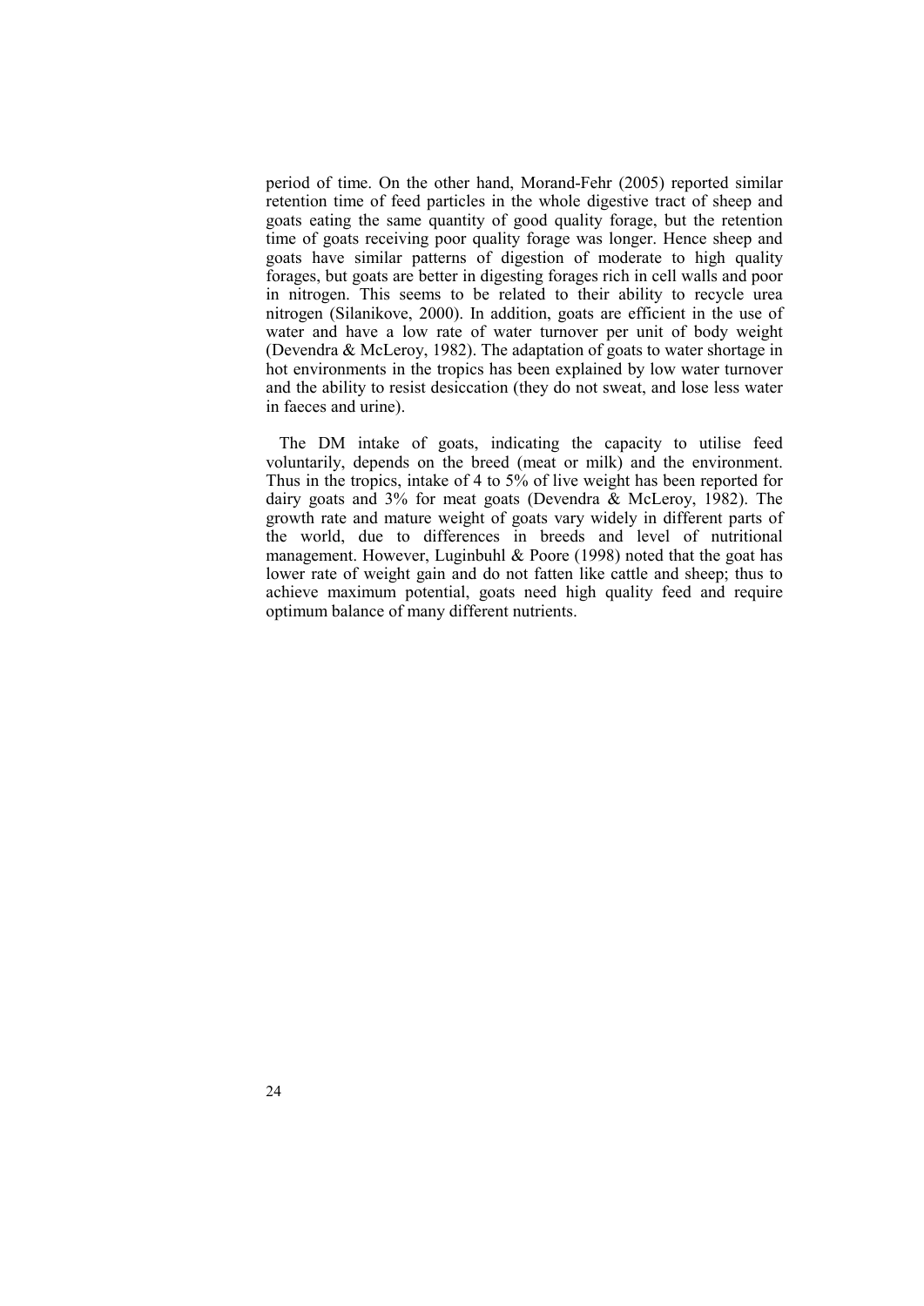period of time. On the other hand, Morand-Fehr (2005) reported similar retention time of feed particles in the whole digestive tract of sheep and goats eating the same quantity of good quality forage, but the retention time of goats receiving poor quality forage was longer. Hence sheep and goats have similar patterns of digestion of moderate to high quality forages, but goats are better in digesting forages rich in cell walls and poor in nitrogen. This seems to be related to their ability to recycle urea nitrogen (Silanikove, 2000). In addition, goats are efficient in the use of water and have a low rate of water turnover per unit of body weight (Devendra & McLeroy, 1982). The adaptation of goats to water shortage in hot environments in the tropics has been explained by low water turnover and the ability to resist desiccation (they do not sweat, and lose less water in faeces and urine).

The DM intake of goats, indicating the capacity to utilise feed voluntarily, depends on the breed (meat or milk) and the environment. Thus in the tropics, intake of 4 to 5% of live weight has been reported for dairy goats and 3% for meat goats (Devendra & McLeroy, 1982). The growth rate and mature weight of goats vary widely in different parts of the world, due to differences in breeds and level of nutritional management. However, Luginbuhl & Poore (1998) noted that the goat has lower rate of weight gain and do not fatten like cattle and sheep; thus to achieve maximum potential, goats need high quality feed and require optimum balance of many different nutrients.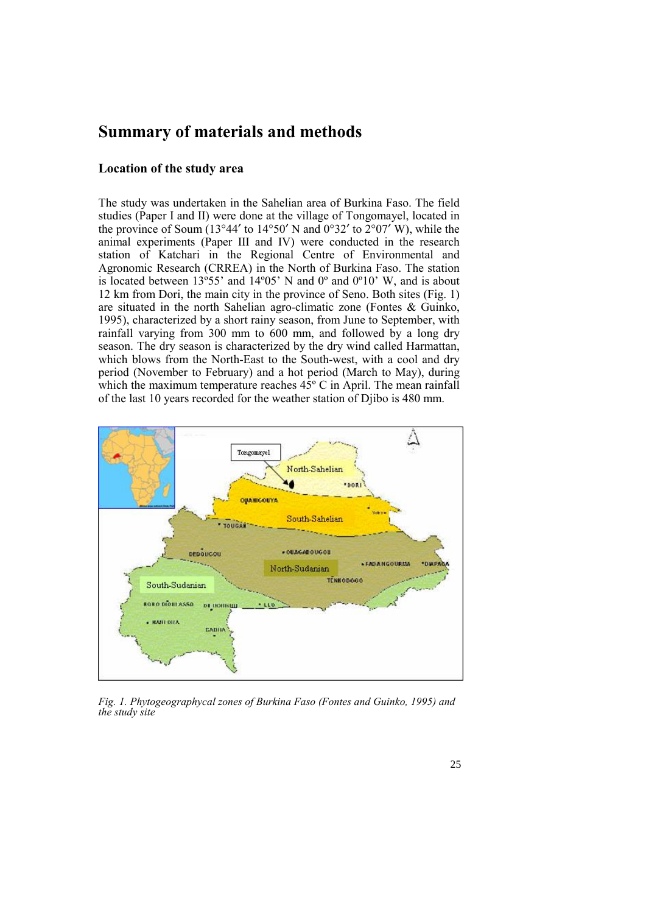# Summary of materials and methods

## Location of the study area

The study was undertaken in the Sahelian area of Burkina Faso. The field studies (Paper I and II) were done at the village of Tongomayel, located in the province of Soum (13°44′ to 14°50′ N and 0°32′ to 2°07′ W), while the animal experiments (Paper III and IV) were conducted in the research station of Katchari in the Regional Centre of Environmental and Agronomic Research (CRREA) in the North of Burkina Faso. The station is located between 13º55' and 14º05' N and 0º and 0º10' W, and is about 12 km from Dori, the main city in the province of Seno. Both sites (Fig. 1) are situated in the north Sahelian agro-climatic zone (Fontes & Guinko, 1995), characterized by a short rainy season, from June to September, with rainfall varying from 300 mm to 600 mm, and followed by a long dry season. The dry season is characterized by the dry wind called Harmattan, which blows from the North-East to the South-west, with a cool and dry period (November to February) and a hot period (March to May), during which the maximum temperature reaches 45º C in April. The mean rainfall of the last 10 years recorded for the weather station of Djibo is 480 mm.

*Fig. 1. Phytogeographycal zones of Burkina Faso (Fontes and Guinko, 1995) and the study site*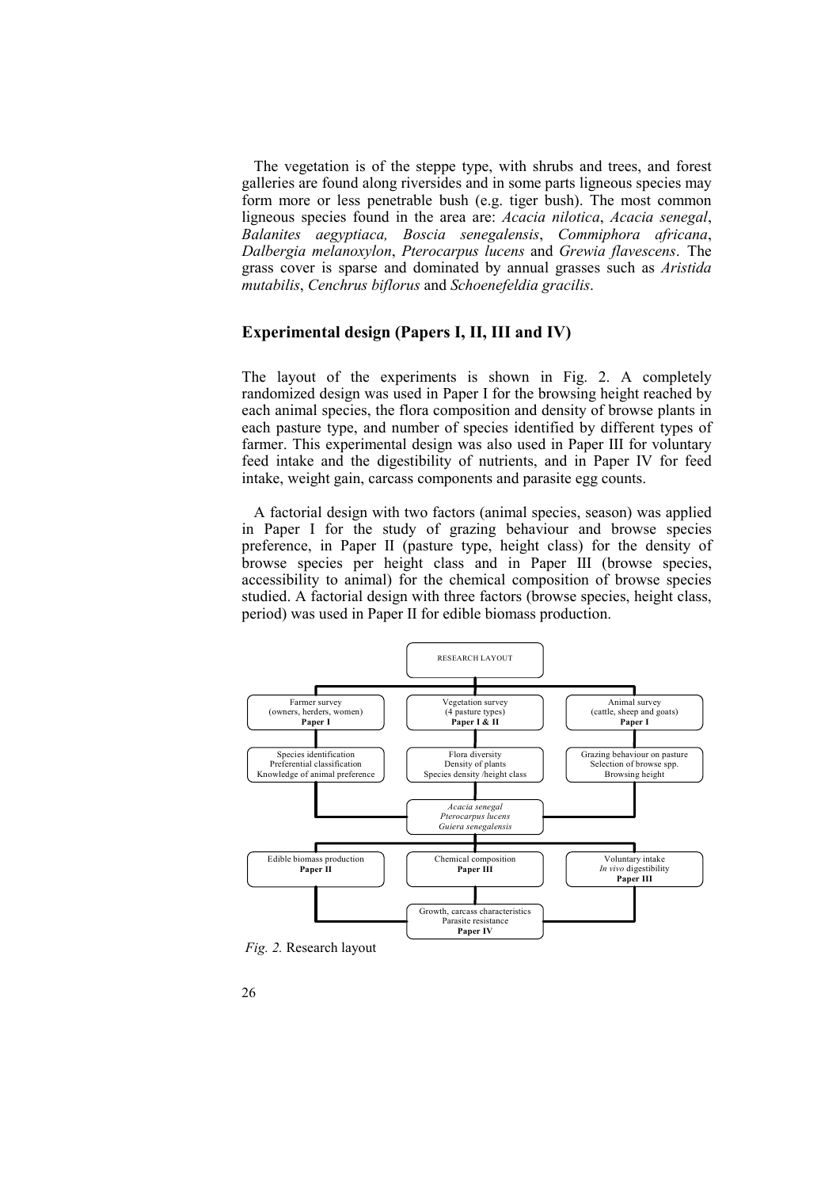The vegetation is of the steppe type, with shrubs and trees, and forest galleries are found along riversides and in some parts ligneous species may form more or less penetrable bush (e.g. tiger bush). The most common ligneous species found in the area are: *Acacia nilotica*, *Acacia senegal*, *Balanites aegyptiaca, Boscia senegalensis*, *Commiphora africana*, *Dalbergia melanoxylon*, *Pterocarpus lucens* and *Grewia flavescens*. The grass cover is sparse and dominated by annual grasses such as *Aristida mutabilis*, *Cenchrus biflorus* and *Schoenefeldia gracilis*.

## Experimental design (Papers I, II, III and IV)

The layout of the experiments is shown in Fig. 2. A completely randomized design was used in Paper I for the browsing height reached by each animal species, the flora composition and density of browse plants in each pasture type, and number of species identified by different types of farmer. This experimental design was also used in Paper III for voluntary feed intake and the digestibility of nutrients, and in Paper IV for feed intake, weight gain, carcass components and parasite egg counts.

A factorial design with two factors (animal species, season) was applied in Paper I for the study of grazing behaviour and browse species preference, in Paper II (pasture type, height class) for the density of browse species per height class and in Paper III (browse species, accessibility to animal) for the chemical composition of browse species studied. A factorial design with three factors (browse species, height class, period) was used in Paper II for edible biomass production.

RESEARCH LAYOUT

| Farmer survey (owners, herders, women) **Paper I** | Vegetation survey (4 pasture types) **Paper I & II** | Animal survey (cattle, sheep and goats) **Paper I** |
|---|---|---|
| Species identification; Preferential classification; Knowledge of animal preference | Flora diversity; Density of plants; Species density /height class | Grazing behaviour on pasture; Selection of browse spp.; Browsing height |

*Acacia senegal*
*Pterocarpus lucens*
*Guiera senegalensis*

| Edible biomass production **Paper II** | Chemical composition **Paper III** | Voluntary intake; *In vivo* digestibility **Paper III** |
|---|---|---|

Growth, carcass characteristics
Parasite resistance
**Paper IV**

*Fig. 2.* Research layout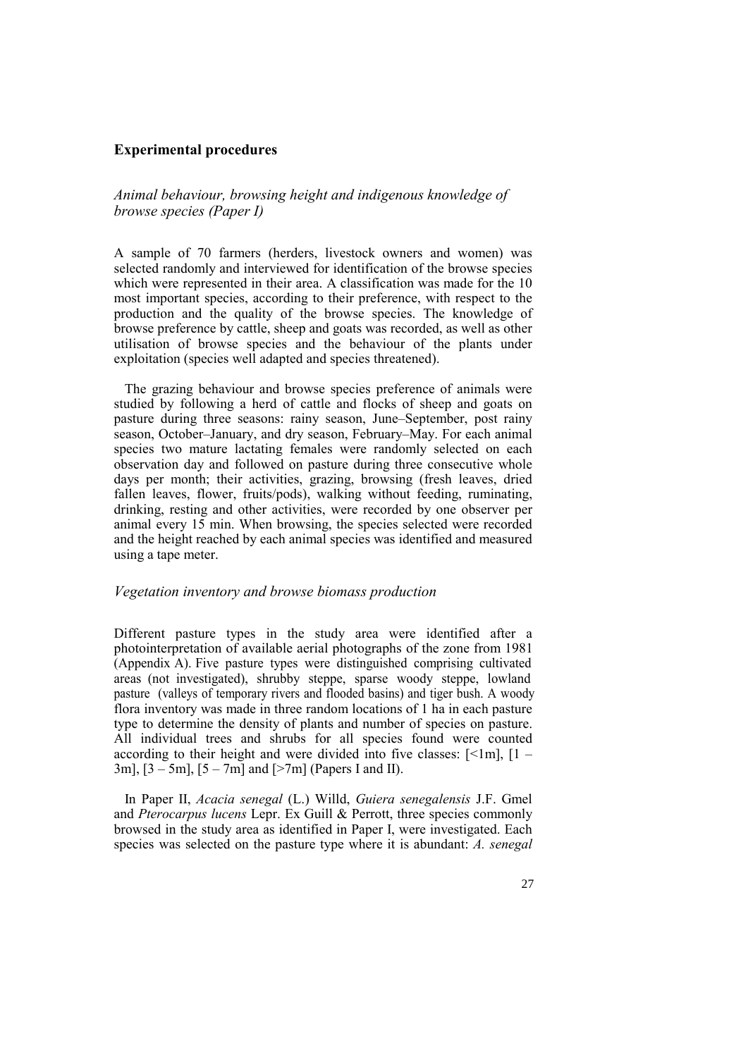## Experimental procedures

### *Animal behaviour, browsing height and indigenous knowledge of browse species (Paper I)*

A sample of 70 farmers (herders, livestock owners and women) was selected randomly and interviewed for identification of the browse species which were represented in their area. A classification was made for the 10 most important species, according to their preference, with respect to the production and the quality of the browse species. The knowledge of browse preference by cattle, sheep and goats was recorded, as well as other utilisation of browse species and the behaviour of the plants under exploitation (species well adapted and species threatened).

The grazing behaviour and browse species preference of animals were studied by following a herd of cattle and flocks of sheep and goats on pasture during three seasons: rainy season, June–September, post rainy season, October–January, and dry season, February–May. For each animal species two mature lactating females were randomly selected on each observation day and followed on pasture during three consecutive whole days per month; their activities, grazing, browsing (fresh leaves, dried fallen leaves, flower, fruits/pods), walking without feeding, ruminating, drinking, resting and other activities, were recorded by one observer per animal every 15 min. When browsing, the species selected were recorded and the height reached by each animal species was identified and measured using a tape meter.

### *Vegetation inventory and browse biomass production*

Different pasture types in the study area were identified after a photointerpretation of available aerial photographs of the zone from 1981 (Appendix A). Five pasture types were distinguished comprising cultivated areas (not investigated), shrubby steppe, sparse woody steppe, lowland pasture (valleys of temporary rivers and flooded basins) and tiger bush. A woody flora inventory was made in three random locations of 1 ha in each pasture type to determine the density of plants and number of species on pasture. All individual trees and shrubs for all species found were counted according to their height and were divided into five classes: [<1m], [1 – 3m], [3 – 5m], [5 – 7m] and [>7m] (Papers I and II).

In Paper II, *Acacia senegal* (L.) Willd, *Guiera senegalensis* J.F. Gmel and *Pterocarpus lucens* Lepr. Ex Guill & Perrott, three species commonly browsed in the study area as identified in Paper I, were investigated. Each species was selected on the pasture type where it is abundant: *A. senegal*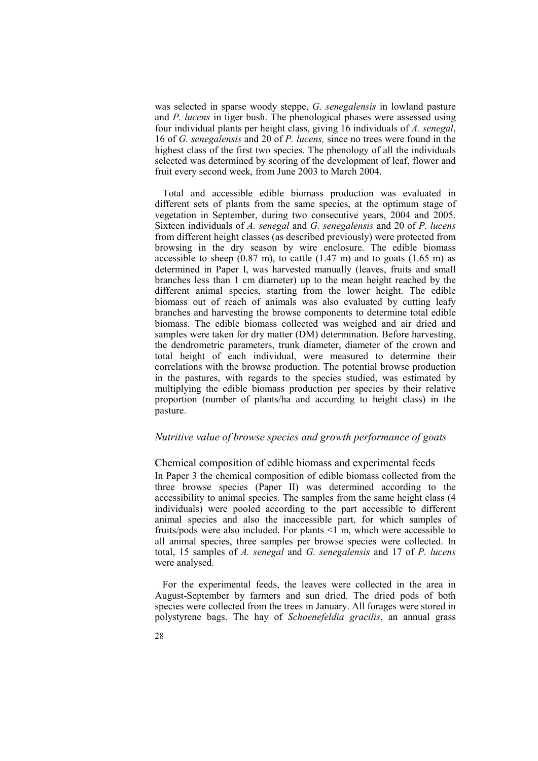was selected in sparse woody steppe, *G. senegalensis* in lowland pasture and *P. lucens* in tiger bush. The phenological phases were assessed using four individual plants per height class, giving 16 individuals of *A. senegal*, 16 of *G. senegalensis* and 20 of *P. lucens,* since no trees were found in the highest class of the first two species. The phenology of all the individuals selected was determined by scoring of the development of leaf, flower and fruit every second week, from June 2003 to March 2004.

Total and accessible edible biomass production was evaluated in different sets of plants from the same species, at the optimum stage of vegetation in September, during two consecutive years, 2004 and 2005. Sixteen individuals of *A. senegal* and *G. senegalensis* and 20 of *P. lucens* from different height classes (as described previously) were protected from browsing in the dry season by wire enclosure. The edible biomass accessible to sheep (0.87 m), to cattle (1.47 m) and to goats (1.65 m) as determined in Paper I, was harvested manually (leaves, fruits and small branches less than 1 cm diameter) up to the mean height reached by the different animal species, starting from the lower height. The edible biomass out of reach of animals was also evaluated by cutting leafy branches and harvesting the browse components to determine total edible biomass. The edible biomass collected was weighed and air dried and samples were taken for dry matter (DM) determination. Before harvesting, the dendrometric parameters, trunk diameter, diameter of the crown and total height of each individual, were measured to determine their correlations with the browse production. The potential browse production in the pastures, with regards to the species studied, was estimated by multiplying the edible biomass production per species by their relative proportion (number of plants/ha and according to height class) in the pasture.

### *Nutritive value of browse species and growth performance of goats*

#### Chemical composition of edible biomass and experimental feeds

In Paper 3 the chemical composition of edible biomass collected from the three browse species (Paper II) was determined according to the accessibility to animal species. The samples from the same height class (4 individuals) were pooled according to the part accessible to different animal species and also the inaccessible part, for which samples of fruits/pods were also included. For plants <1 m, which were accessible to all animal species, three samples per browse species were collected. In total, 15 samples of *A. senegal* and *G. senegalensis* and 17 of *P. lucens* were analysed.

For the experimental feeds, the leaves were collected in the area in August-September by farmers and sun dried. The dried pods of both species were collected from the trees in January. All forages were stored in polystyrene bags. The hay of *Schoenefeldia gracilis*, an annual grass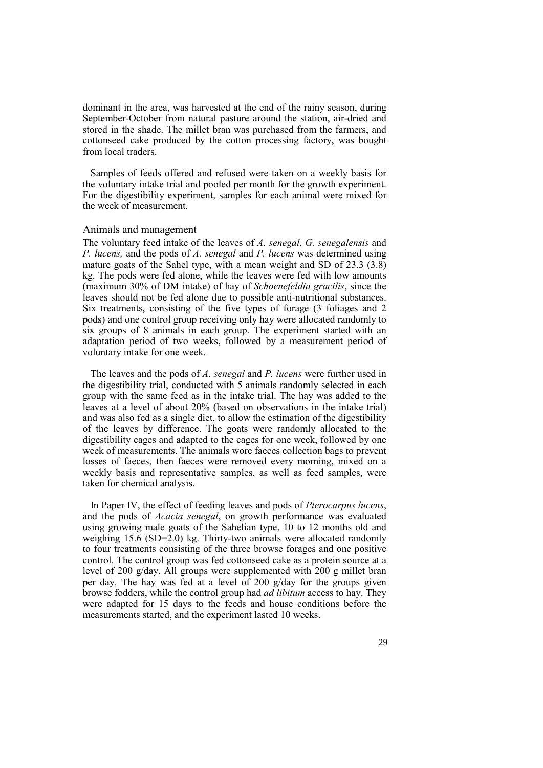dominant in the area, was harvested at the end of the rainy season, during September-October from natural pasture around the station, air-dried and stored in the shade. The millet bran was purchased from the farmers, and cottonseed cake produced by the cotton processing factory, was bought from local traders.

Samples of feeds offered and refused were taken on a weekly basis for the voluntary intake trial and pooled per month for the growth experiment. For the digestibility experiment, samples for each animal were mixed for the week of measurement.

## Animals and management

The voluntary feed intake of the leaves of *A. senegal, G. senegalensis* and *P. lucens,* and the pods of *A. senegal* and *P. lucens* was determined using mature goats of the Sahel type, with a mean weight and SD of 23.3 (3.8) kg. The pods were fed alone, while the leaves were fed with low amounts (maximum 30% of DM intake) of hay of *Schoenefeldia gracilis*, since the leaves should not be fed alone due to possible anti-nutritional substances. Six treatments, consisting of the five types of forage (3 foliages and 2 pods) and one control group receiving only hay were allocated randomly to six groups of 8 animals in each group. The experiment started with an adaptation period of two weeks, followed by a measurement period of voluntary intake for one week.

The leaves and the pods of *A. senegal* and *P. lucens* were further used in the digestibility trial, conducted with 5 animals randomly selected in each group with the same feed as in the intake trial. The hay was added to the leaves at a level of about 20% (based on observations in the intake trial) and was also fed as a single diet, to allow the estimation of the digestibility of the leaves by difference. The goats were randomly allocated to the digestibility cages and adapted to the cages for one week, followed by one week of measurements. The animals wore faeces collection bags to prevent losses of faeces, then faeces were removed every morning, mixed on a weekly basis and representative samples, as well as feed samples, were taken for chemical analysis.

In Paper IV, the effect of feeding leaves and pods of *Pterocarpus lucens*, and the pods of *Acacia senegal*, on growth performance was evaluated using growing male goats of the Sahelian type, 10 to 12 months old and weighing 15.6 (SD=2.0) kg. Thirty-two animals were allocated randomly to four treatments consisting of the three browse forages and one positive control. The control group was fed cottonseed cake as a protein source at a level of 200 g/day. All groups were supplemented with 200 g millet bran per day. The hay was fed at a level of 200 g/day for the groups given browse fodders, while the control group had *ad libitum* access to hay. They were adapted for 15 days to the feeds and house conditions before the measurements started, and the experiment lasted 10 weeks.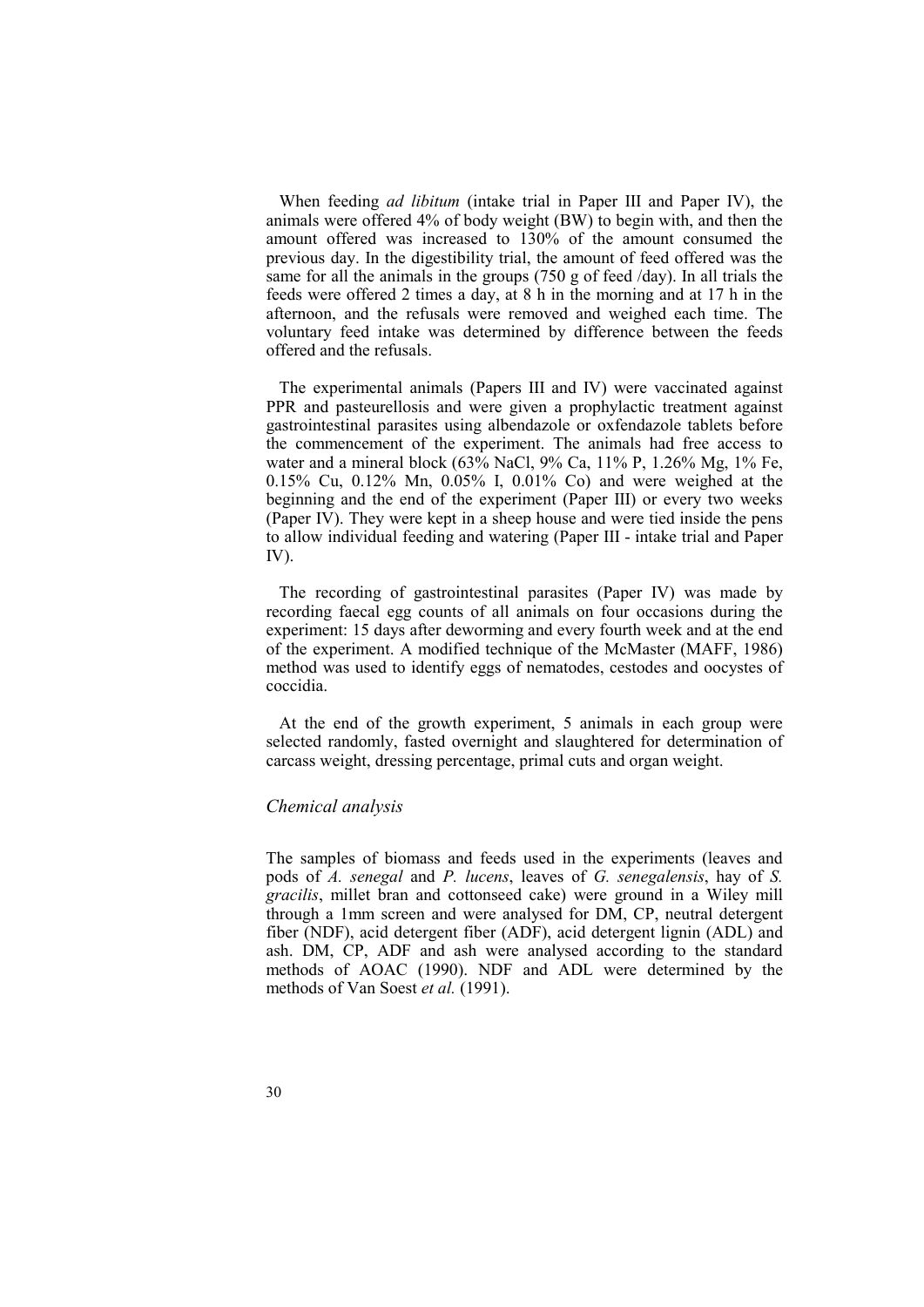When feeding *ad libitum* (intake trial in Paper III and Paper IV), the animals were offered 4% of body weight (BW) to begin with, and then the amount offered was increased to 130% of the amount consumed the previous day. In the digestibility trial, the amount of feed offered was the same for all the animals in the groups (750 g of feed /day). In all trials the feeds were offered 2 times a day, at 8 h in the morning and at 17 h in the afternoon, and the refusals were removed and weighed each time. The voluntary feed intake was determined by difference between the feeds offered and the refusals.

The experimental animals (Papers III and IV) were vaccinated against PPR and pasteurellosis and were given a prophylactic treatment against gastrointestinal parasites using albendazole or oxfendazole tablets before the commencement of the experiment. The animals had free access to water and a mineral block (63% NaCl, 9% Ca, 11% P, 1.26% Mg, 1% Fe, 0.15% Cu, 0.12% Mn, 0.05% I, 0.01% Co) and were weighed at the beginning and the end of the experiment (Paper III) or every two weeks (Paper IV). They were kept in a sheep house and were tied inside the pens to allow individual feeding and watering (Paper III - intake trial and Paper IV).

The recording of gastrointestinal parasites (Paper IV) was made by recording faecal egg counts of all animals on four occasions during the experiment: 15 days after deworming and every fourth week and at the end of the experiment. A modified technique of the McMaster (MAFF, 1986) method was used to identify eggs of nematodes, cestodes and oocystes of coccidia.

At the end of the growth experiment, 5 animals in each group were selected randomly, fasted overnight and slaughtered for determination of carcass weight, dressing percentage, primal cuts and organ weight.

### *Chemical analysis*

The samples of biomass and feeds used in the experiments (leaves and pods of *A. senegal* and *P. lucens*, leaves of *G. senegalensis*, hay of *S. gracilis*, millet bran and cottonseed cake) were ground in a Wiley mill through a 1mm screen and were analysed for DM, CP, neutral detergent fiber (NDF), acid detergent fiber (ADF), acid detergent lignin (ADL) and ash. DM, CP, ADF and ash were analysed according to the standard methods of AOAC (1990). NDF and ADL were determined by the methods of Van Soest *et al.* (1991).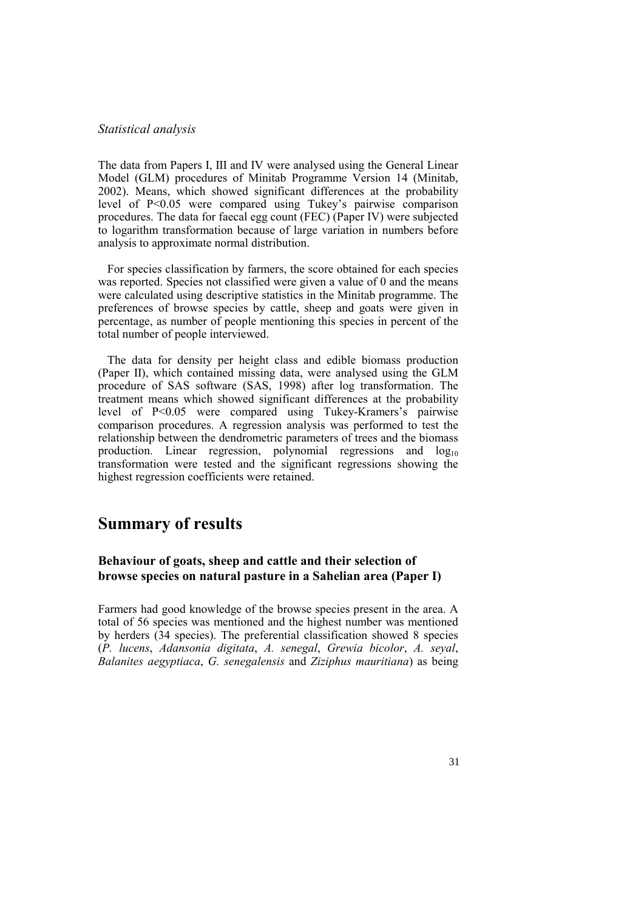*Statistical analysis*

The data from Papers I, III and IV were analysed using the General Linear Model (GLM) procedures of Minitab Programme Version 14 (Minitab, 2002). Means, which showed significant differences at the probability level of $P<0.05$ were compared using Tukey's pairwise comparison procedures. The data for faecal egg count (FEC) (Paper IV) were subjected to logarithm transformation because of large variation in numbers before analysis to approximate normal distribution.

For species classification by farmers, the score obtained for each species was reported. Species not classified were given a value of 0 and the means were calculated using descriptive statistics in the Minitab programme. The preferences of browse species by cattle, sheep and goats were given in percentage, as number of people mentioning this species in percent of the total number of people interviewed.

The data for density per height class and edible biomass production (Paper II), which contained missing data, were analysed using the GLM procedure of SAS software (SAS, 1998) after log transformation. The treatment means which showed significant differences at the probability level of $P<0.05$ were compared using Tukey-Kramers's pairwise comparison procedures. A regression analysis was performed to test the relationship between the dendrometric parameters of trees and the biomass production. Linear regression, polynomial regressions and $\log_{10}$ transformation were tested and the significant regressions showing the highest regression coefficients were retained.

# Summary of results

## Behaviour of goats, sheep and cattle and their selection of browse species on natural pasture in a Sahelian area (Paper I)

Farmers had good knowledge of the browse species present in the area. A total of 56 species was mentioned and the highest number was mentioned by herders (34 species). The preferential classification showed 8 species (*P. lucens*, *Adansonia digitata*, *A. senegal*, *Grewia bicolor*, *A. seyal*, *Balanites aegyptiaca*, *G. senegalensis* and *Ziziphus mauritiana*) as being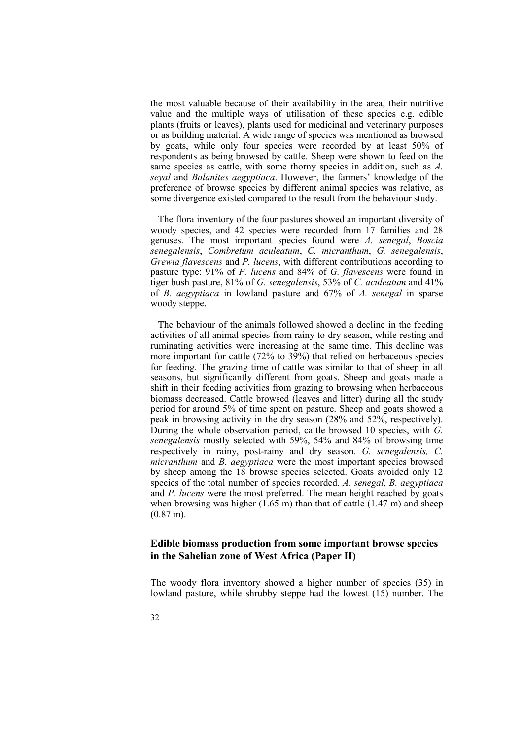the most valuable because of their availability in the area, their nutritive value and the multiple ways of utilisation of these species e.g. edible plants (fruits or leaves), plants used for medicinal and veterinary purposes or as building material. A wide range of species was mentioned as browsed by goats, while only four species were recorded by at least 50% of respondents as being browsed by cattle. Sheep were shown to feed on the same species as cattle, with some thorny species in addition, such as *A. seyal* and *Balanites aegyptiaca*. However, the farmers' knowledge of the preference of browse species by different animal species was relative, as some divergence existed compared to the result from the behaviour study.

The flora inventory of the four pastures showed an important diversity of woody species, and 42 species were recorded from 17 families and 28 genuses. The most important species found were *A. senegal*, *Boscia senegalensis*, *Combretum aculeatum*, *C. micranthum*, *G. senegalensis*, *Grewia flavescens* and *P. lucens*, with different contributions according to pasture type: 91% of *P. lucens* and 84% of *G. flavescens* were found in tiger bush pasture, 81% of *G. senegalensis*, 53% of *C. aculeatum* and 41% of *B. aegyptiaca* in lowland pasture and 67% of *A. senegal* in sparse woody steppe.

The behaviour of the animals followed showed a decline in the feeding activities of all animal species from rainy to dry season, while resting and ruminating activities were increasing at the same time. This decline was more important for cattle (72% to 39%) that relied on herbaceous species for feeding. The grazing time of cattle was similar to that of sheep in all seasons, but significantly different from goats. Sheep and goats made a shift in their feeding activities from grazing to browsing when herbaceous biomass decreased. Cattle browsed (leaves and litter) during all the study period for around 5% of time spent on pasture. Sheep and goats showed a peak in browsing activity in the dry season (28% and 52%, respectively). During the whole observation period, cattle browsed 10 species, with *G. senegalensis* mostly selected with 59%, 54% and 84% of browsing time respectively in rainy, post-rainy and dry season. *G. senegalensis, C. micranthum* and *B. aegyptiaca* were the most important species browsed by sheep among the 18 browse species selected. Goats avoided only 12 species of the total number of species recorded. *A. senegal, B. aegyptiaca* and *P. lucens* were the most preferred. The mean height reached by goats when browsing was higher (1.65 m) than that of cattle (1.47 m) and sheep (0.87 m).

## Edible biomass production from some important browse species in the Sahelian zone of West Africa (Paper II)

The woody flora inventory showed a higher number of species (35) in lowland pasture, while shrubby steppe had the lowest (15) number. The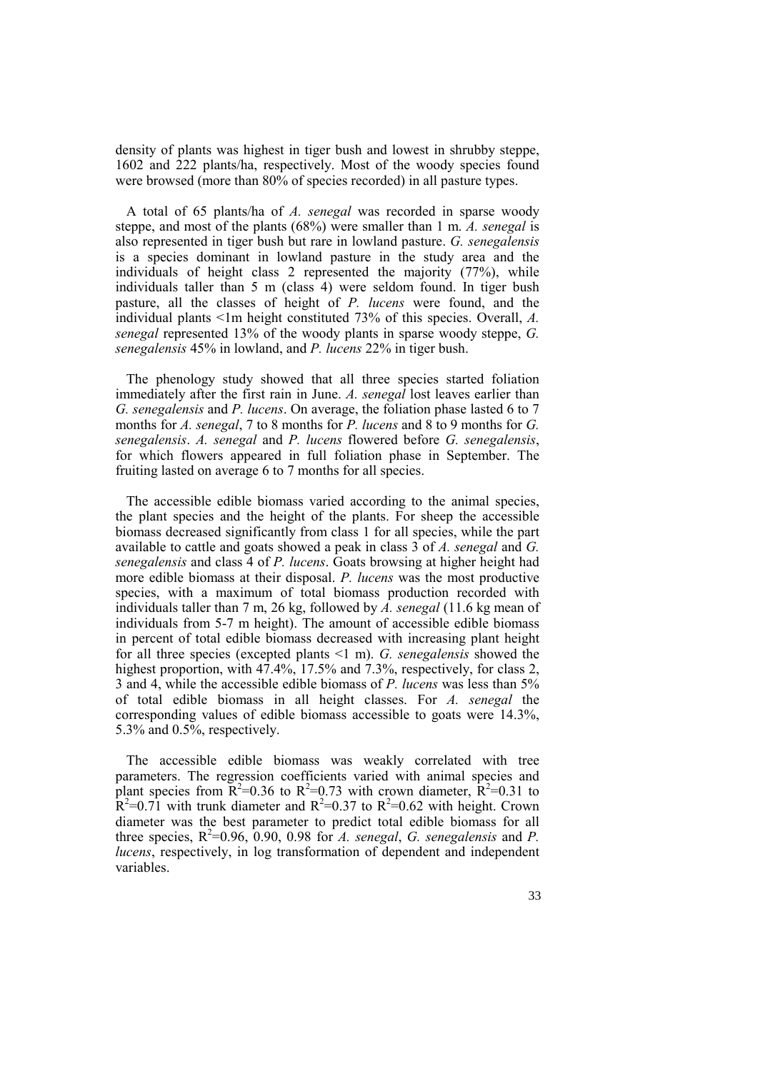density of plants was highest in tiger bush and lowest in shrubby steppe, 1602 and 222 plants/ha, respectively. Most of the woody species found were browsed (more than 80% of species recorded) in all pasture types.

A total of 65 plants/ha of *A. senegal* was recorded in sparse woody steppe, and most of the plants (68%) were smaller than 1 m. *A. senegal* is also represented in tiger bush but rare in lowland pasture. *G. senegalensis* is a species dominant in lowland pasture in the study area and the individuals of height class 2 represented the majority (77%), while individuals taller than 5 m (class 4) were seldom found. In tiger bush pasture, all the classes of height of *P. lucens* were found, and the individual plants <1m height constituted 73% of this species. Overall, *A. senegal* represented 13% of the woody plants in sparse woody steppe, *G. senegalensis* 45% in lowland, and *P. lucens* 22% in tiger bush.

The phenology study showed that all three species started foliation immediately after the first rain in June. *A. senegal* lost leaves earlier than *G. senegalensis* and *P. lucens*. On average, the foliation phase lasted 6 to 7 months for *A. senegal*, 7 to 8 months for *P. lucens* and 8 to 9 months for *G. senegalensis*. *A. senegal* and *P. lucens* flowered before *G. senegalensis*, for which flowers appeared in full foliation phase in September. The fruiting lasted on average 6 to 7 months for all species.

The accessible edible biomass varied according to the animal species, the plant species and the height of the plants. For sheep the accessible biomass decreased significantly from class 1 for all species, while the part available to cattle and goats showed a peak in class 3 of *A. senegal* and *G. senegalensis* and class 4 of *P. lucens*. Goats browsing at higher height had more edible biomass at their disposal. *P. lucens* was the most productive species, with a maximum of total biomass production recorded with individuals taller than 7 m, 26 kg, followed by *A. senegal* (11.6 kg mean of individuals from 5-7 m height). The amount of accessible edible biomass in percent of total edible biomass decreased with increasing plant height for all three species (excepted plants <1 m). *G. senegalensis* showed the highest proportion, with 47.4%, 17.5% and 7.3%, respectively, for class 2, 3 and 4, while the accessible edible biomass of *P. lucens* was less than 5% of total edible biomass in all height classes. For *A. senegal* the corresponding values of edible biomass accessible to goats were 14.3%, 5.3% and 0.5%, respectively.

The accessible edible biomass was weakly correlated with tree parameters. The regression coefficients varied with animal species and plant species from $R^2$=0.36 to $R^2$=0.73 with crown diameter, $R^2$=0.31 to $R^2$=0.71 with trunk diameter and $R^2$=0.37 to $R^2$=0.62 with height. Crown diameter was the best parameter to predict total edible biomass for all three species, $R^2$=0.96, 0.90, 0.98 for *A. senegal*, *G. senegalensis* and *P. lucens*, respectively, in log transformation of dependent and independent variables.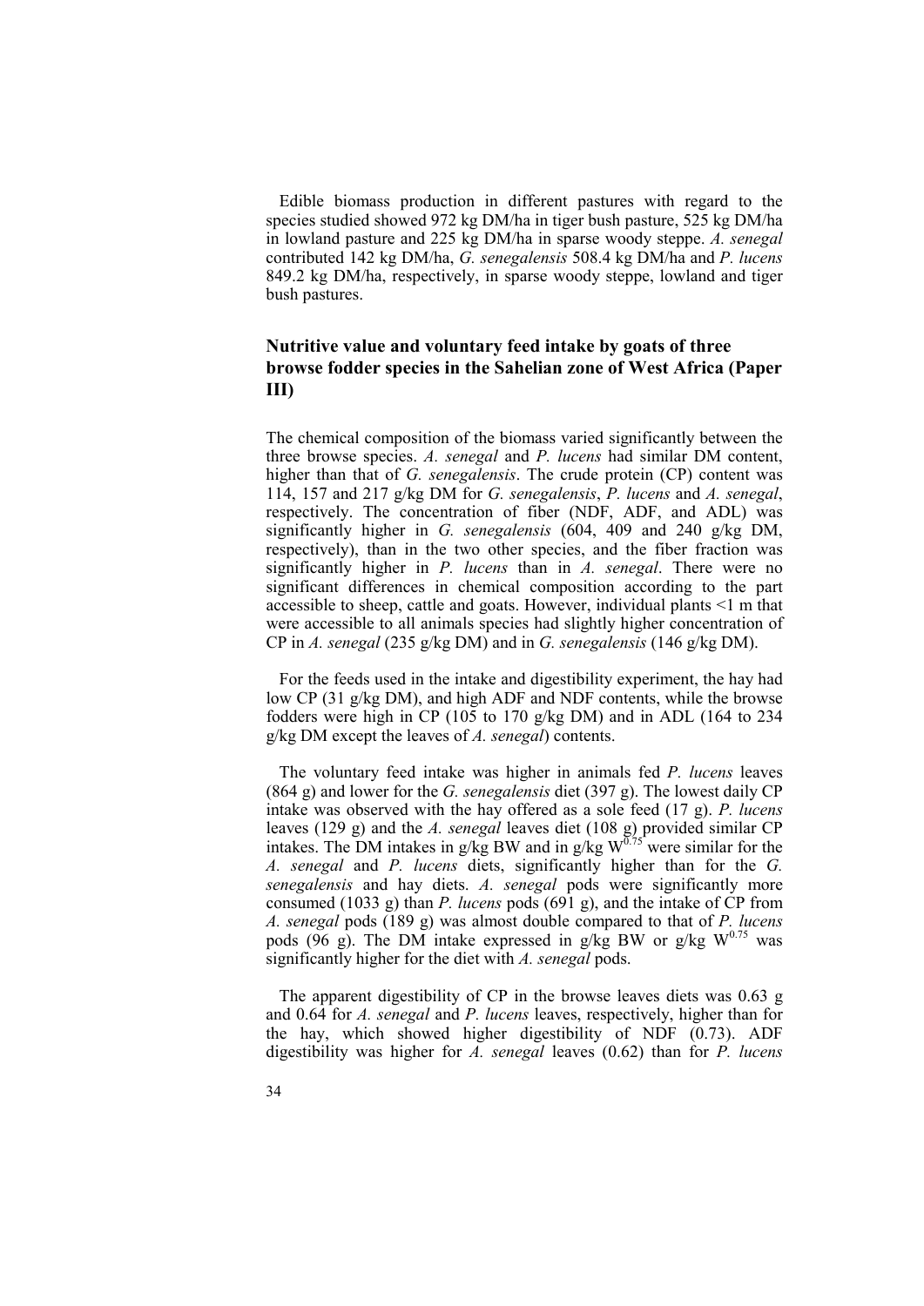Edible biomass production in different pastures with regard to the species studied showed 972 kg DM/ha in tiger bush pasture, 525 kg DM/ha in lowland pasture and 225 kg DM/ha in sparse woody steppe. *A. senegal* contributed 142 kg DM/ha, *G. senegalensis* 508.4 kg DM/ha and *P. lucens* 849.2 kg DM/ha, respectively, in sparse woody steppe, lowland and tiger bush pastures.

### Nutritive value and voluntary feed intake by goats of three browse fodder species in the Sahelian zone of West Africa (Paper III)

The chemical composition of the biomass varied significantly between the three browse species. *A. senegal* and *P. lucens* had similar DM content, higher than that of *G. senegalensis*. The crude protein (CP) content was 114, 157 and 217 g/kg DM for *G. senegalensis*, *P. lucens* and *A. senegal*, respectively. The concentration of fiber (NDF, ADF, and ADL) was significantly higher in *G. senegalensis* (604, 409 and 240 g/kg DM, respectively), than in the two other species, and the fiber fraction was significantly higher in *P. lucens* than in *A. senegal*. There were no significant differences in chemical composition according to the part accessible to sheep, cattle and goats. However, individual plants <1 m that were accessible to all animals species had slightly higher concentration of CP in *A. senegal* (235 g/kg DM) and in *G. senegalensis* (146 g/kg DM).

For the feeds used in the intake and digestibility experiment, the hay had low CP (31 g/kg DM), and high ADF and NDF contents, while the browse fodders were high in CP (105 to 170 g/kg DM) and in ADL (164 to 234 g/kg DM except the leaves of *A. senegal*) contents.

The voluntary feed intake was higher in animals fed *P. lucens* leaves (864 g) and lower for the *G. senegalensis* diet (397 g). The lowest daily CP intake was observed with the hay offered as a sole feed (17 g). *P. lucens* leaves (129 g) and the *A. senegal* leaves diet (108 g) provided similar CP intakes. The DM intakes in g/kg BW and in g/kg $W^{0.75}$ were similar for the *A. senegal* and *P. lucens* diets, significantly higher than for the *G. senegalensis* and hay diets. *A. senegal* pods were significantly more consumed (1033 g) than *P. lucens* pods (691 g), and the intake of CP from *A. senegal* pods (189 g) was almost double compared to that of *P. lucens* pods (96 g). The DM intake expressed in g/kg BW or g/kg $W^{0.75}$ was significantly higher for the diet with *A. senegal* pods.

The apparent digestibility of CP in the browse leaves diets was 0.63 g and 0.64 for *A. senegal* and *P. lucens* leaves, respectively, higher than for the hay, which showed higher digestibility of NDF (0.73). ADF digestibility was higher for *A. senegal* leaves (0.62) than for *P. lucens*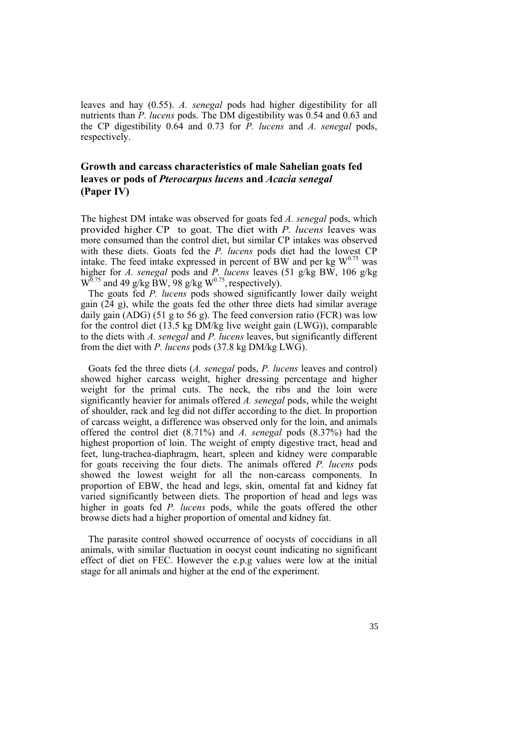leaves and hay (0.55). *A. senegal* pods had higher digestibility for all nutrients than *P. lucens* pods. The DM digestibility was 0.54 and 0.63 and the CP digestibility 0.64 and 0.73 for *P. lucens* and *A. senegal* pods, respectively.

## Growth and carcass characteristics of male Sahelian goats fed leaves or pods of *Pterocarpus lucens* and *Acacia senegal* (Paper IV)

The highest DM intake was observed for goats fed *A. senegal* pods, which provided higher CP to goat. The diet with *P. lucens* leaves was more consumed than the control diet, but similar CP intakes was observed with these diets. Goats fed the *P. lucens* pods diet had the lowest CP intake. The feed intake expressed in percent of BW and per kg $W^{0.75}$ was higher for *A. senegal* pods and *P. lucens* leaves (51 g/kg BW, 106 g/kg $W^{0.75}$ and 49 g/kg BW, 98 g/kg $W^{0.75}$, respectively).

The goats fed *P. lucens* pods showed significantly lower daily weight gain (24 g), while the goats fed the other three diets had similar average daily gain (ADG) (51 g to 56 g). The feed conversion ratio (FCR) was low for the control diet (13.5 kg DM/kg live weight gain (LWG)), comparable to the diets with *A. senegal* and *P. lucens* leaves, but significantly different from the diet with *P. lucens* pods (37.8 kg DM/kg LWG).

Goats fed the three diets (*A. senegal* pods, *P. lucens* leaves and control) showed higher carcass weight, higher dressing percentage and higher weight for the primal cuts. The neck, the ribs and the loin were significantly heavier for animals offered *A. senegal* pods, while the weight of shoulder, rack and leg did not differ according to the diet. In proportion of carcass weight, a difference was observed only for the loin, and animals offered the control diet (8.71%) and *A. senegal* pods (8.37%) had the highest proportion of loin. The weight of empty digestive tract, head and feet, lung-trachea-diaphragm, heart, spleen and kidney were comparable for goats receiving the four diets. The animals offered *P. lucens* pods showed the lowest weight for all the non-carcass components. In proportion of EBW, the head and legs, skin, omental fat and kidney fat varied significantly between diets. The proportion of head and legs was higher in goats fed *P. lucens* pods, while the goats offered the other browse diets had a higher proportion of omental and kidney fat.

The parasite control showed occurrence of oocysts of coccidians in all animals, with similar fluctuation in oocyst count indicating no significant effect of diet on FEC. However the e.p.g values were low at the initial stage for all animals and higher at the end of the experiment.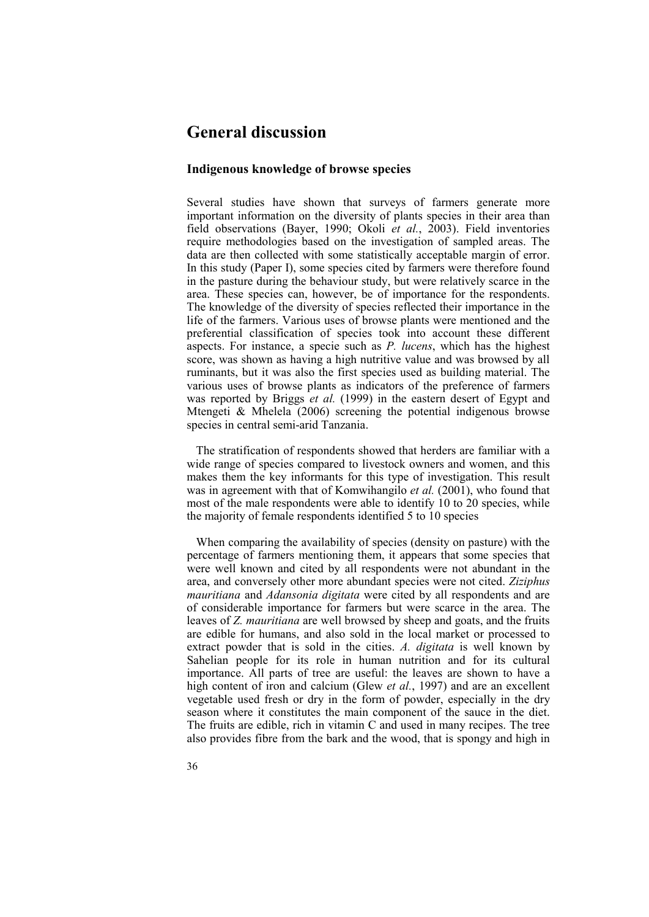# General discussion

## Indigenous knowledge of browse species

Several studies have shown that surveys of farmers generate more important information on the diversity of plants species in their area than field observations (Bayer, 1990; Okoli *et al.*, 2003). Field inventories require methodologies based on the investigation of sampled areas. The data are then collected with some statistically acceptable margin of error. In this study (Paper I), some species cited by farmers were therefore found in the pasture during the behaviour study, but were relatively scarce in the area. These species can, however, be of importance for the respondents. The knowledge of the diversity of species reflected their importance in the life of the farmers. Various uses of browse plants were mentioned and the preferential classification of species took into account these different aspects. For instance, a specie such as *P. lucens*, which has the highest score, was shown as having a high nutritive value and was browsed by all ruminants, but it was also the first species used as building material. The various uses of browse plants as indicators of the preference of farmers was reported by Briggs *et al.* (1999) in the eastern desert of Egypt and Mtengeti & Mhelela (2006) screening the potential indigenous browse species in central semi-arid Tanzania.

The stratification of respondents showed that herders are familiar with a wide range of species compared to livestock owners and women, and this makes them the key informants for this type of investigation. This result was in agreement with that of Komwihangilo *et al.* (2001), who found that most of the male respondents were able to identify 10 to 20 species, while the majority of female respondents identified 5 to 10 species

When comparing the availability of species (density on pasture) with the percentage of farmers mentioning them, it appears that some species that were well known and cited by all respondents were not abundant in the area, and conversely other more abundant species were not cited. *Ziziphus mauritiana* and *Adansonia digitata* were cited by all respondents and are of considerable importance for farmers but were scarce in the area. The leaves of *Z. mauritiana* are well browsed by sheep and goats, and the fruits are edible for humans, and also sold in the local market or processed to extract powder that is sold in the cities. *A. digitata* is well known by Sahelian people for its role in human nutrition and for its cultural importance. All parts of tree are useful: the leaves are shown to have a high content of iron and calcium (Glew *et al.*, 1997) and are an excellent vegetable used fresh or dry in the form of powder, especially in the dry season where it constitutes the main component of the sauce in the diet. The fruits are edible, rich in vitamin C and used in many recipes. The tree also provides fibre from the bark and the wood, that is spongy and high in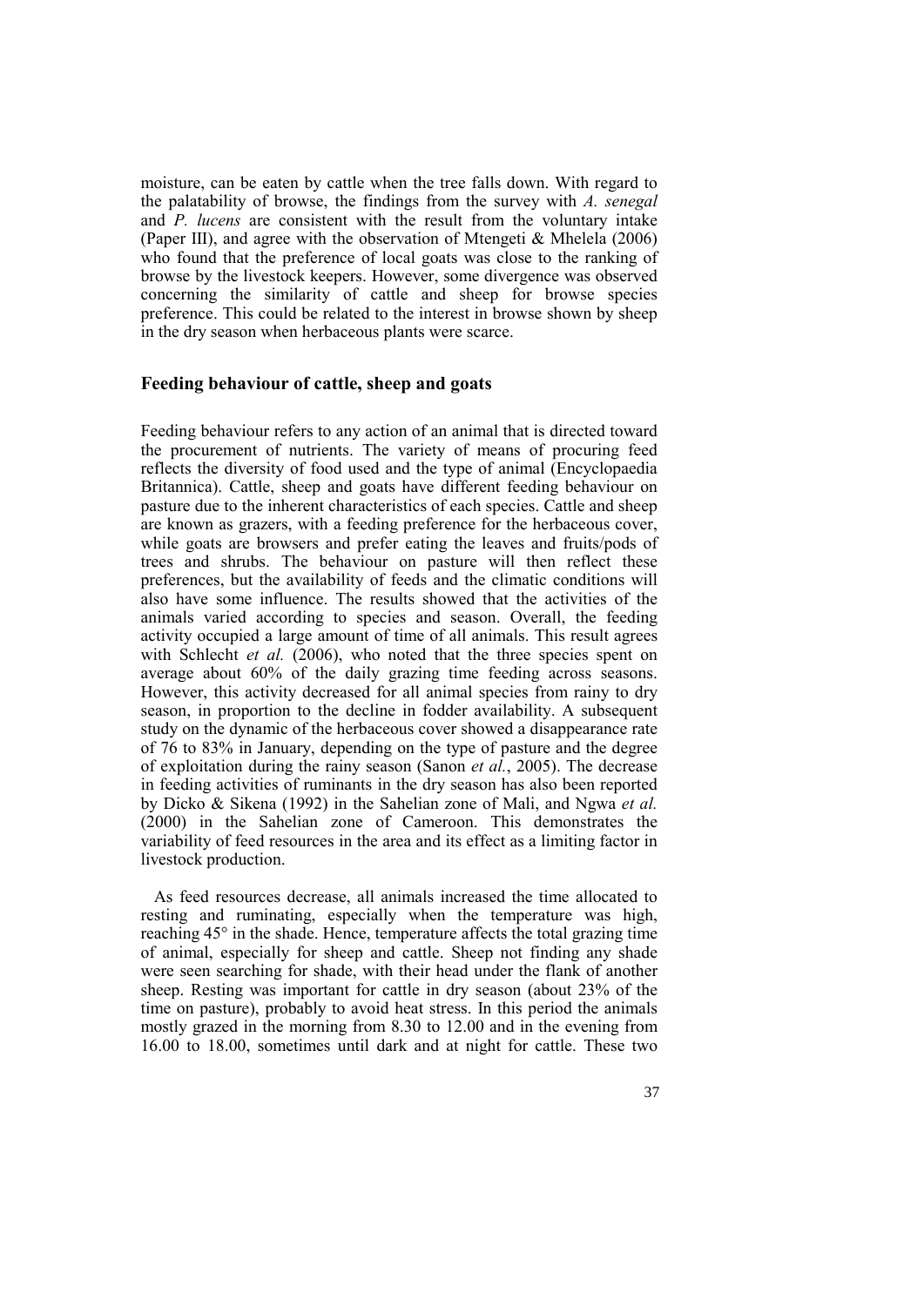moisture, can be eaten by cattle when the tree falls down. With regard to the palatability of browse, the findings from the survey with *A. senegal* and *P. lucens* are consistent with the result from the voluntary intake (Paper III), and agree with the observation of Mtengeti & Mhelela (2006) who found that the preference of local goats was close to the ranking of browse by the livestock keepers. However, some divergence was observed concerning the similarity of cattle and sheep for browse species preference. This could be related to the interest in browse shown by sheep in the dry season when herbaceous plants were scarce.

## Feeding behaviour of cattle, sheep and goats

Feeding behaviour refers to any action of an animal that is directed toward the procurement of nutrients. The variety of means of procuring feed reflects the diversity of food used and the type of animal (Encyclopaedia Britannica). Cattle, sheep and goats have different feeding behaviour on pasture due to the inherent characteristics of each species. Cattle and sheep are known as grazers, with a feeding preference for the herbaceous cover, while goats are browsers and prefer eating the leaves and fruits/pods of trees and shrubs. The behaviour on pasture will then reflect these preferences, but the availability of feeds and the climatic conditions will also have some influence. The results showed that the activities of the animals varied according to species and season. Overall, the feeding activity occupied a large amount of time of all animals. This result agrees with Schlecht *et al.* (2006), who noted that the three species spent on average about 60% of the daily grazing time feeding across seasons. However, this activity decreased for all animal species from rainy to dry season, in proportion to the decline in fodder availability. A subsequent study on the dynamic of the herbaceous cover showed a disappearance rate of 76 to 83% in January, depending on the type of pasture and the degree of exploitation during the rainy season (Sanon *et al.*, 2005). The decrease in feeding activities of ruminants in the dry season has also been reported by Dicko & Sikena (1992) in the Sahelian zone of Mali, and Ngwa *et al.* (2000) in the Sahelian zone of Cameroon. This demonstrates the variability of feed resources in the area and its effect as a limiting factor in livestock production.

As feed resources decrease, all animals increased the time allocated to resting and ruminating, especially when the temperature was high, reaching 45° in the shade. Hence, temperature affects the total grazing time of animal, especially for sheep and cattle. Sheep not finding any shade were seen searching for shade, with their head under the flank of another sheep. Resting was important for cattle in dry season (about 23% of the time on pasture), probably to avoid heat stress. In this period the animals mostly grazed in the morning from 8.30 to 12.00 and in the evening from 16.00 to 18.00, sometimes until dark and at night for cattle. These two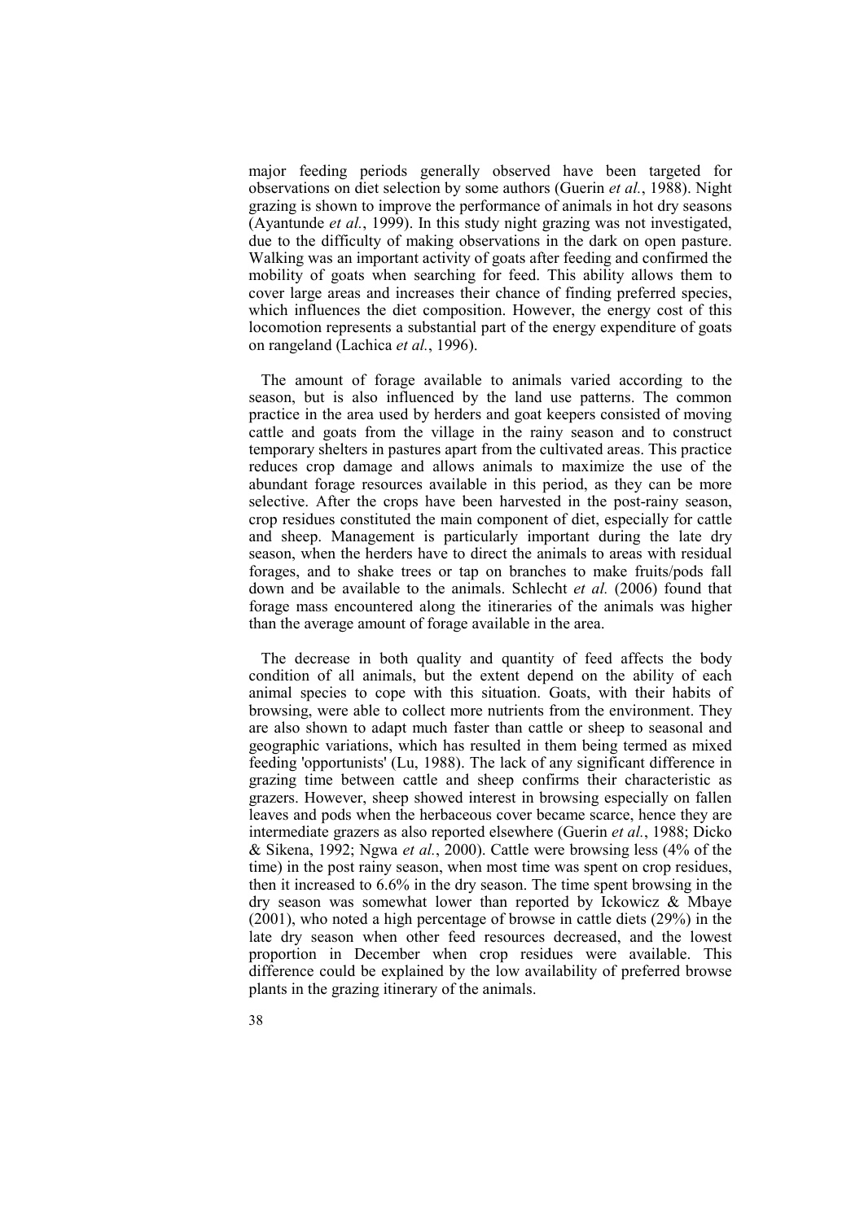major feeding periods generally observed have been targeted for observations on diet selection by some authors (Guerin *et al.*, 1988). Night grazing is shown to improve the performance of animals in hot dry seasons (Ayantunde *et al.*, 1999). In this study night grazing was not investigated, due to the difficulty of making observations in the dark on open pasture. Walking was an important activity of goats after feeding and confirmed the mobility of goats when searching for feed. This ability allows them to cover large areas and increases their chance of finding preferred species, which influences the diet composition. However, the energy cost of this locomotion represents a substantial part of the energy expenditure of goats on rangeland (Lachica *et al.*, 1996).

The amount of forage available to animals varied according to the season, but is also influenced by the land use patterns. The common practice in the area used by herders and goat keepers consisted of moving cattle and goats from the village in the rainy season and to construct temporary shelters in pastures apart from the cultivated areas. This practice reduces crop damage and allows animals to maximize the use of the abundant forage resources available in this period, as they can be more selective. After the crops have been harvested in the post-rainy season, crop residues constituted the main component of diet, especially for cattle and sheep. Management is particularly important during the late dry season, when the herders have to direct the animals to areas with residual forages, and to shake trees or tap on branches to make fruits/pods fall down and be available to the animals. Schlecht *et al.* (2006) found that forage mass encountered along the itineraries of the animals was higher than the average amount of forage available in the area.

The decrease in both quality and quantity of feed affects the body condition of all animals, but the extent depend on the ability of each animal species to cope with this situation. Goats, with their habits of browsing, were able to collect more nutrients from the environment. They are also shown to adapt much faster than cattle or sheep to seasonal and geographic variations, which has resulted in them being termed as mixed feeding 'opportunists' (Lu, 1988). The lack of any significant difference in grazing time between cattle and sheep confirms their characteristic as grazers. However, sheep showed interest in browsing especially on fallen leaves and pods when the herbaceous cover became scarce, hence they are intermediate grazers as also reported elsewhere (Guerin *et al.*, 1988; Dicko & Sikena, 1992; Ngwa *et al.*, 2000). Cattle were browsing less (4% of the time) in the post rainy season, when most time was spent on crop residues, then it increased to 6.6% in the dry season. The time spent browsing in the dry season was somewhat lower than reported by Ickowicz & Mbaye (2001), who noted a high percentage of browse in cattle diets (29%) in the late dry season when other feed resources decreased, and the lowest proportion in December when crop residues were available. This difference could be explained by the low availability of preferred browse plants in the grazing itinerary of the animals.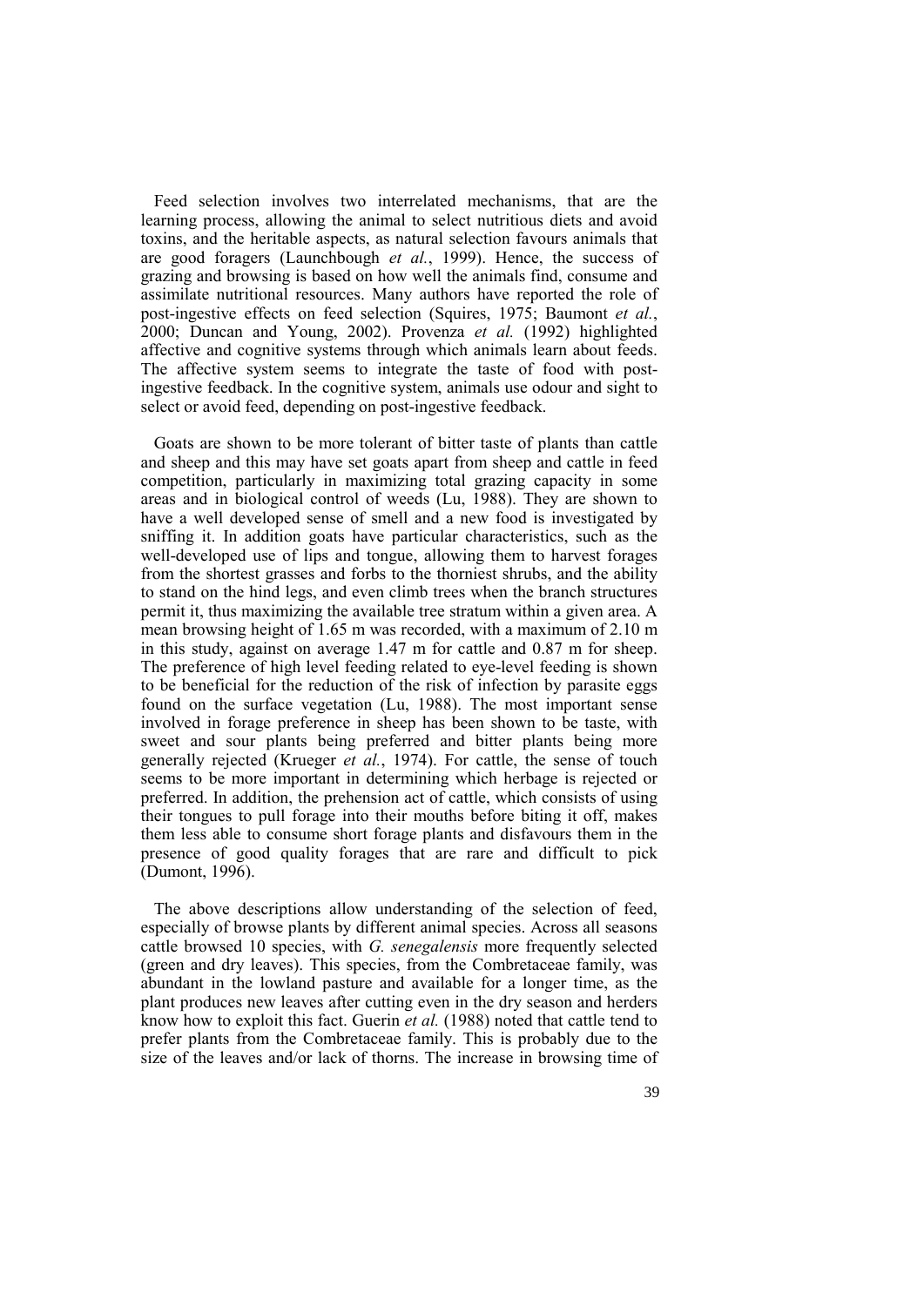Feed selection involves two interrelated mechanisms, that are the learning process, allowing the animal to select nutritious diets and avoid toxins, and the heritable aspects, as natural selection favours animals that are good foragers (Launchbough *et al.*, 1999). Hence, the success of grazing and browsing is based on how well the animals find, consume and assimilate nutritional resources. Many authors have reported the role of post-ingestive effects on feed selection (Squires, 1975; Baumont *et al.*, 2000; Duncan and Young, 2002). Provenza *et al.* (1992) highlighted affective and cognitive systems through which animals learn about feeds. The affective system seems to integrate the taste of food with post-ingestive feedback. In the cognitive system, animals use odour and sight to select or avoid feed, depending on post-ingestive feedback.

Goats are shown to be more tolerant of bitter taste of plants than cattle and sheep and this may have set goats apart from sheep and cattle in feed competition, particularly in maximizing total grazing capacity in some areas and in biological control of weeds (Lu, 1988). They are shown to have a well developed sense of smell and a new food is investigated by sniffing it. In addition goats have particular characteristics, such as the well-developed use of lips and tongue, allowing them to harvest forages from the shortest grasses and forbs to the thorniest shrubs, and the ability to stand on the hind legs, and even climb trees when the branch structures permit it, thus maximizing the available tree stratum within a given area. A mean browsing height of 1.65 m was recorded, with a maximum of 2.10 m in this study, against on average 1.47 m for cattle and 0.87 m for sheep. The preference of high level feeding related to eye-level feeding is shown to be beneficial for the reduction of the risk of infection by parasite eggs found on the surface vegetation (Lu, 1988). The most important sense involved in forage preference in sheep has been shown to be taste, with sweet and sour plants being preferred and bitter plants being more generally rejected (Krueger *et al.*, 1974). For cattle, the sense of touch seems to be more important in determining which herbage is rejected or preferred. In addition, the prehension act of cattle, which consists of using their tongues to pull forage into their mouths before biting it off, makes them less able to consume short forage plants and disfavours them in the presence of good quality forages that are rare and difficult to pick (Dumont, 1996).

The above descriptions allow understanding of the selection of feed, especially of browse plants by different animal species. Across all seasons cattle browsed 10 species, with *G. senegalensis* more frequently selected (green and dry leaves). This species, from the Combretaceae family, was abundant in the lowland pasture and available for a longer time, as the plant produces new leaves after cutting even in the dry season and herders know how to exploit this fact. Guerin *et al.* (1988) noted that cattle tend to prefer plants from the Combretaceae family. This is probably due to the size of the leaves and/or lack of thorns. The increase in browsing time of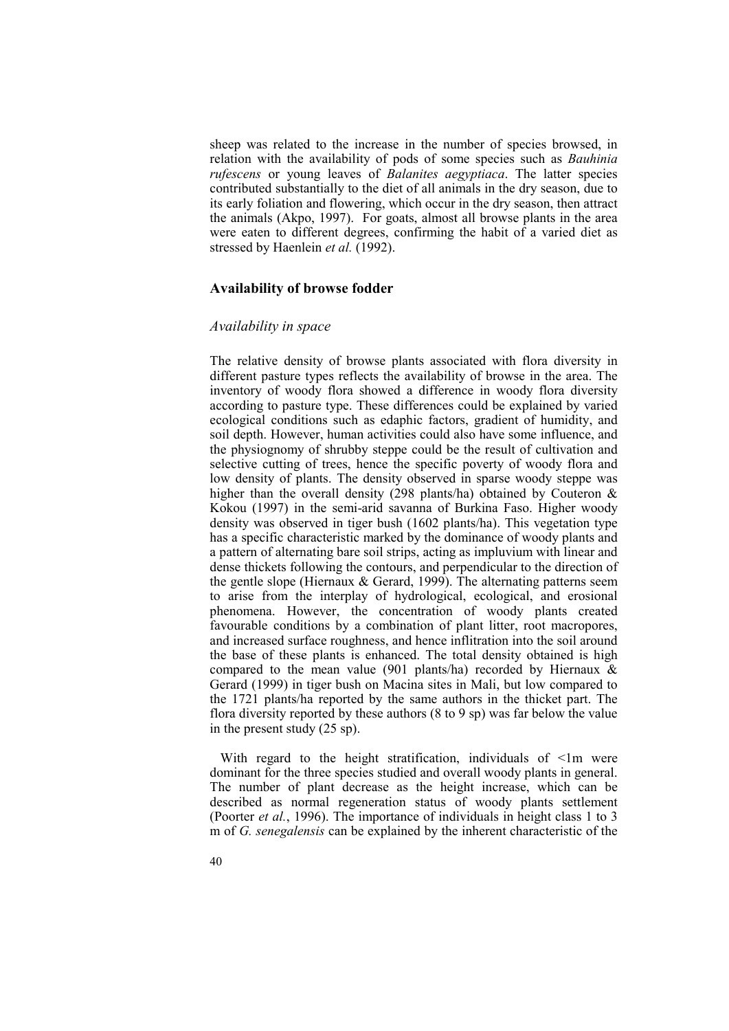sheep was related to the increase in the number of species browsed, in relation with the availability of pods of some species such as *Bauhinia rufescens* or young leaves of *Balanites aegyptiaca*. The latter species contributed substantially to the diet of all animals in the dry season, due to its early foliation and flowering, which occur in the dry season, then attract the animals (Akpo, 1997). For goats, almost all browse plants in the area were eaten to different degrees, confirming the habit of a varied diet as stressed by Haenlein *et al.* (1992).

## Availability of browse fodder

### *Availability in space*

The relative density of browse plants associated with flora diversity in different pasture types reflects the availability of browse in the area. The inventory of woody flora showed a difference in woody flora diversity according to pasture type. These differences could be explained by varied ecological conditions such as edaphic factors, gradient of humidity, and soil depth. However, human activities could also have some influence, and the physiognomy of shrubby steppe could be the result of cultivation and selective cutting of trees, hence the specific poverty of woody flora and low density of plants. The density observed in sparse woody steppe was higher than the overall density (298 plants/ha) obtained by Couteron & Kokou (1997) in the semi-arid savanna of Burkina Faso. Higher woody density was observed in tiger bush (1602 plants/ha). This vegetation type has a specific characteristic marked by the dominance of woody plants and a pattern of alternating bare soil strips, acting as impluvium with linear and dense thickets following the contours, and perpendicular to the direction of the gentle slope (Hiernaux & Gerard, 1999). The alternating patterns seem to arise from the interplay of hydrological, ecological, and erosional phenomena. However, the concentration of woody plants created favourable conditions by a combination of plant litter, root macropores, and increased surface roughness, and hence inflitration into the soil around the base of these plants is enhanced. The total density obtained is high compared to the mean value (901 plants/ha) recorded by Hiernaux & Gerard (1999) in tiger bush on Macina sites in Mali, but low compared to the 1721 plants/ha reported by the same authors in the thicket part. The flora diversity reported by these authors (8 to 9 sp) was far below the value in the present study (25 sp).

With regard to the height stratification, individuals of <1m were dominant for the three species studied and overall woody plants in general. The number of plant decrease as the height increase, which can be described as normal regeneration status of woody plants settlement (Poorter *et al.*, 1996). The importance of individuals in height class 1 to 3 m of *G. senegalensis* can be explained by the inherent characteristic of the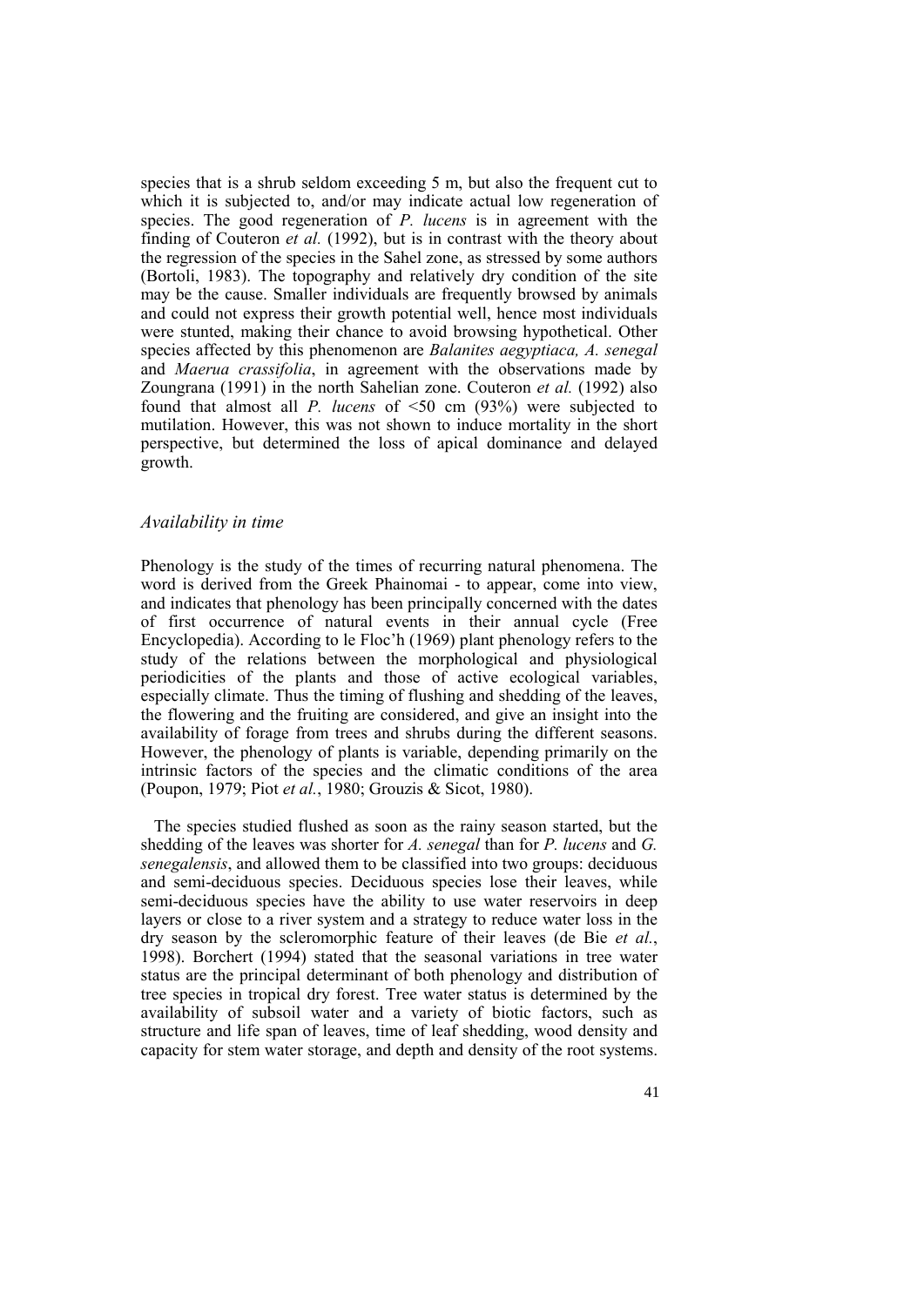species that is a shrub seldom exceeding 5 m, but also the frequent cut to which it is subjected to, and/or may indicate actual low regeneration of species. The good regeneration of *P. lucens* is in agreement with the finding of Couteron *et al.* (1992), but is in contrast with the theory about the regression of the species in the Sahel zone, as stressed by some authors (Bortoli, 1983). The topography and relatively dry condition of the site may be the cause. Smaller individuals are frequently browsed by animals and could not express their growth potential well, hence most individuals were stunted, making their chance to avoid browsing hypothetical. Other species affected by this phenomenon are *Balanites aegyptiaca, A. senegal* and *Maerua crassifolia*, in agreement with the observations made by Zoungrana (1991) in the north Sahelian zone. Couteron *et al.* (1992) also found that almost all *P. lucens* of <50 cm (93%) were subjected to mutilation. However, this was not shown to induce mortality in the short perspective, but determined the loss of apical dominance and delayed growth.

### *Availability in time*

Phenology is the study of the times of recurring natural phenomena. The word is derived from the Greek Phainomai - to appear, come into view, and indicates that phenology has been principally concerned with the dates of first occurrence of natural events in their annual cycle (Free Encyclopedia). According to le Floc'h (1969) plant phenology refers to the study of the relations between the morphological and physiological periodicities of the plants and those of active ecological variables, especially climate. Thus the timing of flushing and shedding of the leaves, the flowering and the fruiting are considered, and give an insight into the availability of forage from trees and shrubs during the different seasons. However, the phenology of plants is variable, depending primarily on the intrinsic factors of the species and the climatic conditions of the area (Poupon, 1979; Piot *et al.*, 1980; Grouzis & Sicot, 1980).

The species studied flushed as soon as the rainy season started, but the shedding of the leaves was shorter for *A. senegal* than for *P. lucens* and *G. senegalensis*, and allowed them to be classified into two groups: deciduous and semi-deciduous species. Deciduous species lose their leaves, while semi-deciduous species have the ability to use water reservoirs in deep layers or close to a river system and a strategy to reduce water loss in the dry season by the scleromorphic feature of their leaves (de Bie *et al.*, 1998). Borchert (1994) stated that the seasonal variations in tree water status are the principal determinant of both phenology and distribution of tree species in tropical dry forest. Tree water status is determined by the availability of subsoil water and a variety of biotic factors, such as structure and life span of leaves, time of leaf shedding, wood density and capacity for stem water storage, and depth and density of the root systems.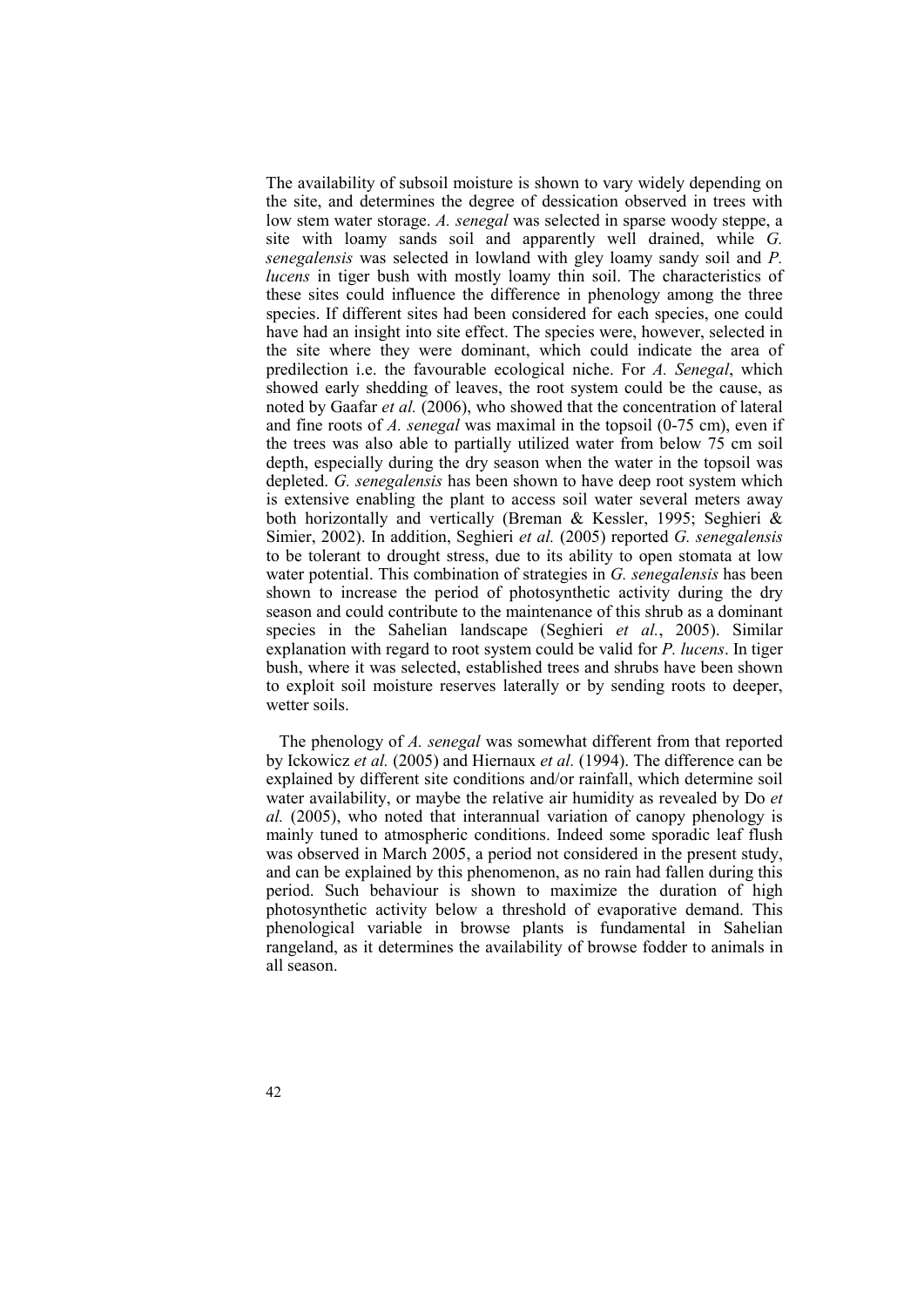The availability of subsoil moisture is shown to vary widely depending on the site, and determines the degree of dessication observed in trees with low stem water storage. *A. senegal* was selected in sparse woody steppe, a site with loamy sands soil and apparently well drained, while *G. senegalensis* was selected in lowland with gley loamy sandy soil and *P. lucens* in tiger bush with mostly loamy thin soil. The characteristics of these sites could influence the difference in phenology among the three species. If different sites had been considered for each species, one could have had an insight into site effect. The species were, however, selected in the site where they were dominant, which could indicate the area of predilection i.e. the favourable ecological niche. For *A. Senegal*, which showed early shedding of leaves, the root system could be the cause, as noted by Gaafar *et al.* (2006), who showed that the concentration of lateral and fine roots of *A. senegal* was maximal in the topsoil (0-75 cm), even if the trees was also able to partially utilized water from below 75 cm soil depth, especially during the dry season when the water in the topsoil was depleted. *G. senegalensis* has been shown to have deep root system which is extensive enabling the plant to access soil water several meters away both horizontally and vertically (Breman & Kessler, 1995; Seghieri & Simier, 2002). In addition, Seghieri *et al.* (2005) reported *G. senegalensis* to be tolerant to drought stress, due to its ability to open stomata at low water potential. This combination of strategies in *G. senegalensis* has been shown to increase the period of photosynthetic activity during the dry season and could contribute to the maintenance of this shrub as a dominant species in the Sahelian landscape (Seghieri *et al.*, 2005). Similar explanation with regard to root system could be valid for *P. lucens*. In tiger bush, where it was selected, established trees and shrubs have been shown to exploit soil moisture reserves laterally or by sending roots to deeper, wetter soils.

The phenology of *A. senegal* was somewhat different from that reported by Ickowicz *et al.* (2005) and Hiernaux *et al.* (1994). The difference can be explained by different site conditions and/or rainfall, which determine soil water availability, or maybe the relative air humidity as revealed by Do *et al.* (2005), who noted that interannual variation of canopy phenology is mainly tuned to atmospheric conditions. Indeed some sporadic leaf flush was observed in March 2005, a period not considered in the present study, and can be explained by this phenomenon, as no rain had fallen during this period. Such behaviour is shown to maximize the duration of high photosynthetic activity below a threshold of evaporative demand. This phenological variable in browse plants is fundamental in Sahelian rangeland, as it determines the availability of browse fodder to animals in all season.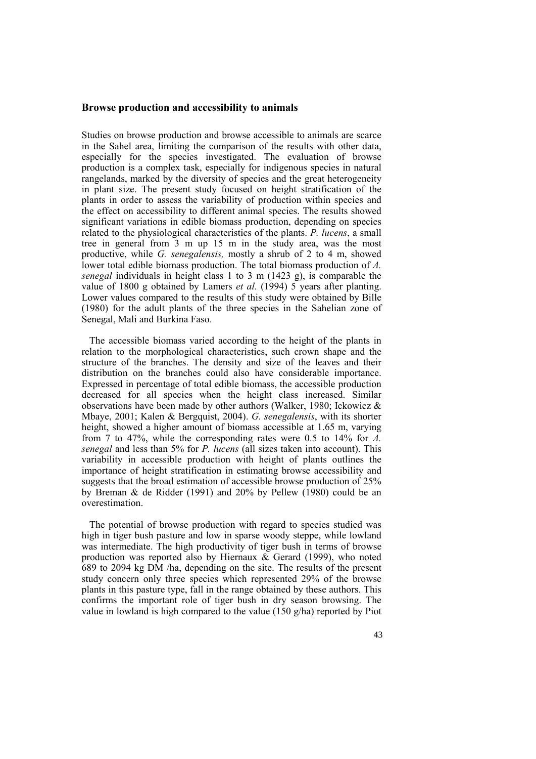## Browse production and accessibility to animals

Studies on browse production and browse accessible to animals are scarce in the Sahel area, limiting the comparison of the results with other data, especially for the species investigated. The evaluation of browse production is a complex task, especially for indigenous species in natural rangelands, marked by the diversity of species and the great heterogeneity in plant size. The present study focused on height stratification of the plants in order to assess the variability of production within species and the effect on accessibility to different animal species. The results showed significant variations in edible biomass production, depending on species related to the physiological characteristics of the plants. *P. lucens*, a small tree in general from 3 m up 15 m in the study area, was the most productive, while *G. senegalensis,* mostly a shrub of 2 to 4 m, showed lower total edible biomass production. The total biomass production of *A. senegal* individuals in height class 1 to 3 m (1423 g), is comparable the value of 1800 g obtained by Lamers *et al.* (1994) 5 years after planting. Lower values compared to the results of this study were obtained by Bille (1980) for the adult plants of the three species in the Sahelian zone of Senegal, Mali and Burkina Faso.

The accessible biomass varied according to the height of the plants in relation to the morphological characteristics, such crown shape and the structure of the branches. The density and size of the leaves and their distribution on the branches could also have considerable importance. Expressed in percentage of total edible biomass, the accessible production decreased for all species when the height class increased. Similar observations have been made by other authors (Walker, 1980; Ickowicz & Mbaye, 2001; Kalen & Bergquist, 2004). *G. senegalensis*, with its shorter height, showed a higher amount of biomass accessible at 1.65 m, varying from 7 to 47%, while the corresponding rates were 0.5 to 14% for *A. senegal* and less than 5% for *P. lucens* (all sizes taken into account). This variability in accessible production with height of plants outlines the importance of height stratification in estimating browse accessibility and suggests that the broad estimation of accessible browse production of 25% by Breman & de Ridder (1991) and 20% by Pellew (1980) could be an overestimation.

The potential of browse production with regard to species studied was high in tiger bush pasture and low in sparse woody steppe, while lowland was intermediate. The high productivity of tiger bush in terms of browse production was reported also by Hiernaux & Gerard (1999), who noted 689 to 2094 kg DM /ha, depending on the site. The results of the present study concern only three species which represented 29% of the browse plants in this pasture type, fall in the range obtained by these authors. This confirms the important role of tiger bush in dry season browsing. The value in lowland is high compared to the value (150 g/ha) reported by Piot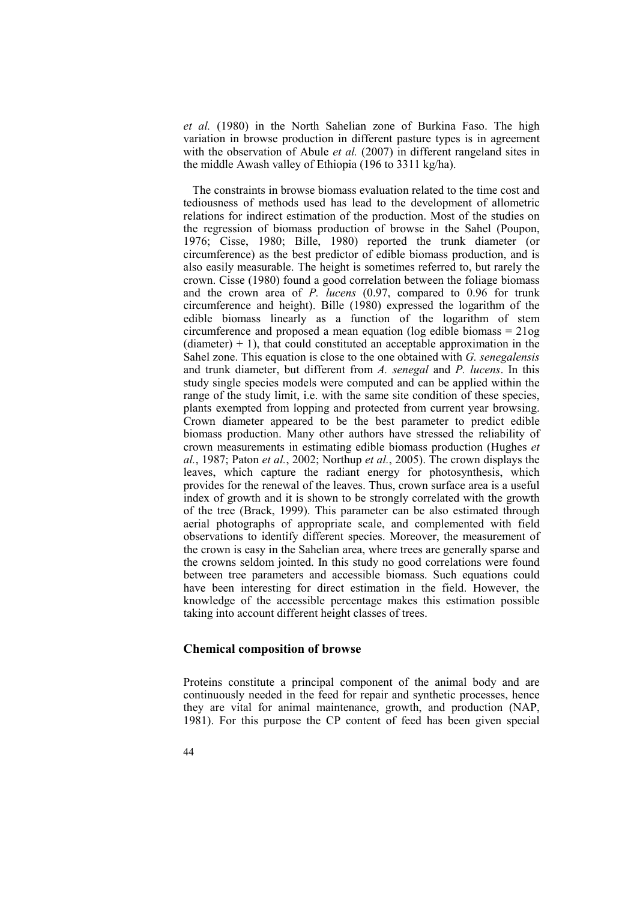*et al.* (1980) in the North Sahelian zone of Burkina Faso. The high variation in browse production in different pasture types is in agreement with the observation of Abule *et al.* (2007) in different rangeland sites in the middle Awash valley of Ethiopia (196 to 3311 kg/ha).

The constraints in browse biomass evaluation related to the time cost and tediousness of methods used has lead to the development of allometric relations for indirect estimation of the production. Most of the studies on the regression of biomass production of browse in the Sahel (Poupon, 1976; Cisse, 1980; Bille, 1980) reported the trunk diameter (or circumference) as the best predictor of edible biomass production, and is also easily measurable. The height is sometimes referred to, but rarely the crown. Cisse (1980) found a good correlation between the foliage biomass and the crown area of *P. lucens* (0.97, compared to 0.96 for trunk circumference and height). Bille (1980) expressed the logarithm of the edible biomass linearly as a function of the logarithm of stem circumference and proposed a mean equation (log edible biomass = 21og (diameter) + 1), that could constituted an acceptable approximation in the Sahel zone. This equation is close to the one obtained with *G. senegalensis* and trunk diameter, but different from *A. senegal* and *P. lucens*. In this study single species models were computed and can be applied within the range of the study limit, i.e. with the same site condition of these species, plants exempted from lopping and protected from current year browsing. Crown diameter appeared to be the best parameter to predict edible biomass production. Many other authors have stressed the reliability of crown measurements in estimating edible biomass production (Hughes *et al.*, 1987; Paton *et al.*, 2002; Northup *et al.*, 2005). The crown displays the leaves, which capture the radiant energy for photosynthesis, which provides for the renewal of the leaves. Thus, crown surface area is a useful index of growth and it is shown to be strongly correlated with the growth of the tree (Brack, 1999). This parameter can be also estimated through aerial photographs of appropriate scale, and complemented with field observations to identify different species. Moreover, the measurement of the crown is easy in the Sahelian area, where trees are generally sparse and the crowns seldom jointed. In this study no good correlations were found between tree parameters and accessible biomass. Such equations could have been interesting for direct estimation in the field. However, the knowledge of the accessible percentage makes this estimation possible taking into account different height classes of trees.

### Chemical composition of browse

Proteins constitute a principal component of the animal body and are continuously needed in the feed for repair and synthetic processes, hence they are vital for animal maintenance, growth, and production (NAP, 1981). For this purpose the CP content of feed has been given special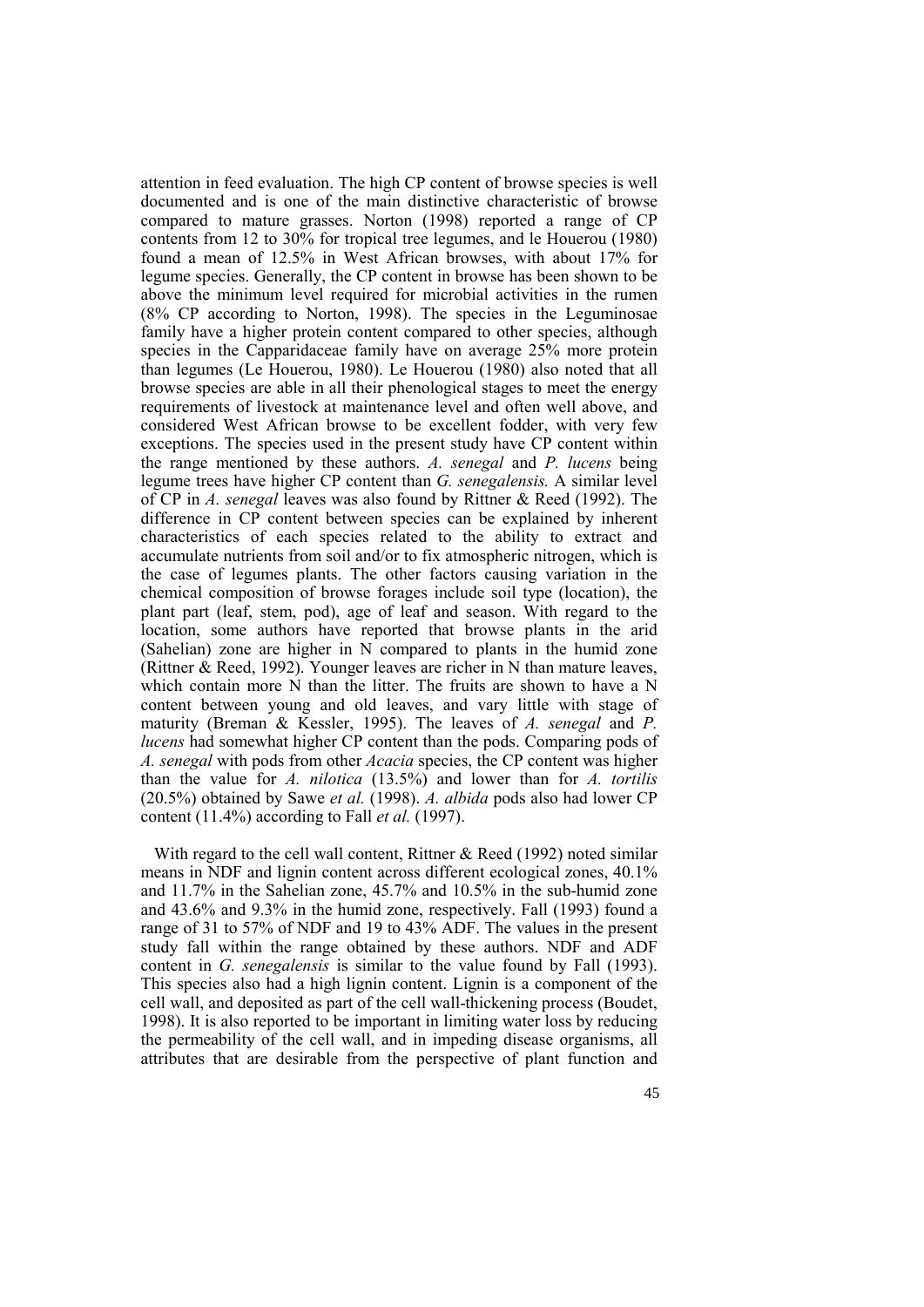attention in feed evaluation. The high CP content of browse species is well documented and is one of the main distinctive characteristic of browse compared to mature grasses. Norton (1998) reported a range of CP contents from 12 to 30% for tropical tree legumes, and le Houerou (1980) found a mean of 12.5% in West African browses, with about 17% for legume species. Generally, the CP content in browse has been shown to be above the minimum level required for microbial activities in the rumen (8% CP according to Norton, 1998). The species in the Leguminosae family have a higher protein content compared to other species, although species in the Capparidaceae family have on average 25% more protein than legumes (Le Houerou, 1980). Le Houerou (1980) also noted that all browse species are able in all their phenological stages to meet the energy requirements of livestock at maintenance level and often well above, and considered West African browse to be excellent fodder, with very few exceptions. The species used in the present study have CP content within the range mentioned by these authors. *A. senegal* and *P. lucens* being legume trees have higher CP content than *G. senegalensis.* A similar level of CP in *A. senegal* leaves was also found by Rittner & Reed (1992). The difference in CP content between species can be explained by inherent characteristics of each species related to the ability to extract and accumulate nutrients from soil and/or to fix atmospheric nitrogen, which is the case of legumes plants. The other factors causing variation in the chemical composition of browse forages include soil type (location), the plant part (leaf, stem, pod), age of leaf and season. With regard to the location, some authors have reported that browse plants in the arid (Sahelian) zone are higher in N compared to plants in the humid zone (Rittner & Reed, 1992). Younger leaves are richer in N than mature leaves, which contain more N than the litter. The fruits are shown to have a N content between young and old leaves, and vary little with stage of maturity (Breman & Kessler, 1995). The leaves of *A. senegal* and *P. lucens* had somewhat higher CP content than the pods. Comparing pods of *A. senegal* with pods from other *Acacia* species, the CP content was higher than the value for *A. nilotica* (13.5%) and lower than for *A. tortilis* (20.5%) obtained by Sawe *et al.* (1998). *A. albida* pods also had lower CP content (11.4%) according to Fall *et al.* (1997).

With regard to the cell wall content, Rittner & Reed (1992) noted similar means in NDF and lignin content across different ecological zones, 40.1% and 11.7% in the Sahelian zone, 45.7% and 10.5% in the sub-humid zone and 43.6% and 9.3% in the humid zone, respectively. Fall (1993) found a range of 31 to 57% of NDF and 19 to 43% ADF. The values in the present study fall within the range obtained by these authors. NDF and ADF content in *G. senegalensis* is similar to the value found by Fall (1993). This species also had a high lignin content. Lignin is a component of the cell wall, and deposited as part of the cell wall-thickening process (Boudet, 1998). It is also reported to be important in limiting water loss by reducing the permeability of the cell wall, and in impeding disease organisms, all attributes that are desirable from the perspective of plant function and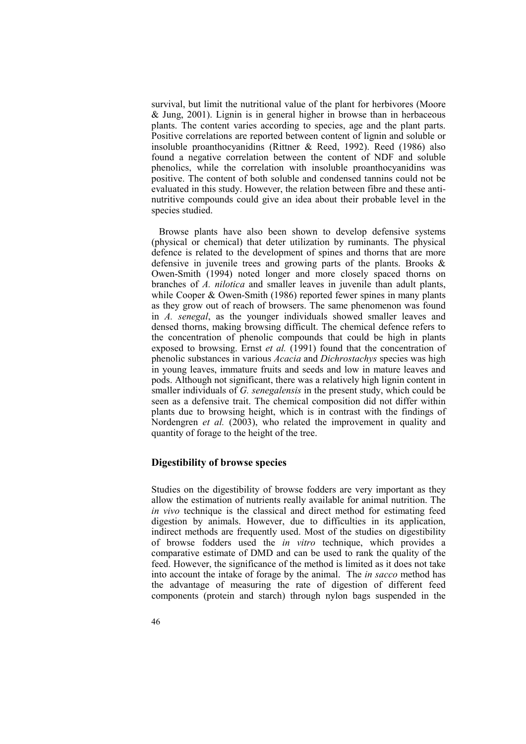survival, but limit the nutritional value of the plant for herbivores (Moore & Jung, 2001). Lignin is in general higher in browse than in herbaceous plants. The content varies according to species, age and the plant parts. Positive correlations are reported between content of lignin and soluble or insoluble proanthocyanidins (Rittner & Reed, 1992). Reed (1986) also found a negative correlation between the content of NDF and soluble phenolics, while the correlation with insoluble proanthocyanidins was positive. The content of both soluble and condensed tannins could not be evaluated in this study. However, the relation between fibre and these anti-nutritive compounds could give an idea about their probable level in the species studied.

Browse plants have also been shown to develop defensive systems (physical or chemical) that deter utilization by ruminants. The physical defence is related to the development of spines and thorns that are more defensive in juvenile trees and growing parts of the plants. Brooks & Owen-Smith (1994) noted longer and more closely spaced thorns on branches of *A. nilotica* and smaller leaves in juvenile than adult plants, while Cooper & Owen-Smith (1986) reported fewer spines in many plants as they grow out of reach of browsers. The same phenomenon was found in *A. senegal*, as the younger individuals showed smaller leaves and densed thorns, making browsing difficult. The chemical defence refers to the concentration of phenolic compounds that could be high in plants exposed to browsing. Ernst *et al.* (1991) found that the concentration of phenolic substances in various *Acacia* and *Dichrostachys* species was high in young leaves, immature fruits and seeds and low in mature leaves and pods. Although not significant, there was a relatively high lignin content in smaller individuals of *G. senegalensis* in the present study, which could be seen as a defensive trait. The chemical composition did not differ within plants due to browsing height, which is in contrast with the findings of Nordengren *et al.* (2003), who related the improvement in quality and quantity of forage to the height of the tree.

## Digestibility of browse species

Studies on the digestibility of browse fodders are very important as they allow the estimation of nutrients really available for animal nutrition. The *in vivo* technique is the classical and direct method for estimating feed digestion by animals. However, due to difficulties in its application, indirect methods are frequently used. Most of the studies on digestibility of browse fodders used the *in vitro* technique, which provides a comparative estimate of DMD and can be used to rank the quality of the feed. However, the significance of the method is limited as it does not take into account the intake of forage by the animal. The *in sacco* method has the advantage of measuring the rate of digestion of different feed components (protein and starch) through nylon bags suspended in the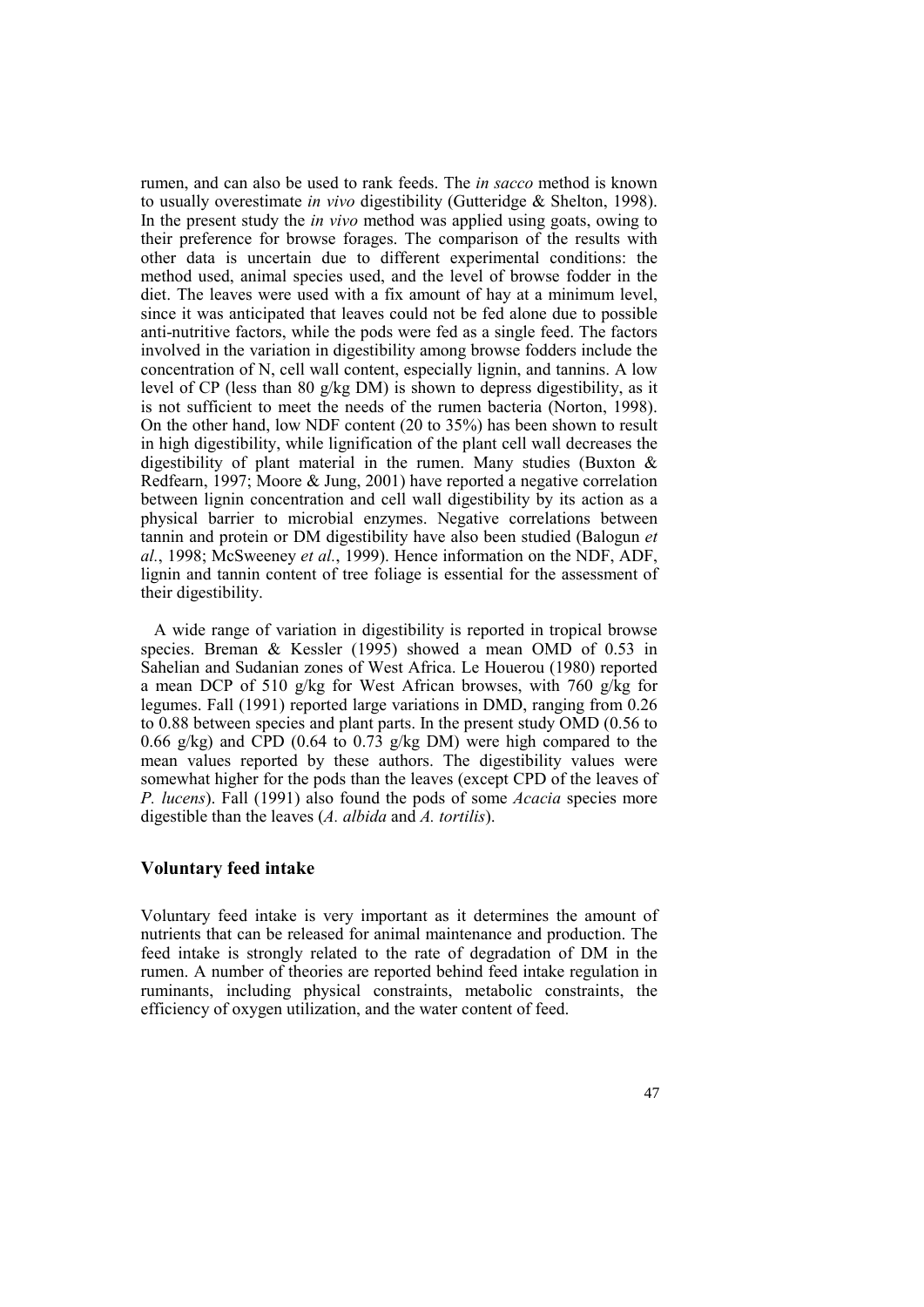rumen, and can also be used to rank feeds. The *in sacco* method is known to usually overestimate *in vivo* digestibility (Gutteridge & Shelton, 1998). In the present study the *in vivo* method was applied using goats, owing to their preference for browse forages. The comparison of the results with other data is uncertain due to different experimental conditions: the method used, animal species used, and the level of browse fodder in the diet. The leaves were used with a fix amount of hay at a minimum level, since it was anticipated that leaves could not be fed alone due to possible anti-nutritive factors, while the pods were fed as a single feed. The factors involved in the variation in digestibility among browse fodders include the concentration of N, cell wall content, especially lignin, and tannins. A low level of CP (less than 80 g/kg DM) is shown to depress digestibility, as it is not sufficient to meet the needs of the rumen bacteria (Norton, 1998). On the other hand, low NDF content (20 to 35%) has been shown to result in high digestibility, while lignification of the plant cell wall decreases the digestibility of plant material in the rumen. Many studies (Buxton & Redfearn, 1997; Moore & Jung, 2001) have reported a negative correlation between lignin concentration and cell wall digestibility by its action as a physical barrier to microbial enzymes. Negative correlations between tannin and protein or DM digestibility have also been studied (Balogun *et al.*, 1998; McSweeney *et al.*, 1999). Hence information on the NDF, ADF, lignin and tannin content of tree foliage is essential for the assessment of their digestibility.

A wide range of variation in digestibility is reported in tropical browse species. Breman & Kessler (1995) showed a mean OMD of 0.53 in Sahelian and Sudanian zones of West Africa. Le Houerou (1980) reported a mean DCP of 510 g/kg for West African browses, with 760 g/kg for legumes. Fall (1991) reported large variations in DMD, ranging from 0.26 to 0.88 between species and plant parts. In the present study OMD (0.56 to 0.66 g/kg) and CPD (0.64 to 0.73 g/kg DM) were high compared to the mean values reported by these authors. The digestibility values were somewhat higher for the pods than the leaves (except CPD of the leaves of *P. lucens*). Fall (1991) also found the pods of some *Acacia* species more digestible than the leaves (*A. albida* and *A. tortilis*).

### Voluntary feed intake

Voluntary feed intake is very important as it determines the amount of nutrients that can be released for animal maintenance and production. The feed intake is strongly related to the rate of degradation of DM in the rumen. A number of theories are reported behind feed intake regulation in ruminants, including physical constraints, metabolic constraints, the efficiency of oxygen utilization, and the water content of feed.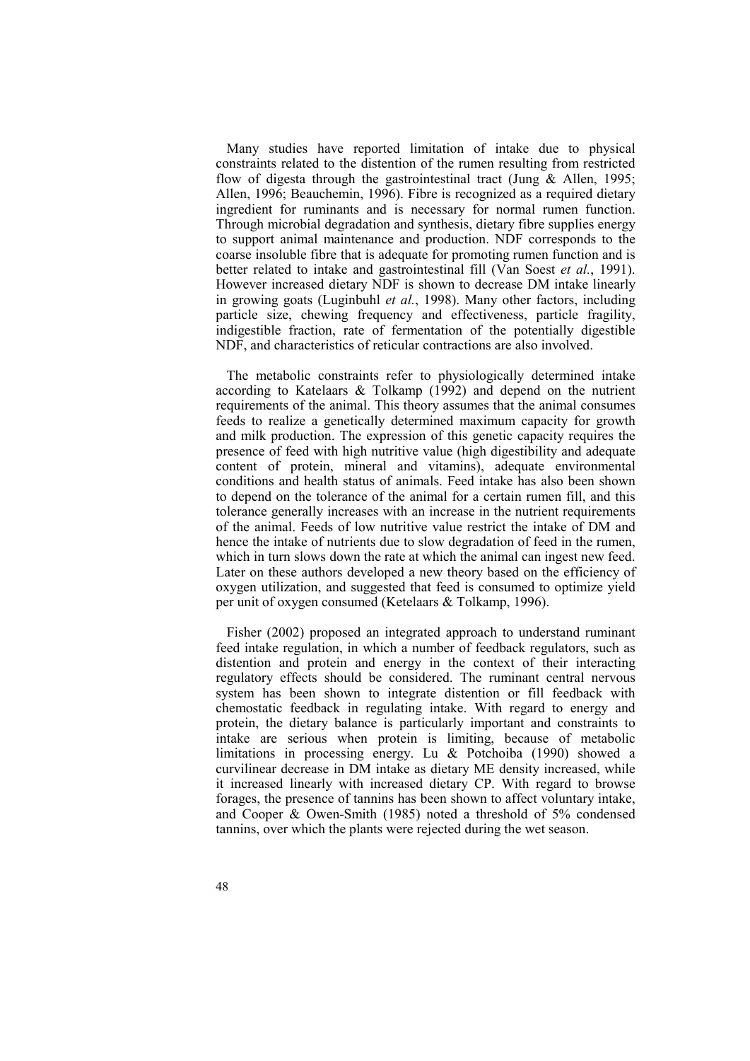Many studies have reported limitation of intake due to physical constraints related to the distention of the rumen resulting from restricted flow of digesta through the gastrointestinal tract (Jung & Allen, 1995; Allen, 1996; Beauchemin, 1996). Fibre is recognized as a required dietary ingredient for ruminants and is necessary for normal rumen function. Through microbial degradation and synthesis, dietary fibre supplies energy to support animal maintenance and production. NDF corresponds to the coarse insoluble fibre that is adequate for promoting rumen function and is better related to intake and gastrointestinal fill (Van Soest *et al.*, 1991). However increased dietary NDF is shown to decrease DM intake linearly in growing goats (Luginbuhl *et al.*, 1998). Many other factors, including particle size, chewing frequency and effectiveness, particle fragility, indigestible fraction, rate of fermentation of the potentially digestible NDF, and characteristics of reticular contractions are also involved.

The metabolic constraints refer to physiologically determined intake according to Katelaars & Tolkamp (1992) and depend on the nutrient requirements of the animal. This theory assumes that the animal consumes feeds to realize a genetically determined maximum capacity for growth and milk production. The expression of this genetic capacity requires the presence of feed with high nutritive value (high digestibility and adequate content of protein, mineral and vitamins), adequate environmental conditions and health status of animals. Feed intake has also been shown to depend on the tolerance of the animal for a certain rumen fill, and this tolerance generally increases with an increase in the nutrient requirements of the animal. Feeds of low nutritive value restrict the intake of DM and hence the intake of nutrients due to slow degradation of feed in the rumen, which in turn slows down the rate at which the animal can ingest new feed. Later on these authors developed a new theory based on the efficiency of oxygen utilization, and suggested that feed is consumed to optimize yield per unit of oxygen consumed (Ketelaars & Tolkamp, 1996).

Fisher (2002) proposed an integrated approach to understand ruminant feed intake regulation, in which a number of feedback regulators, such as distention and protein and energy in the context of their interacting regulatory effects should be considered. The ruminant central nervous system has been shown to integrate distention or fill feedback with chemostatic feedback in regulating intake. With regard to energy and protein, the dietary balance is particularly important and constraints to intake are serious when protein is limiting, because of metabolic limitations in processing energy. Lu & Potchoiba (1990) showed a curvilinear decrease in DM intake as dietary ME density increased, while it increased linearly with increased dietary CP. With regard to browse forages, the presence of tannins has been shown to affect voluntary intake, and Cooper & Owen-Smith (1985) noted a threshold of 5% condensed tannins, over which the plants were rejected during the wet season.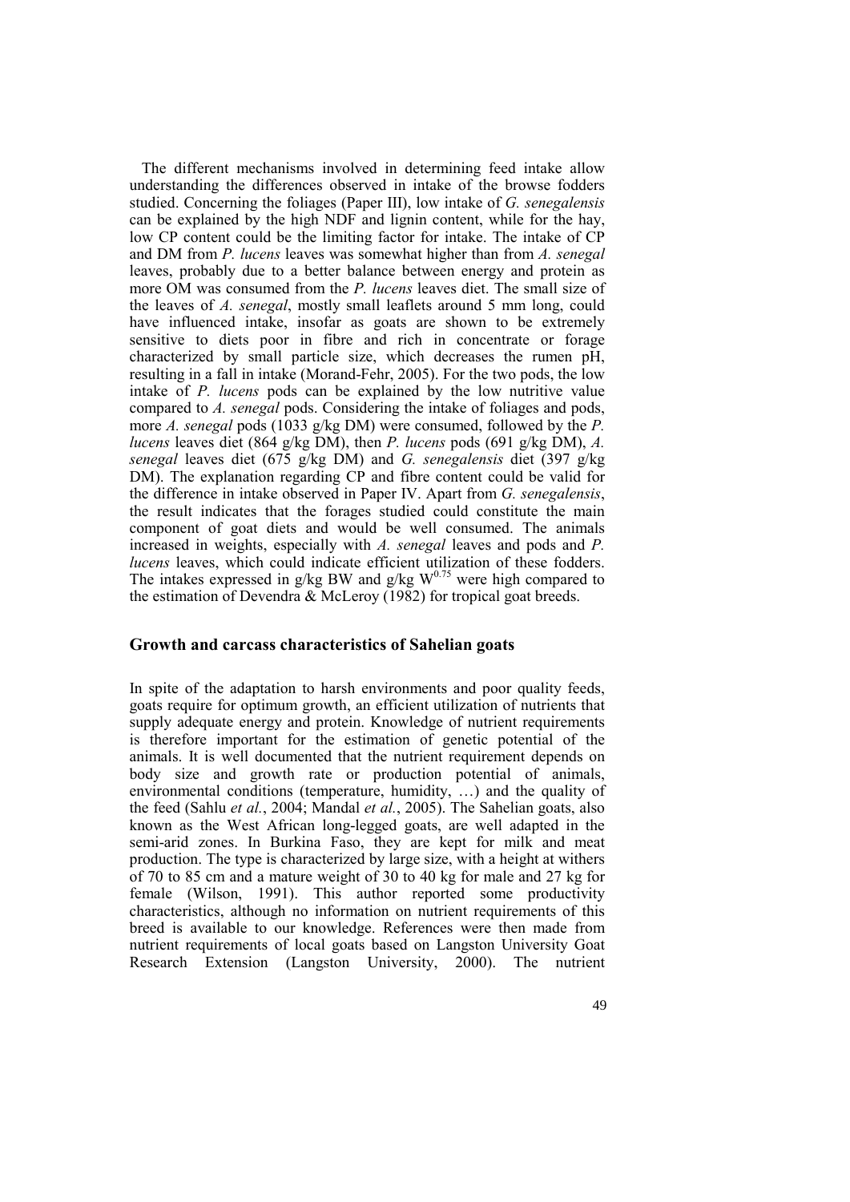The different mechanisms involved in determining feed intake allow understanding the differences observed in intake of the browse fodders studied. Concerning the foliages (Paper III), low intake of *G. senegalensis* can be explained by the high NDF and lignin content, while for the hay, low CP content could be the limiting factor for intake. The intake of CP and DM from *P. lucens* leaves was somewhat higher than from *A. senegal* leaves, probably due to a better balance between energy and protein as more OM was consumed from the *P. lucens* leaves diet. The small size of the leaves of *A. senegal*, mostly small leaflets around 5 mm long, could have influenced intake, insofar as goats are shown to be extremely sensitive to diets poor in fibre and rich in concentrate or forage characterized by small particle size, which decreases the rumen pH, resulting in a fall in intake (Morand-Fehr, 2005). For the two pods, the low intake of *P. lucens* pods can be explained by the low nutritive value compared to *A. senegal* pods. Considering the intake of foliages and pods, more *A. senegal* pods (1033 g/kg DM) were consumed, followed by the *P. lucens* leaves diet (864 g/kg DM), then *P. lucens* pods (691 g/kg DM), *A. senegal* leaves diet (675 g/kg DM) and *G. senegalensis* diet (397 g/kg DM). The explanation regarding CP and fibre content could be valid for the difference in intake observed in Paper IV. Apart from *G. senegalensis*, the result indicates that the forages studied could constitute the main component of goat diets and would be well consumed. The animals increased in weights, especially with *A. senegal* leaves and pods and *P. lucens* leaves, which could indicate efficient utilization of these fodders. The intakes expressed in g/kg BW and g/kg $W^{0.75}$ were high compared to the estimation of Devendra & McLeroy (1982) for tropical goat breeds.

## Growth and carcass characteristics of Sahelian goats

In spite of the adaptation to harsh environments and poor quality feeds, goats require for optimum growth, an efficient utilization of nutrients that supply adequate energy and protein. Knowledge of nutrient requirements is therefore important for the estimation of genetic potential of the animals. It is well documented that the nutrient requirement depends on body size and growth rate or production potential of animals, environmental conditions (temperature, humidity, …) and the quality of the feed (Sahlu *et al.*, 2004; Mandal *et al.*, 2005). The Sahelian goats, also known as the West African long-legged goats, are well adapted in the semi-arid zones. In Burkina Faso, they are kept for milk and meat production. The type is characterized by large size, with a height at withers of 70 to 85 cm and a mature weight of 30 to 40 kg for male and 27 kg for female (Wilson, 1991). This author reported some productivity characteristics, although no information on nutrient requirements of this breed is available to our knowledge. References were then made from nutrient requirements of local goats based on Langston University Goat Research Extension (Langston University, 2000). The nutrient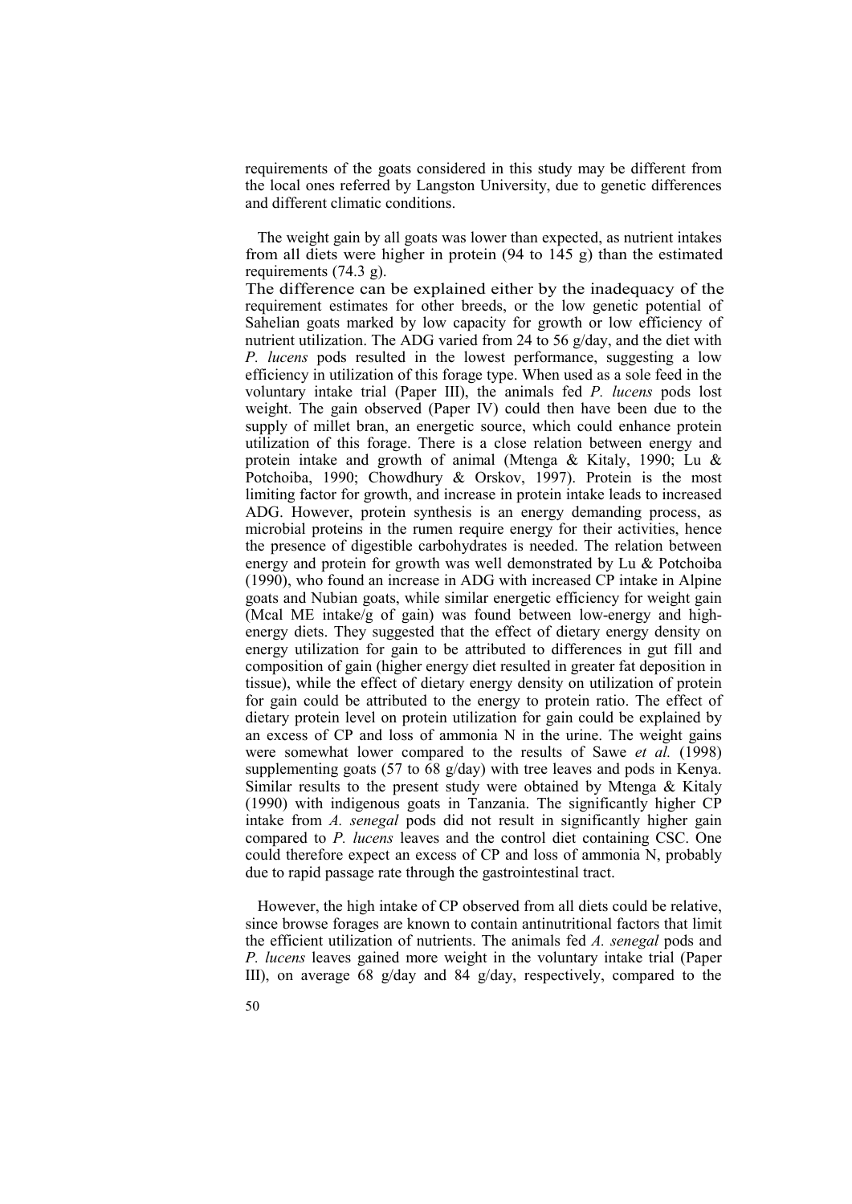requirements of the goats considered in this study may be different from the local ones referred by Langston University, due to genetic differences and different climatic conditions.

The weight gain by all goats was lower than expected, as nutrient intakes from all diets were higher in protein (94 to 145 g) than the estimated requirements (74.3 g).

The difference can be explained either by the inadequacy of the requirement estimates for other breeds, or the low genetic potential of Sahelian goats marked by low capacity for growth or low efficiency of nutrient utilization. The ADG varied from 24 to 56 g/day, and the diet with *P. lucens* pods resulted in the lowest performance, suggesting a low efficiency in utilization of this forage type. When used as a sole feed in the voluntary intake trial (Paper III), the animals fed *P. lucens* pods lost weight. The gain observed (Paper IV) could then have been due to the supply of millet bran, an energetic source, which could enhance protein utilization of this forage. There is a close relation between energy and protein intake and growth of animal (Mtenga & Kitaly, 1990; Lu & Potchoiba, 1990; Chowdhury & Orskov, 1997). Protein is the most limiting factor for growth, and increase in protein intake leads to increased ADG. However, protein synthesis is an energy demanding process, as microbial proteins in the rumen require energy for their activities, hence the presence of digestible carbohydrates is needed. The relation between energy and protein for growth was well demonstrated by Lu & Potchoiba (1990), who found an increase in ADG with increased CP intake in Alpine goats and Nubian goats, while similar energetic efficiency for weight gain (Mcal ME intake/g of gain) was found between low-energy and high-energy diets. They suggested that the effect of dietary energy density on energy utilization for gain to be attributed to differences in gut fill and composition of gain (higher energy diet resulted in greater fat deposition in tissue), while the effect of dietary energy density on utilization of protein for gain could be attributed to the energy to protein ratio. The effect of dietary protein level on protein utilization for gain could be explained by an excess of CP and loss of ammonia N in the urine. The weight gains were somewhat lower compared to the results of Sawe *et al.* (1998) supplementing goats (57 to 68 g/day) with tree leaves and pods in Kenya. Similar results to the present study were obtained by Mtenga & Kitaly (1990) with indigenous goats in Tanzania. The significantly higher CP intake from *A. senegal* pods did not result in significantly higher gain compared to *P. lucens* leaves and the control diet containing CSC. One could therefore expect an excess of CP and loss of ammonia N, probably due to rapid passage rate through the gastrointestinal tract.

However, the high intake of CP observed from all diets could be relative, since browse forages are known to contain antinutritional factors that limit the efficient utilization of nutrients. The animals fed *A. senegal* pods and *P. lucens* leaves gained more weight in the voluntary intake trial (Paper III), on average 68 g/day and 84 g/day, respectively, compared to the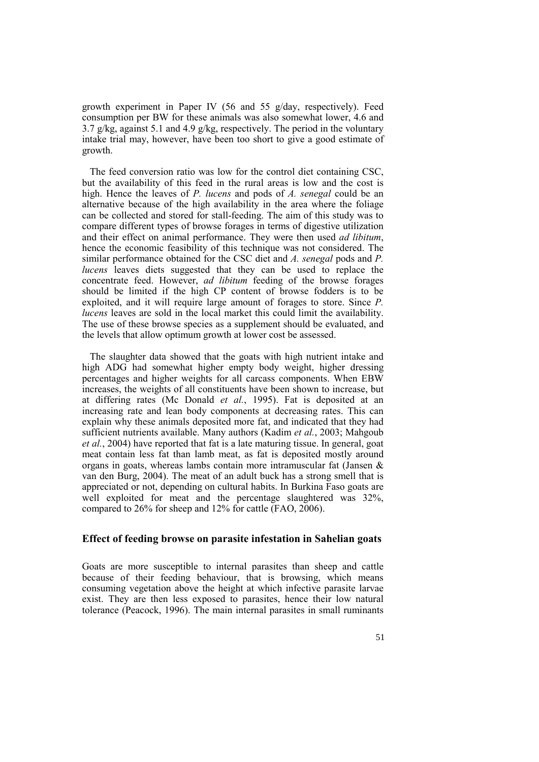growth experiment in Paper IV (56 and 55 g/day, respectively). Feed consumption per BW for these animals was also somewhat lower, 4.6 and 3.7 g/kg, against 5.1 and 4.9 g/kg, respectively. The period in the voluntary intake trial may, however, have been too short to give a good estimate of growth.

The feed conversion ratio was low for the control diet containing CSC, but the availability of this feed in the rural areas is low and the cost is high. Hence the leaves of *P. lucens* and pods of *A. senegal* could be an alternative because of the high availability in the area where the foliage can be collected and stored for stall-feeding. The aim of this study was to compare different types of browse forages in terms of digestive utilization and their effect on animal performance. They were then used *ad libitum*, hence the economic feasibility of this technique was not considered. The similar performance obtained for the CSC diet and *A. senegal* pods and *P. lucens* leaves diets suggested that they can be used to replace the concentrate feed. However, *ad libitum* feeding of the browse forages should be limited if the high CP content of browse fodders is to be exploited, and it will require large amount of forages to store. Since *P. lucens* leaves are sold in the local market this could limit the availability. The use of these browse species as a supplement should be evaluated, and the levels that allow optimum growth at lower cost be assessed.

The slaughter data showed that the goats with high nutrient intake and high ADG had somewhat higher empty body weight, higher dressing percentages and higher weights for all carcass components. When EBW increases, the weights of all constituents have been shown to increase, but at differing rates (Mc Donald *et al.*, 1995). Fat is deposited at an increasing rate and lean body components at decreasing rates. This can explain why these animals deposited more fat, and indicated that they had sufficient nutrients available. Many authors (Kadim *et al.*, 2003; Mahgoub *et al.*, 2004) have reported that fat is a late maturing tissue. In general, goat meat contain less fat than lamb meat, as fat is deposited mostly around organs in goats, whereas lambs contain more intramuscular fat (Jansen & van den Burg, 2004). The meat of an adult buck has a strong smell that is appreciated or not, depending on cultural habits. In Burkina Faso goats are well exploited for meat and the percentage slaughtered was 32%, compared to 26% for sheep and 12% for cattle (FAO, 2006).

## Effect of feeding browse on parasite infestation in Sahelian goats

Goats are more susceptible to internal parasites than sheep and cattle because of their feeding behaviour, that is browsing, which means consuming vegetation above the height at which infective parasite larvae exist. They are then less exposed to parasites, hence their low natural tolerance (Peacock, 1996). The main internal parasites in small ruminants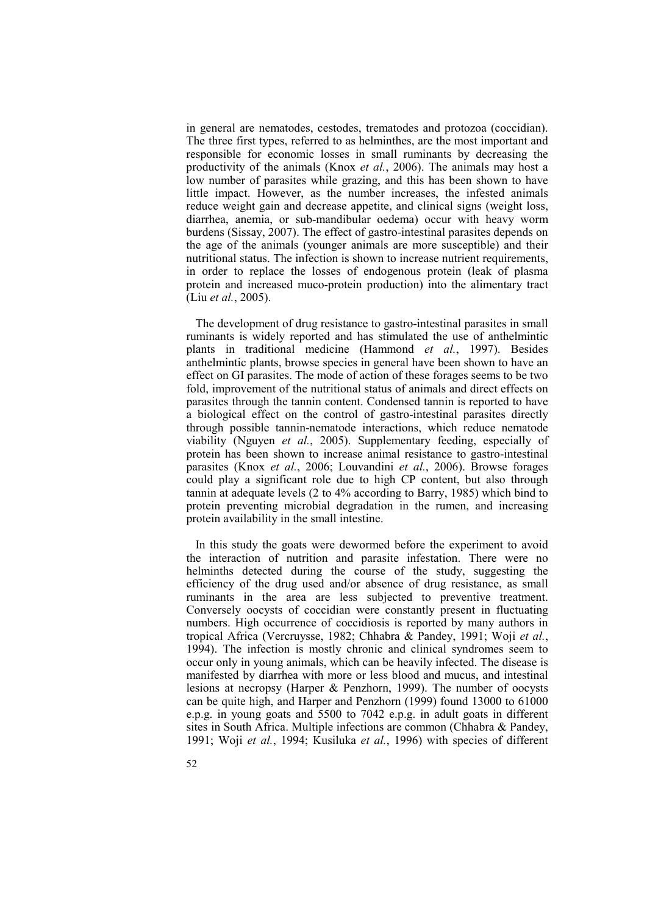in general are nematodes, cestodes, trematodes and protozoa (coccidian). The three first types, referred to as helminthes, are the most important and responsible for economic losses in small ruminants by decreasing the productivity of the animals (Knox *et al.*, 2006). The animals may host a low number of parasites while grazing, and this has been shown to have little impact. However, as the number increases, the infested animals reduce weight gain and decrease appetite, and clinical signs (weight loss, diarrhea, anemia, or sub-mandibular oedema) occur with heavy worm burdens (Sissay, 2007). The effect of gastro-intestinal parasites depends on the age of the animals (younger animals are more susceptible) and their nutritional status. The infection is shown to increase nutrient requirements, in order to replace the losses of endogenous protein (leak of plasma protein and increased muco-protein production) into the alimentary tract (Liu *et al.*, 2005).

The development of drug resistance to gastro-intestinal parasites in small ruminants is widely reported and has stimulated the use of anthelmintic plants in traditional medicine (Hammond *et al.*, 1997). Besides anthelmintic plants, browse species in general have been shown to have an effect on GI parasites. The mode of action of these forages seems to be two fold, improvement of the nutritional status of animals and direct effects on parasites through the tannin content. Condensed tannin is reported to have a biological effect on the control of gastro-intestinal parasites directly through possible tannin-nematode interactions, which reduce nematode viability (Nguyen *et al.*, 2005). Supplementary feeding, especially of protein has been shown to increase animal resistance to gastro-intestinal parasites (Knox *et al.*, 2006; Louvandini *et al.*, 2006). Browse forages could play a significant role due to high CP content, but also through tannin at adequate levels (2 to 4% according to Barry, 1985) which bind to protein preventing microbial degradation in the rumen, and increasing protein availability in the small intestine.

In this study the goats were dewormed before the experiment to avoid the interaction of nutrition and parasite infestation. There were no helminths detected during the course of the study, suggesting the efficiency of the drug used and/or absence of drug resistance, as small ruminants in the area are less subjected to preventive treatment. Conversely oocysts of coccidian were constantly present in fluctuating numbers. High occurrence of coccidiosis is reported by many authors in tropical Africa (Vercruysse, 1982; Chhabra & Pandey, 1991; Woji *et al.*, 1994). The infection is mostly chronic and clinical syndromes seem to occur only in young animals, which can be heavily infected. The disease is manifested by diarrhea with more or less blood and mucus, and intestinal lesions at necropsy (Harper & Penzhorn, 1999). The number of oocysts can be quite high, and Harper and Penzhorn (1999) found 13000 to 61000 e.p.g. in young goats and 5500 to 7042 e.p.g. in adult goats in different sites in South Africa. Multiple infections are common (Chhabra & Pandey, 1991; Woji *et al.*, 1994; Kusiluka *et al.*, 1996) with species of different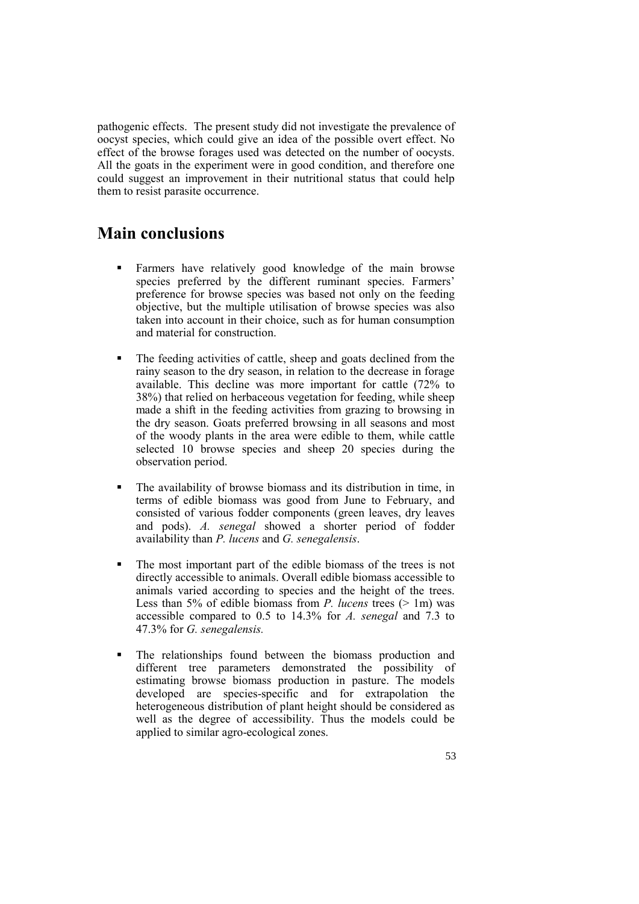pathogenic effects. The present study did not investigate the prevalence of oocyst species, which could give an idea of the possible overt effect. No effect of the browse forages used was detected on the number of oocysts. All the goats in the experiment were in good condition, and therefore one could suggest an improvement in their nutritional status that could help them to resist parasite occurrence.

# Main conclusions

- Farmers have relatively good knowledge of the main browse species preferred by the different ruminant species. Farmers' preference for browse species was based not only on the feeding objective, but the multiple utilisation of browse species was also taken into account in their choice, such as for human consumption and material for construction.

- The feeding activities of cattle, sheep and goats declined from the rainy season to the dry season, in relation to the decrease in forage available. This decline was more important for cattle (72% to 38%) that relied on herbaceous vegetation for feeding, while sheep made a shift in the feeding activities from grazing to browsing in the dry season. Goats preferred browsing in all seasons and most of the woody plants in the area were edible to them, while cattle selected 10 browse species and sheep 20 species during the observation period.

- The availability of browse biomass and its distribution in time, in terms of edible biomass was good from June to February, and consisted of various fodder components (green leaves, dry leaves and pods). *A. senegal* showed a shorter period of fodder availability than *P. lucens* and *G. senegalensis*.

- The most important part of the edible biomass of the trees is not directly accessible to animals. Overall edible biomass accessible to animals varied according to species and the height of the trees. Less than 5% of edible biomass from *P. lucens* trees (> 1m) was accessible compared to 0.5 to 14.3% for *A. senegal* and 7.3 to 47.3% for *G. senegalensis.*

- The relationships found between the biomass production and different tree parameters demonstrated the possibility of estimating browse biomass production in pasture. The models developed are species-specific and for extrapolation the heterogeneous distribution of plant height should be considered as well as the degree of accessibility. Thus the models could be applied to similar agro-ecological zones.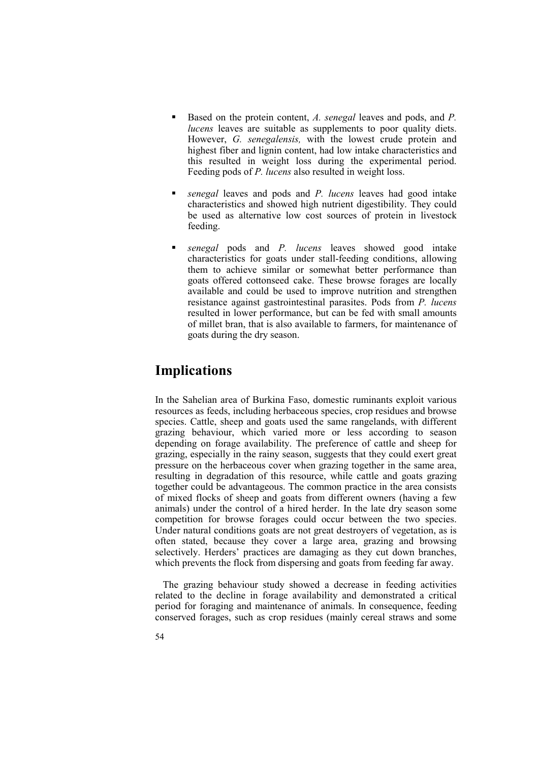- Based on the protein content, *A. senegal* leaves and pods, and *P. lucens* leaves are suitable as supplements to poor quality diets. However, *G. senegalensis,* with the lowest crude protein and highest fiber and lignin content, had low intake characteristics and this resulted in weight loss during the experimental period. Feeding pods of *P. lucens* also resulted in weight loss.

- *senegal* leaves and pods and *P. lucens* leaves had good intake characteristics and showed high nutrient digestibility. They could be used as alternative low cost sources of protein in livestock feeding.

- *senegal* pods and *P. lucens* leaves showed good intake characteristics for goats under stall-feeding conditions, allowing them to achieve similar or somewhat better performance than goats offered cottonseed cake. These browse forages are locally available and could be used to improve nutrition and strengthen resistance against gastrointestinal parasites. Pods from *P. lucens* resulted in lower performance, but can be fed with small amounts of millet bran, that is also available to farmers, for maintenance of goats during the dry season.

# Implications

In the Sahelian area of Burkina Faso, domestic ruminants exploit various resources as feeds, including herbaceous species, crop residues and browse species. Cattle, sheep and goats used the same rangelands, with different grazing behaviour, which varied more or less according to season depending on forage availability. The preference of cattle and sheep for grazing, especially in the rainy season, suggests that they could exert great pressure on the herbaceous cover when grazing together in the same area, resulting in degradation of this resource, while cattle and goats grazing together could be advantageous. The common practice in the area consists of mixed flocks of sheep and goats from different owners (having a few animals) under the control of a hired herder. In the late dry season some competition for browse forages could occur between the two species. Under natural conditions goats are not great destroyers of vegetation, as is often stated, because they cover a large area, grazing and browsing selectively. Herders' practices are damaging as they cut down branches, which prevents the flock from dispersing and goats from feeding far away.

The grazing behaviour study showed a decrease in feeding activities related to the decline in forage availability and demonstrated a critical period for foraging and maintenance of animals. In consequence, feeding conserved forages, such as crop residues (mainly cereal straws and some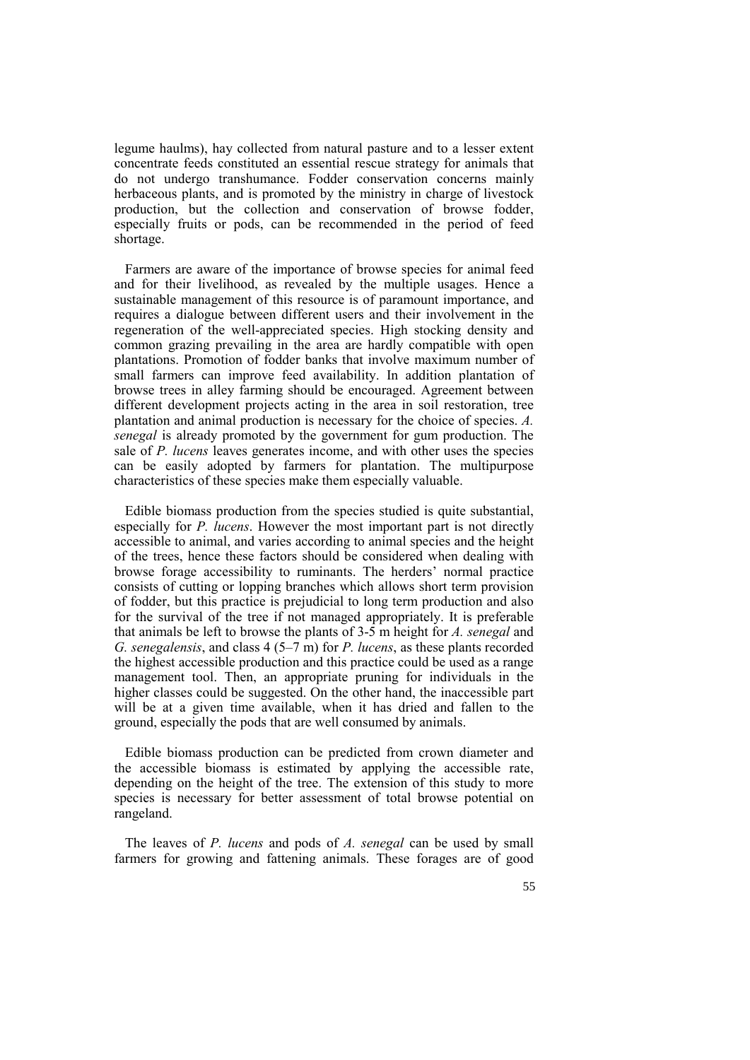legume haulms), hay collected from natural pasture and to a lesser extent concentrate feeds constituted an essential rescue strategy for animals that do not undergo transhumance. Fodder conservation concerns mainly herbaceous plants, and is promoted by the ministry in charge of livestock production, but the collection and conservation of browse fodder, especially fruits or pods, can be recommended in the period of feed shortage.

Farmers are aware of the importance of browse species for animal feed and for their livelihood, as revealed by the multiple usages. Hence a sustainable management of this resource is of paramount importance, and requires a dialogue between different users and their involvement in the regeneration of the well-appreciated species. High stocking density and common grazing prevailing in the area are hardly compatible with open plantations. Promotion of fodder banks that involve maximum number of small farmers can improve feed availability. In addition plantation of browse trees in alley farming should be encouraged. Agreement between different development projects acting in the area in soil restoration, tree plantation and animal production is necessary for the choice of species. *A. senegal* is already promoted by the government for gum production. The sale of *P. lucens* leaves generates income, and with other uses the species can be easily adopted by farmers for plantation. The multipurpose characteristics of these species make them especially valuable.

Edible biomass production from the species studied is quite substantial, especially for *P. lucens*. However the most important part is not directly accessible to animal, and varies according to animal species and the height of the trees, hence these factors should be considered when dealing with browse forage accessibility to ruminants. The herders' normal practice consists of cutting or lopping branches which allows short term provision of fodder, but this practice is prejudicial to long term production and also for the survival of the tree if not managed appropriately. It is preferable that animals be left to browse the plants of 3-5 m height for *A. senegal* and *G. senegalensis*, and class 4 (5–7 m) for *P. lucens*, as these plants recorded the highest accessible production and this practice could be used as a range management tool. Then, an appropriate pruning for individuals in the higher classes could be suggested. On the other hand, the inaccessible part will be at a given time available, when it has dried and fallen to the ground, especially the pods that are well consumed by animals.

Edible biomass production can be predicted from crown diameter and the accessible biomass is estimated by applying the accessible rate, depending on the height of the tree. The extension of this study to more species is necessary for better assessment of total browse potential on rangeland.

The leaves of *P. lucens* and pods of *A. senegal* can be used by small farmers for growing and fattening animals. These forages are of good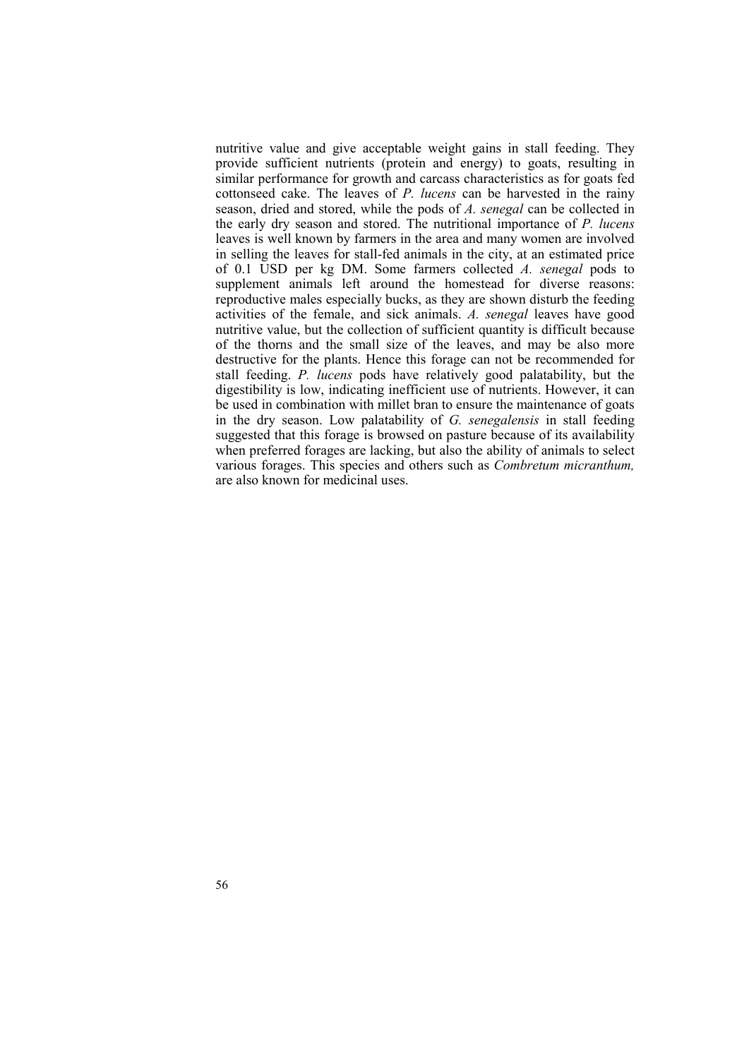nutritive value and give acceptable weight gains in stall feeding. They provide sufficient nutrients (protein and energy) to goats, resulting in similar performance for growth and carcass characteristics as for goats fed cottonseed cake. The leaves of *P. lucens* can be harvested in the rainy season, dried and stored, while the pods of *A. senegal* can be collected in the early dry season and stored. The nutritional importance of *P. lucens* leaves is well known by farmers in the area and many women are involved in selling the leaves for stall-fed animals in the city, at an estimated price of 0.1 USD per kg DM. Some farmers collected *A. senegal* pods to supplement animals left around the homestead for diverse reasons: reproductive males especially bucks, as they are shown disturb the feeding activities of the female, and sick animals. *A. senegal* leaves have good nutritive value, but the collection of sufficient quantity is difficult because of the thorns and the small size of the leaves, and may be also more destructive for the plants. Hence this forage can not be recommended for stall feeding. *P. lucens* pods have relatively good palatability, but the digestibility is low, indicating inefficient use of nutrients. However, it can be used in combination with millet bran to ensure the maintenance of goats in the dry season. Low palatability of *G. senegalensis* in stall feeding suggested that this forage is browsed on pasture because of its availability when preferred forages are lacking, but also the ability of animals to select various forages. This species and others such as *Combretum micranthum,* are also known for medicinal uses.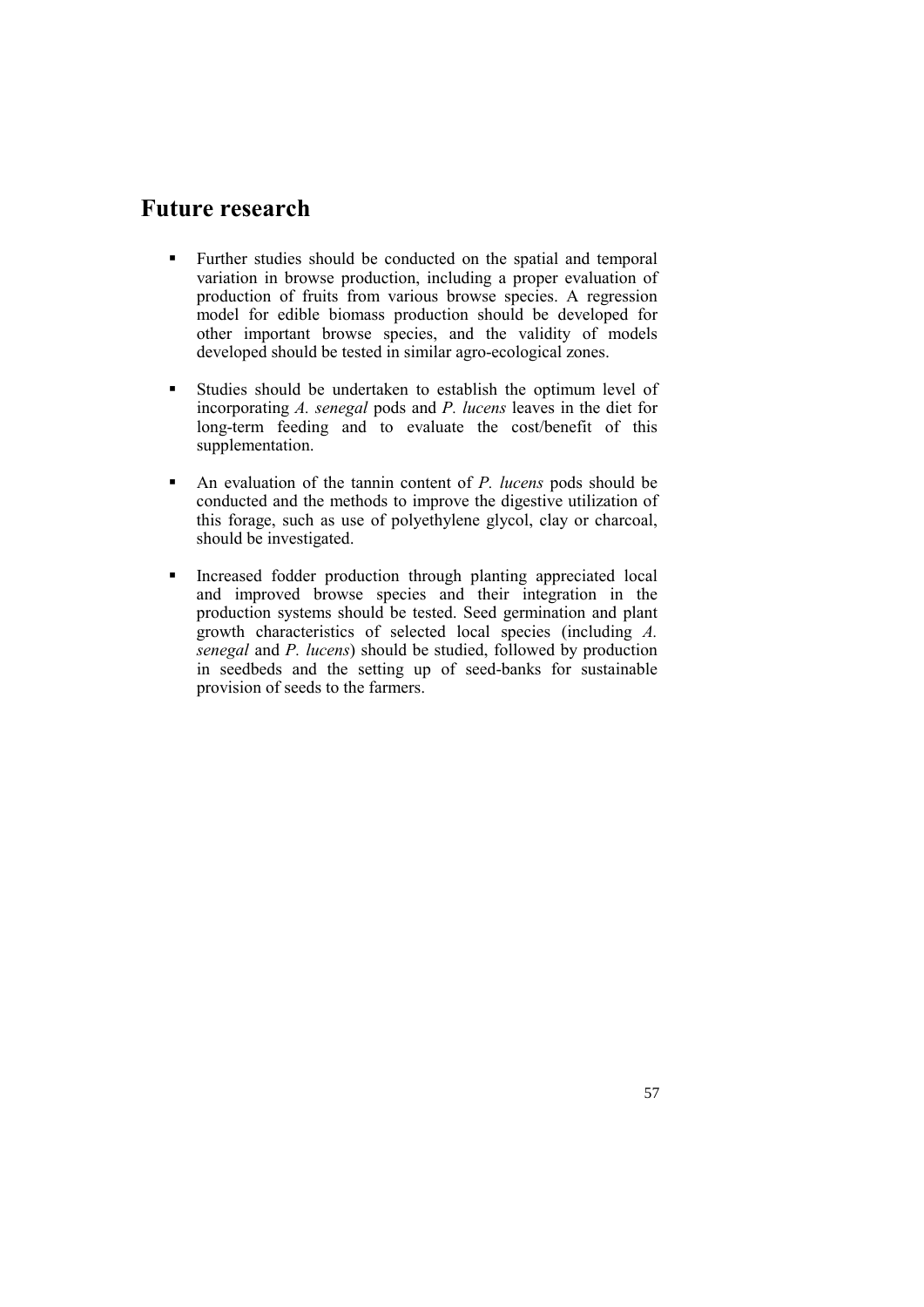## Future research

- Further studies should be conducted on the spatial and temporal variation in browse production, including a proper evaluation of production of fruits from various browse species. A regression model for edible biomass production should be developed for other important browse species, and the validity of models developed should be tested in similar agro-ecological zones.

- Studies should be undertaken to establish the optimum level of incorporating *A. senegal* pods and *P. lucens* leaves in the diet for long-term feeding and to evaluate the cost/benefit of this supplementation.

- An evaluation of the tannin content of *P. lucens* pods should be conducted and the methods to improve the digestive utilization of this forage, such as use of polyethylene glycol, clay or charcoal, should be investigated.

- Increased fodder production through planting appreciated local and improved browse species and their integration in the production systems should be tested. Seed germination and plant growth characteristics of selected local species (including *A. senegal* and *P. lucens*) should be studied, followed by production in seedbeds and the setting up of seed-banks for sustainable provision of seeds to the farmers.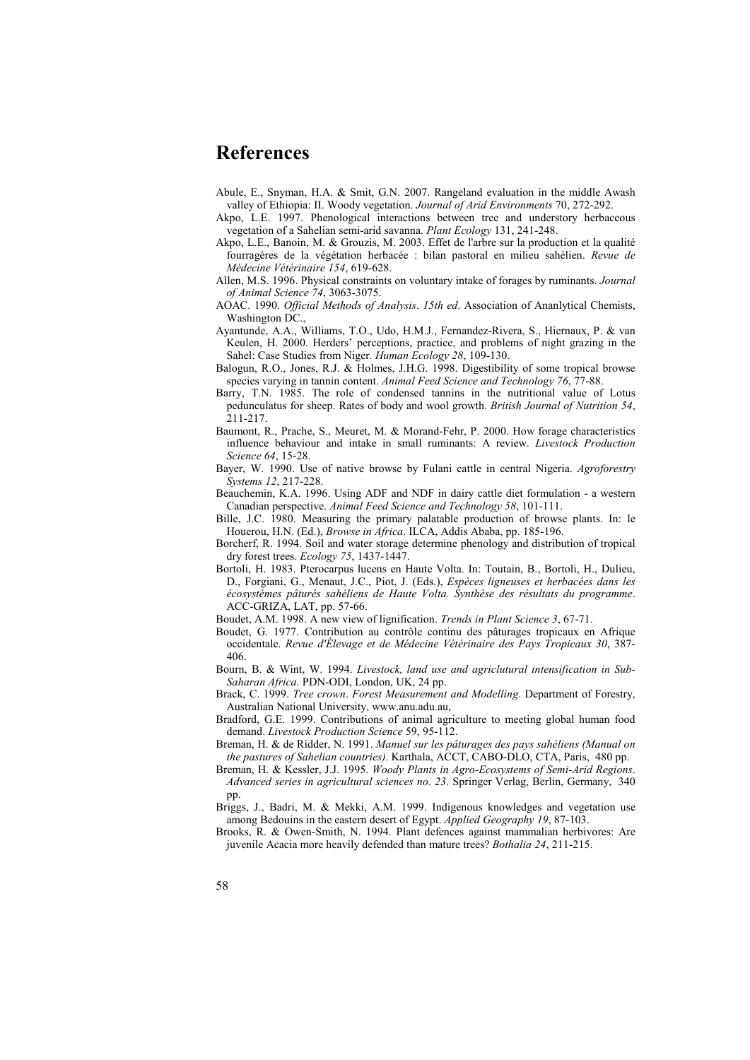# References

Abule, E., Snyman, H.A. & Smit, G.N. 2007. Rangeland evaluation in the middle Awash valley of Ethiopia: II. Woody vegetation. *Journal of Arid Environments* 70, 272-292.

Akpo, L.E. 1997. Phenological interactions between tree and understory herbaceous vegetation of a Sahelian semi-arid savanna. *Plant Ecology* 131, 241-248.

Akpo, L.E., Banoin, M. & Grouzis, M. 2003. Effet de l'arbre sur la production et la qualité fourragères de la végétation herbacée : bilan pastoral en milieu sahélien. *Revue de Médecine Vétérinaire 154*, 619-628.

Allen, M.S. 1996. Physical constraints on voluntary intake of forages by ruminants. *Journal of Animal Science 74*, 3063-3075.

AOAC. 1990. *Official Methods of Analysis*. *15th ed*. Association of Ananlytical Chemists, Washington DC.,

Ayantunde, A.A., Williams, T.O., Udo, H.M.J., Fernandez-Rivera, S., Hiernaux, P. & van Keulen, H. 2000. Herders' perceptions, practice, and problems of night grazing in the Sahel: Case Studies from Niger. *Human Ecology 28*, 109-130.

Balogun, R.O., Jones, R.J. & Holmes, J.H.G. 1998. Digestibility of some tropical browse species varying in tannin content. *Animal Feed Science and Technology 76*, 77-88.

Barry, T.N. 1985. The role of condensed tannins in the nutritional value of Lotus pedunculatus for sheep. Rates of body and wool growth. *British Journal of Nutrition 54*, 211-217.

Baumont, R., Prache, S., Meuret, M. & Morand-Fehr, P. 2000. How forage characteristics influence behaviour and intake in small ruminants: A review. *Livestock Production Science 64*, 15-28.

Bayer, W. 1990. Use of native browse by Fulani cattle in central Nigeria. *Agroforestry Systems 12*, 217-228.

Beauchemin, K.A. 1996. Using ADF and NDF in dairy cattle diet formulation - a western Canadian perspective. *Animal Feed Science and Technology 58*, 101-111.

Bille, J.C. 1980. Measuring the primary palatable production of browse plants. In: le Houerou, H.N. (Ed.), *Browse in Africa*. ILCA, Addis Ababa, pp. 185-196.

Borcherf, R. 1994. Soil and water storage determine phenology and distribution of tropical dry forest trees. *Ecology 75*, 1437-1447.

Bortoli, H. 1983. Pterocarpus lucens en Haute Volta. In: Toutain, B., Bortoli, H., Dulieu, D., Forgiani, G., Menaut, J.C., Piot, J. (Eds.), *Espèces ligneuses et herbacées dans les écosystèmes pâturés sahéliens de Haute Volta. Synthèse des résultats du programme*. ACC-GRIZA, LAT, pp. 57-66.

Boudet, A.M. 1998. A new view of lignification. *Trends in Plant Science 3*, 67-71.

Boudet, G. 1977. Contribution au contrôle continu des pâturages tropicaux en Afrique occidentale. *Revue d'Élevage et de Médecine Vétérinaire des Pays Tropicaux 30*, 387-406.

Bourn, B. & Wint, W. 1994. *Livestock, land use and agriclutural intensification in Sub-Saharan Africa*. PDN-ODI, London, UK, 24 pp.

Brack, C. 1999. *Tree crown*. *Forest Measurement and Modelling*. Department of Forestry, Australian National University, www.anu.adu.au,

Bradford, G.E. 1999. Contributions of animal agriculture to meeting global human food demand. *Livestock Production Science* 59, 95-112.

Breman, H. & de Ridder, N. 1991. *Manuel sur les pâturages des pays sahéliens (Manual on the pastures of Sahelian countries)*. Karthala, ACCT, CABO-DLO, CTA, Paris, 480 pp.

Breman, H. & Kessler, J.J. 1995. *Woody Plants in Agro-Ecosystems of Semi-Arid Regions*. *Advanced series in agricultural sciences no. 23*. Springer Verlag, Berlin, Germany, 340 pp.

Briggs, J., Badri, M. & Mekki, A.M. 1999. Indigenous knowledges and vegetation use among Bedouins in the eastern desert of Egypt. *Applied Geography 19*, 87-103.

Brooks, R. & Owen-Smith, N. 1994. Plant defences against mammalian herbivores: Are juvenile Acacia more heavily defended than mature trees? *Bothalia 24*, 211-215.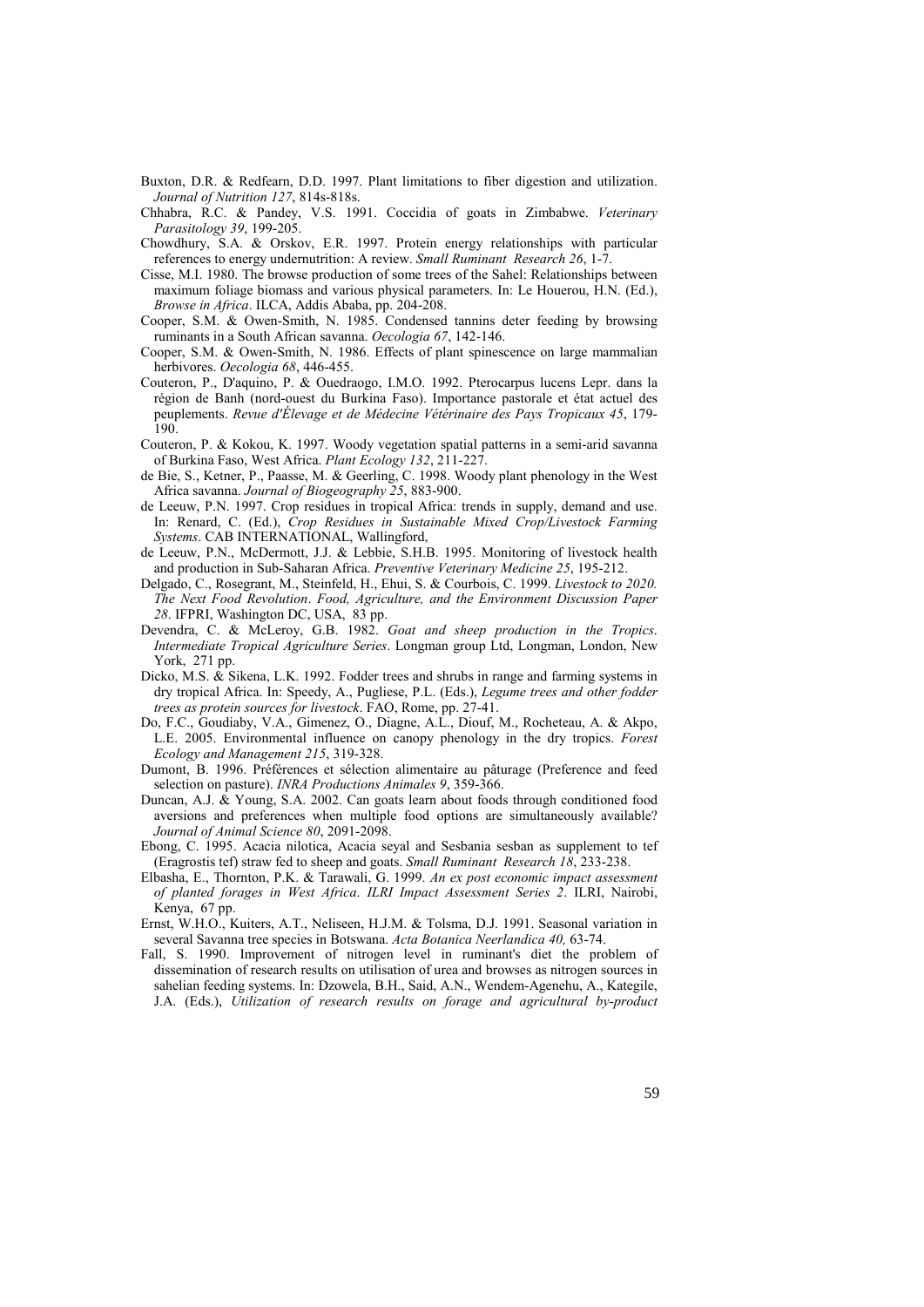Buxton, D.R. & Redfearn, D.D. 1997. Plant limitations to fiber digestion and utilization. *Journal of Nutrition 127*, 814s-818s.

Chhabra, R.C. & Pandey, V.S. 1991. Coccidia of goats in Zimbabwe. *Veterinary Parasitology 39*, 199-205.

Chowdhury, S.A. & Orskov, E.R. 1997. Protein energy relationships with particular references to energy undernutrition: A review. *Small Ruminant Research 26*, 1-7.

Cisse, M.I. 1980. The browse production of some trees of the Sahel: Relationships between maximum foliage biomass and various physical parameters. In: Le Houerou, H.N. (Ed.), *Browse in Africa*. ILCA, Addis Ababa, pp. 204-208.

Cooper, S.M. & Owen-Smith, N. 1985. Condensed tannins deter feeding by browsing ruminants in a South African savanna. *Oecologia 67*, 142-146.

Cooper, S.M. & Owen-Smith, N. 1986. Effects of plant spinescence on large mammalian herbivores. *Oecologia 68*, 446-455.

Couteron, P., D'aquino, P. & Ouedraogo, I.M.O. 1992. Pterocarpus lucens Lepr. dans la région de Banh (nord-ouest du Burkina Faso). Importance pastorale et état actuel des peuplements. *Revue d'Élevage et de Médecine Vétérinaire des Pays Tropicaux 45*, 179-190.

Couteron, P. & Kokou, K. 1997. Woody vegetation spatial patterns in a semi-arid savanna of Burkina Faso, West Africa. *Plant Ecology 132*, 211-227.

de Bie, S., Ketner, P., Paasse, M. & Geerling, C. 1998. Woody plant phenology in the West Africa savanna. *Journal of Biogeography 25*, 883-900.

de Leeuw, P.N. 1997. Crop residues in tropical Africa: trends in supply, demand and use. In: Renard, C. (Ed.), *Crop Residues in Sustainable Mixed Crop/Livestock Farming Systems*. CAB INTERNATIONAL, Wallingford,

de Leeuw, P.N., McDermott, J.J. & Lebbie, S.H.B. 1995. Monitoring of livestock health and production in Sub-Saharan Africa. *Preventive Veterinary Medicine 25*, 195-212.

Delgado, C., Rosegrant, M., Steinfeld, H., Ehui, S. & Courbois, C. 1999. *Livestock to 2020. The Next Food Revolution*. *Food, Agriculture, and the Environment Discussion Paper 28*. IFPRI, Washington DC, USA, 83 pp.

Devendra, C. & McLeroy, G.B. 1982. *Goat and sheep production in the Tropics*. *Intermediate Tropical Agriculture Series*. Longman group Ltd, Longman, London, New York, 271 pp.

Dicko, M.S. & Sikena, L.K. 1992. Fodder trees and shrubs in range and farming systems in dry tropical Africa. In: Speedy, A., Pugliese, P.L. (Eds.), *Legume trees and other fodder trees as protein sources for livestock*. FAO, Rome, pp. 27-41.

Do, F.C., Goudiaby, V.A., Gimenez, O., Diagne, A.L., Diouf, M., Rocheteau, A. & Akpo, L.E. 2005. Environmental influence on canopy phenology in the dry tropics. *Forest Ecology and Management 215*, 319-328.

Dumont, B. 1996. Préférences et sélection alimentaire au pâturage (Preference and feed selection on pasture). *INRA Productions Animales 9*, 359-366.

Duncan, A.J. & Young, S.A. 2002. Can goats learn about foods through conditioned food aversions and preferences when multiple food options are simultaneously available? *Journal of Animal Science 80*, 2091-2098.

Ebong, C. 1995. Acacia nilotica, Acacia seyal and Sesbania sesban as supplement to tef (Eragrostis tef) straw fed to sheep and goats. *Small Ruminant Research 18*, 233-238.

Elbasha, E., Thornton, P.K. & Tarawali, G. 1999. *An ex post economic impact assessment of planted forages in West Africa*. *ILRI Impact Assessment Series 2*. ILRI, Nairobi, Kenya, 67 pp.

Ernst, W.H.O., Kuiters, A.T., Neliseen, H.J.M. & Tolsma, D.J. 1991. Seasonal variation in several Savanna tree species in Botswana. *Acta Botanica Neerlandica 40,* 63-74.

Fall, S. 1990. Improvement of nitrogen level in ruminant's diet the problem of dissemination of research results on utilisation of urea and browses as nitrogen sources in sahelian feeding systems. In: Dzowela, B.H., Said, A.N., Wendem-Agenehu, A., Kategile, J.A. (Eds.), *Utilization of research results on forage and agricultural by-product*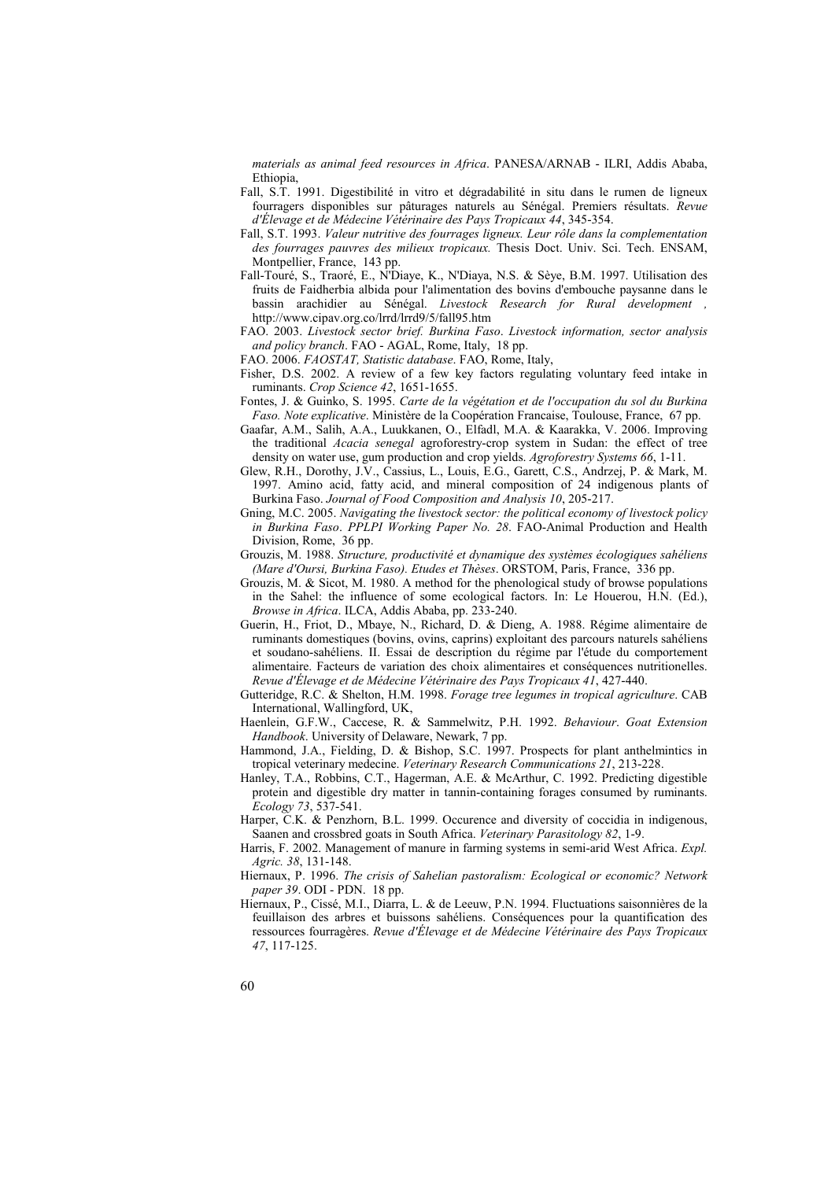*materials as animal feed resources in Africa*. PANESA/ARNAB - ILRI, Addis Ababa, Ethiopia,

Fall, S.T. 1991. Digestibilité in vitro et dégradabilité in situ dans le rumen de ligneux fourragers disponibles sur pâturages naturels au Sénégal. Premiers résultats. *Revue d'Élevage et de Médecine Vétérinaire des Pays Tropicaux 44*, 345-354.

Fall, S.T. 1993. *Valeur nutritive des fourrages ligneux. Leur rôle dans la complementation des fourrages pauvres des milieux tropicaux.* Thesis Doct. Univ. Sci. Tech. ENSAM, Montpellier, France, 143 pp.

Fall-Touré, S., Traoré, E., N'Diaye, K., N'Diaya, N.S. & Sèye, B.M. 1997. Utilisation des fruits de Faidherbia albida pour l'alimentation des bovins d'embouche paysanne dans le bassin arachidier au Sénégal. *Livestock Research for Rural development ,* http://www.cipav.org.co/lrrd/lrrd9/5/fall95.htm

FAO. 2003. *Livestock sector brief. Burkina Faso*. *Livestock information, sector analysis and policy branch*. FAO - AGAL, Rome, Italy, 18 pp.

FAO. 2006. *FAOSTAT, Statistic database*. FAO, Rome, Italy,

Fisher, D.S. 2002. A review of a few key factors regulating voluntary feed intake in ruminants. *Crop Science 42*, 1651-1655.

Fontes, J. & Guinko, S. 1995. *Carte de la végétation et de l'occupation du sol du Burkina Faso. Note explicative*. Ministère de la Coopération Francaise, Toulouse, France, 67 pp.

Gaafar, A.M., Salih, A.A., Luukkanen, O., Elfadl, M.A. & Kaarakka, V. 2006. Improving the traditional *Acacia senegal* agroforestry-crop system in Sudan: the effect of tree density on water use, gum production and crop yields. *Agroforestry Systems 66*, 1-11.

Glew, R.H., Dorothy, J.V., Cassius, L., Louis, E.G., Garett, C.S., Andrzej, P. & Mark, M. 1997. Amino acid, fatty acid, and mineral composition of 24 indigenous plants of Burkina Faso. *Journal of Food Composition and Analysis 10*, 205-217.

Gning, M.C. 2005. *Navigating the livestock sector: the political economy of livestock policy in Burkina Faso*. *PPLPI Working Paper No. 28*. FAO-Animal Production and Health Division, Rome, 36 pp.

Grouzis, M. 1988. *Structure, productivité et dynamique des systèmes écologiques sahéliens (Mare d'Oursi, Burkina Faso). Etudes et Thèses*. ORSTOM, Paris, France, 336 pp.

Grouzis, M. & Sicot, M. 1980. A method for the phenological study of browse populations in the Sahel: the influence of some ecological factors. In: Le Houerou, H.N. (Ed.), *Browse in Africa*. ILCA, Addis Ababa, pp. 233-240.

Guerin, H., Friot, D., Mbaye, N., Richard, D. & Dieng, A. 1988. Régime alimentaire de ruminants domestiques (bovins, ovins, caprins) exploitant des parcours naturels sahéliens et soudano-sahéliens. II. Essai de description du régime par l'étude du comportement alimentaire. Facteurs de variation des choix alimentaires et conséquences nutritionelles. *Revue d'Élevage et de Médecine Vétérinaire des Pays Tropicaux 41*, 427-440.

Gutteridge, R.C. & Shelton, H.M. 1998. *Forage tree legumes in tropical agriculture*. CAB International, Wallingford, UK,

Haenlein, G.F.W., Caccese, R. & Sammelwitz, P.H. 1992. *Behaviour*. *Goat Extension Handbook*. University of Delaware, Newark, 7 pp.

Hammond, J.A., Fielding, D. & Bishop, S.C. 1997. Prospects for plant anthelmintics in tropical veterinary medecine. *Veterinary Research Communications 21*, 213-228.

Hanley, T.A., Robbins, C.T., Hagerman, A.E. & McArthur, C. 1992. Predicting digestible protein and digestible dry matter in tannin-containing forages consumed by ruminants. *Ecology 73*, 537-541.

Harper, C.K. & Penzhorn, B.L. 1999. Occurence and diversity of coccidia in indigenous, Saanen and crossbred goats in South Africa. *Veterinary Parasitology 82*, 1-9.

Harris, F. 2002. Management of manure in farming systems in semi-arid West Africa. *Expl. Agric. 38*, 131-148.

Hiernaux, P. 1996. *The crisis of Sahelian pastoralism: Ecological or economic? Network paper 39*. ODI - PDN. 18 pp.

Hiernaux, P., Cissé, M.I., Diarra, L. & de Leeuw, P.N. 1994. Fluctuations saisonnières de la feuillaison des arbres et buissons sahéliens. Conséquences pour la quantification des ressources fourragères. *Revue d'Élevage et de Médecine Vétérinaire des Pays Tropicaux 47*, 117-125.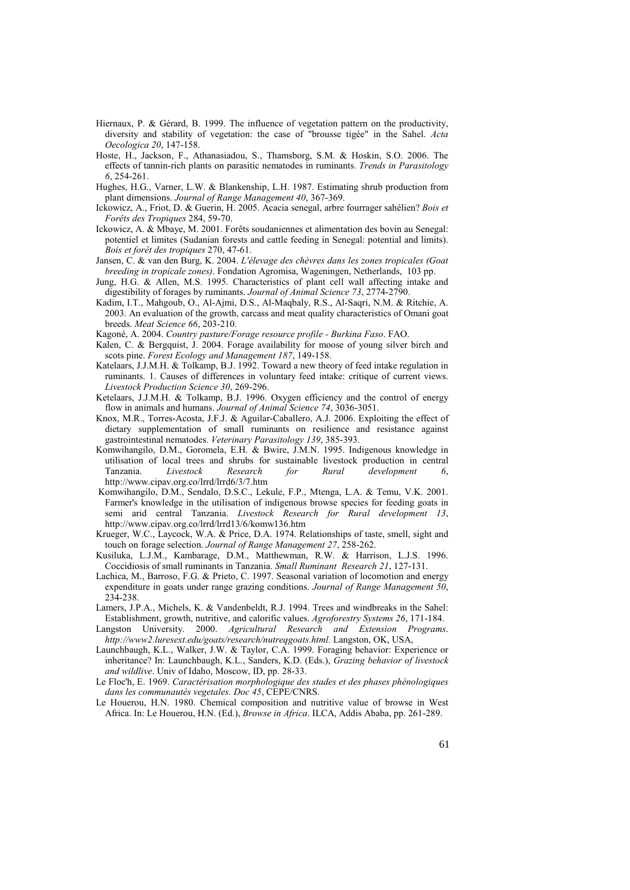Hiernaux, P. & Gérard, B. 1999. The influence of vegetation pattern on the productivity, diversity and stability of vegetation: the case of "brousse tigée" in the Sahel. *Acta Oecologica 20*, 147-158.

Hoste, H., Jackson, F., Athanasiadou, S., Thamsborg, S.M. & Hoskin, S.O. 2006. The effects of tannin-rich plants on parasitic nematodes in ruminants. *Trends in Parasitology 6*, 254-261.

Hughes, H.G., Varner, L.W. & Blankenship, L.H. 1987. Estimating shrub production from plant dimensions. *Journal of Range Management 40*, 367-369.

Ickowicz, A., Friot, D. & Guerin, H. 2005. Acacia senegal, arbre fourrager sahélien? *Bois et Forêts des Tropiques* 284, 59-70.

Ickowicz, A. & Mbaye, M. 2001. Forêts soudaniennes et alimentation des bovin au Senegal: potentiel et limites (Sudanian forests and cattle feeding in Senegal: potential and limits). *Bois et forêt des tropiques* 270, 47-61.

Jansen, C. & van den Burg, K. 2004. *L'élevage des chèvres dans les zones tropicales (Goat breeding in tropicale zones)*. Fondation Agromisa, Wageningen, Netherlands, 103 pp.

Jung, H.G. & Allen, M.S. 1995. Characteristics of plant cell wall affecting intake and digestibility of forages by ruminants. *Journal of Animal Science 73*, 2774-2790.

Kadim, I.T., Mahgoub, O., Al-Ajmi, D.S., Al-Maqbaly, R.S., Al-Saqri, N.M. & Ritchie, A. 2003. An evaluation of the growth, carcass and meat quality characteristics of Omani goat breeds. *Meat Science 66*, 203-210.

Kagoné, A. 2004. *Country pasture/Forage resource profile - Burkina Faso*. FAO.

Kalen, C. & Bergquist, J. 2004. Forage availability for moose of young silver birch and scots pine. *Forest Ecology and Management 187*, 149-158.

Katelaars, J.J.M.H. & Tolkamp, B.J. 1992. Toward a new theory of feed intake regulation in ruminants. 1. Causes of differences in voluntary feed intake: critique of current views. *Livestock Production Science 30*, 269-296.

Ketelaars, J.J.M.H. & Tolkamp, B.J. 1996. Oxygen efficiency and the control of energy flow in animals and humans. *Journal of Animal Science 74*, 3036-3051.

Knox, M.R., Torres-Acosta, J.F.J. & Aguilar-Caballero, A.J. 2006. Exploiting the effect of dietary supplementation of small ruminants on resilience and resistance against gastrointestinal nematodes. *Veterinary Parasitology 139*, 385-393.

Komwihangilo, D.M., Goromela, E.H. & Bwire, J.M.N. 1995. Indigenous knowledge in utilisation of local trees and shrubs for sustainable livestock production in central Tanzania. *Livestock Research for Rural development 6*, http://www.cipav.org.co/lrrd/lrrd6/3/7.htm

Komwihangilo, D.M., Sendalo, D.S.C., Lekule, F.P., Mtenga, L.A. & Temu, V.K. 2001. Farmer's knowledge in the utilisation of indigenous browse species for feeding goats in semi arid central Tanzania. *Livestock Research for Rural development 13*, http://www.cipav.org.co/lrrd/lrrd13/6/komw136.htm

Krueger, W.C., Laycock, W.A. & Price, D.A. 1974. Relationships of taste, smell, sight and touch on forage selection. *Journal of Range Management 27*, 258-262.

Kusiluka, L.J.M., Kambarage, D.M., Matthewman, R.W. & Harrison, L.J.S. 1996. Coccidiosis of small ruminants in Tanzania. *Small Ruminant Research 21*, 127-131.

Lachica, M., Barroso, F.G. & Prieto, C. 1997. Seasonal variation of locomotion and energy expenditure in goats under range grazing conditions. *Journal of Range Management 50*, 234-238.

Lamers, J.P.A., Michels, K. & Vandenbeldt, R.J. 1994. Trees and windbreaks in the Sahel: Establishment, growth, nutritive, and calorific values. *Agroforestry Systems 26*, 171-184.

Langston University. 2000. *Agricultural Research and Extension Programs*. *http://www2.luresext.edu/goats/research/nutreqgoats.html*. Langston, OK, USA,

Launchbaugh, K.L., Walker, J.W. & Taylor, C.A. 1999. Foraging behavior: Experience or inheritance? In: Launchbaugh, K.L., Sanders, K.D. (Eds.), *Grazing behavior of livestock and wildlive*. Univ of Idaho, Moscow, ID, pp. 28-33.

Le Floc'h, E. 1969. *Caractérisation morphologique des stades et des phases phénologiques dans les communautés vegetales. Doc 45*, CEPE/CNRS.

Le Houerou, H.N. 1980. Chemical composition and nutritive value of browse in West Africa. In: Le Houerou, H.N. (Ed.), *Browse in Africa*. ILCA, Addis Ababa, pp. 261-289.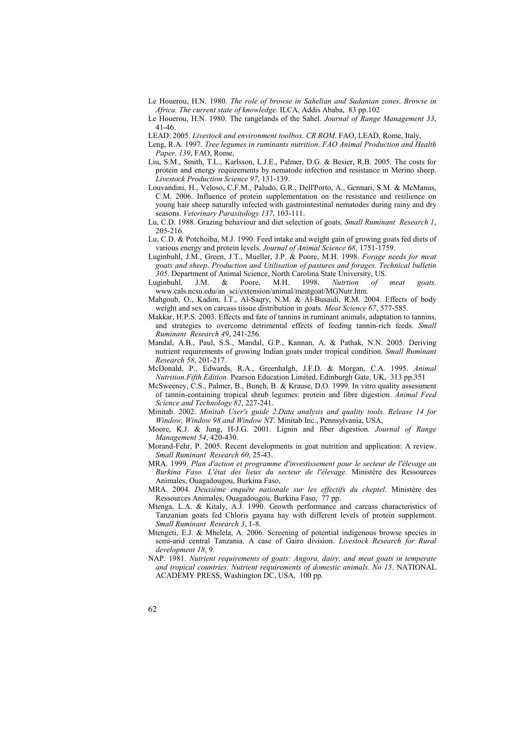Le Houerou, H.N. 1980. *The role of browse in Sahelian and Sudanian zones*. *Browse in Africa. The current state of knowledge*. ILCA, Addis Ababa, 83 pp.102

Le Houerou, H.N. 1980. The rangelands of the Sahel. *Journal of Range Management 33*, 41-46.

LEAD. 2005. *Livestock and environment toolbox*. *CR ROM*. FAO, LEAD, Rome, Italy,

Leng, R.A. 1997. *Tree legumes in ruminants nutrition*. *FAO Animal Production and Health Paper*. *139*, FAO, Rome,

Liu, S.M., Smith, T.L., Karlsson, L.J.E., Palmer, D.G. & Besier, R.B. 2005. The costs for protein and energy requirements by nematode infection and resistance in Merino sheep. *Livestock Production Science 97*, 131-139.

Louvandini, H., Veloso, C.F.M., Paludo, G.R., Dell'Porto, A., Gennari, S.M. & McManus, C.M. 2006. Influence of protein supplementation on the resistance and resilience on young hair sheep naturally infected with gastrointestinal nematodes during rainy and dry seasons. *Veterinary Parasitology 137*, 103-111.

Lu, C.D. 1988. Grazing behaviour and diet selection of goats. *Small Ruminant Research 1*, 205-216.

Lu, C.D. & Potchoiba, M.J. 1990. Feed intake and weight gain of growing goats fed diets of various energy and protein levels. *Journal of Animal Science 68*, 1751-1759.

Luginbuhl, J.M., Green, J.T., Mueller, J.P. & Poore, M.H. 1998. *Forage needs for meat goats and sheep*. *Production and Utilisation of pastures and forages. Technical bulletin 305*. Department of Animal Science, North Carolina State University, US.

Luginbuhl, J.M. & Poore, M.H. 1998. *Nutrtion of meat goats*. www.cals.ncsu.edu/an_sci/extension/animal/meatgoat/MGNutr.htm.

Mahgoub, O., Kadim, I.T., Al-Saqry, N.M. & Al-Busaidi, R.M. 2004. Effects of body weight and sex on carcass tissue distribution in goats. *Meat Science 67*, 577-585.

Makkar, H.P.S. 2003. Effects and fate of tannins in ruminant animals, adaptation to tannins, and strategies to overcome detrimental effects of feeding tannin-rich feeds. *Small Ruminant Research 49*, 241-256.

Mandal, A.B., Paul, S.S., Mandal, G.P., Kannan, A. & Pathak, N.N. 2005. Deriving nutrient requirements of growing Indian goats under tropical condition. *Small Ruminant Research 58*, 201-217.

McDonald, P., Edwards, R.A., Greenhalgh, J.F.D. & Morgan, C.A. 1995. *Animal Nutrition.Fifth Edition*. Pearson Education Limited, Edinburgh Gate, UK, 313 pp.351

McSweeney, C.S., Palmer, B., Bunch, B. & Krause, D.O. 1999. In vitro quality assessment of tannin-containing tropical shrub legumes: protein and fibre digestion. *Animal Feed Science and Technology 82*, 227-241.

Minitab. 2002. *Minitab User's guide 2.Data analysis and quality tools. Release 14 for Window, Window 98 and Window NT*. Minitab Inc., Pennsylvania, USA,

Moore, K.J. & Jung, H-J.G. 2001. Lignin and fiber digestion. *Journal of Range Management 54*, 420-430.

Morand-Fehr, P. 2005. Recent developments in goat nutrition and application: A review. *Small Ruminant Research 60*, 25-43.

MRA. 1999. *Plan d'action et programme d'investissement pour le secteur de l'élevage au Burkina Faso. L'état des lieux du secteur de l'élevage*. Ministère des Ressources Animales, Ouagadougou, Burkina Faso,

MRA. 2004. *Deuxième enquête nationale sur les effectifs du cheptel*. Ministère des Ressources Animales, Ouagadougou, Burkina Faso, 77 pp.

Mtenga, L.A. & Kitaly, A.J. 1990. Growth performance and carcass characteristics of Tanzanian goats fed Chloris gayana hay with different levels of protein supplement. *Small Ruminant Research 3*, 1-8.

Mtengeti, E.J. & Mhelela, A. 2006. Screening of potential indigenous browse species in semi-arid central Tanzania. A case of Gairo division. *Livestock Research for Rural development 18*, 9.

NAP. 1981. *Nutrient requirements of goats: Angora, dairy, and meat goats in temperate and tropical countries*. *Nutrient requirements of domestic animals. No 15*. NATIONAL ACADEMY PRESS, Washington DC, USA, 100 pp.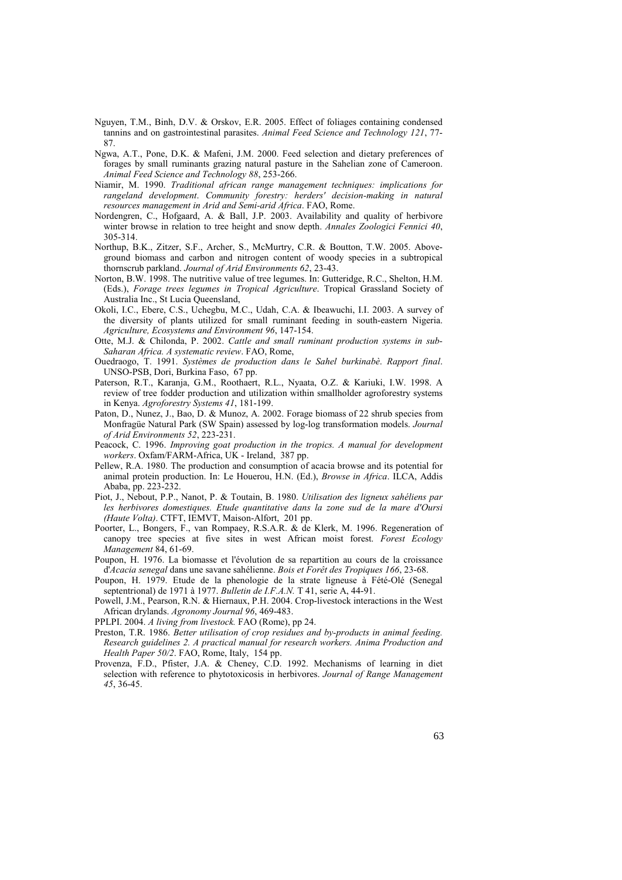Nguyen, T.M., Binh, D.V. & Orskov, E.R. 2005. Effect of foliages containing condensed tannins and on gastrointestinal parasites. *Animal Feed Science and Technology 121*, 77-87.

Ngwa, A.T., Pone, D.K. & Mafeni, J.M. 2000. Feed selection and dietary preferences of forages by small ruminants grazing natural pasture in the Sahelian zone of Cameroon. *Animal Feed Science and Technology 88*, 253-266.

Niamir, M. 1990. *Traditional african range management techniques: implications for rangeland development*. *Community forestry: herders' decision-making in natural resources management in Arid and Semi-arid Africa*. FAO, Rome.

Nordengren, C., Hofgaard, A. & Ball, J.P. 2003. Availability and quality of herbivore winter browse in relation to tree height and snow depth. *Annales Zoologici Fennici 40*, 305-314.

Northup, B.K., Zitzer, S.F., Archer, S., McMurtry, C.R. & Boutton, T.W. 2005. Aboveground biomass and carbon and nitrogen content of woody species in a subtropical thornscrub parkland. *Journal of Arid Environments 62*, 23-43.

Norton, B.W. 1998. The nutritive value of tree legumes. In: Gutteridge, R.C., Shelton, H.M. (Eds.), *Forage trees legumes in Tropical Agriculture*. Tropical Grassland Society of Australia Inc., St Lucia Queensland,

Okoli, I.C., Ebere, C.S., Uchegbu, M.C., Udah, C.A. & Ibeawuchi, I.I. 2003. A survey of the diversity of plants utilized for small ruminant feeding in south-eastern Nigeria. *Agriculture, Ecosystems and Environment 96*, 147-154.

Otte, M.J. & Chilonda, P. 2002. *Cattle and small ruminant production systems in sub-Saharan Africa. A systematic review*. FAO, Rome,

Ouedraogo, T. 1991. *Systèmes de production dans le Sahel burkinabè. Rapport final*. UNSO-PSB, Dori, Burkina Faso, 67 pp.

Paterson, R.T., Karanja, G.M., Roothaert, R.L., Nyaata, O.Z. & Kariuki, I.W. 1998. A review of tree fodder production and utilization within smallholder agroforestry systems in Kenya. *Agroforestry Systems 41*, 181-199.

Paton, D., Nunez, J., Bao, D. & Munoz, A. 2002. Forage biomass of 22 shrub species from Monfragüe Natural Park (SW Spain) assessed by log-log transformation models. *Journal of Arid Environments 52*, 223-231.

Peacock, C. 1996. *Improving goat production in the tropics. A manual for development workers*. Oxfam/FARM-Africa, UK - Ireland, 387 pp.

Pellew, R.A. 1980. The production and consumption of acacia browse and its potential for animal protein production. In: Le Houerou, H.N. (Ed.), *Browse in Africa*. ILCA, Addis Ababa, pp. 223-232.

Piot, J., Nebout, P.P., Nanot, P. & Toutain, B. 1980. *Utilisation des ligneux sahéliens par les herbivores domestiques. Etude quantitative dans la zone sud de la mare d'Oursi (Haute Volta)*. CTFT, IEMVT, Maison-Alfort, 201 pp.

Poorter, L., Bongers, F., van Rompaey, R.S.A.R. & de Klerk, M. 1996. Regeneration of canopy tree species at five sites in west African moist forest. *Forest Ecology Management* 84, 61-69.

Poupon, H. 1976. La biomasse et l'évolution de sa repartition au cours de la croissance d'*Acacia senegal* dans une savane sahélienne. *Bois et Forêt des Tropiques 166*, 23-68.

Poupon, H. 1979. Etude de la phenologie de la strate ligneuse à Fété-Olé (Senegal septentrional) de 1971 à 1977. *Bulletin de I.F.A.N.* T 41, serie A, 44-91.

Powell, J.M., Pearson, R.N. & Hiernaux, P.H. 2004. Crop-livestock interactions in the West African drylands. *Agronomy Journal 96*, 469-483.

PPLPI. 2004. *A living from livestock.* FAO (Rome), pp 24.

Preston, T.R. 1986. *Better utilisation of crop residues and by-products in animal feeding. Research guidelines 2. A practical manual for research workers. Anima Production and Health Paper 50/2*. FAO, Rome, Italy, 154 pp.

Provenza, F.D., Pfister, J.A. & Cheney, C.D. 1992. Mechanisms of learning in diet selection with reference to phytotoxicosis in herbivores. *Journal of Range Management 45*, 36-45.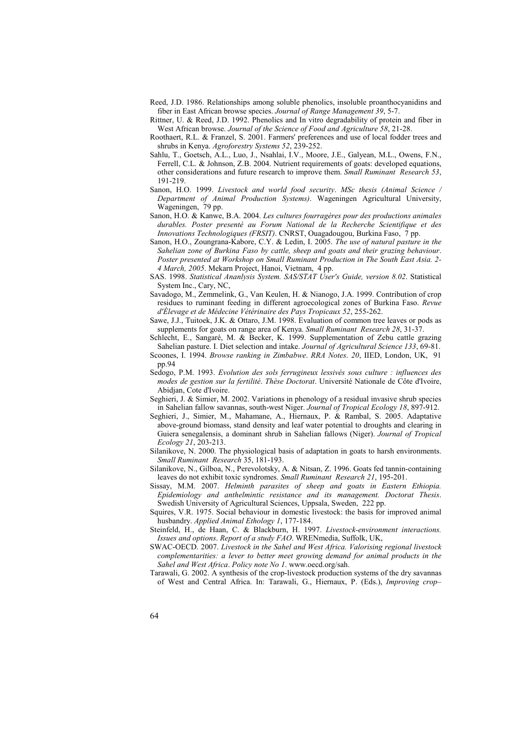Reed, J.D. 1986. Relationships among soluble phenolics, insoluble proanthocyanidins and fiber in East African browse species. *Journal of Range Management 39*, 5-7.

Rittner, U. & Reed, J.D. 1992. Phenolics and In vitro degradability of protein and fiber in West African browse. *Journal of the Science of Food and Agriculture 58*, 21-28.

Roothaert, R.L. & Franzel, S. 2001. Farmers' preferences and use of local fodder trees and shrubs in Kenya. *Agroforestry Systems 52*, 239-252.

Sahlu, T., Goetsch, A.L., Luo, J., Nsahlai, I.V., Moore, J.E., Galyean, M.L., Owens, F.N., Ferrell, C.L. & Johnson, Z.B. 2004. Nutrient requirements of goats: developed equations, other considerations and future research to improve them. *Small Ruminant Research 53*, 191-219.

Sanon, H.O. 1999. *Livestock and world food security*. *MSc thesis (Animal Science / Department of Animal Production Systems)*. Wageningen Agricultural University, Wageningen, 79 pp.

Sanon, H.O. & Kanwe, B.A. 2004. *Les cultures fourragères pour des productions animales durables. Poster presenté au Forum National de la Recherche Scientifique et des Innovations Technologiques (FRSIT)*. CNRST, Ouagadougou, Burkina Faso, 7 pp.

Sanon, H.O., Zoungrana-Kabore, C.Y. & Ledin, I. 2005. *The use of natural pasture in the Sahelian zone of Burkina Faso by cattle, sheep and goats and their grazing behaviour*. *Poster presented at Workshop on Small Ruminant Production in The South East Asia. 2-4 March, 2005*. Mekarn Project, Hanoi, Vietnam, 4 pp.

SAS. 1998. *Statistical Ananlysis System. SAS/STAT User's Guide, version 8.02*. Statistical System Inc., Cary, NC,

Savadogo, M., Zemmelink, G., Van Keulen, H. & Nianogo, J.A. 1999. Contribution of crop residues to ruminant feeding in different agroecological zones of Burkina Faso. *Revue d'Élevage et de Médecine Vétérinaire des Pays Tropicaux 52*, 255-262.

Sawe, J.J., Tuitoek, J.K. & Ottaro, J.M. 1998. Evaluation of common tree leaves or pods as supplements for goats on range area of Kenya. *Small Ruminant Research 28*, 31-37.

Schlecht, E., Sangaré, M. & Becker, K. 1999. Supplementation of Zebu cattle grazing Sahelian pasture. I. Diet selection and intake. *Journal of Agricultural Science 133*, 69-81.

Scoones, I. 1994. *Browse ranking in Zimbabwe*. *RRA Notes*. *20*, IIED, London, UK, 91 pp.94

Sedogo, P.M. 1993. *Evolution des sols ferrugineux lessivés sous culture : influences des modes de gestion sur la fertilité*. *Thèse Doctorat*. Université Nationale de Côte d'Ivoire, Abidjan, Cote d'Ivoire.

Seghieri, J. & Simier, M. 2002. Variations in phenology of a residual invasive shrub species in Sahelian fallow savannas, south-west Niger. *Journal of Tropical Ecology 18*, 897-912.

Seghieri, J., Simier, M., Mahamane, A., Hiernaux, P. & Rambal, S. 2005. Adaptative above-ground biomass, stand density and leaf water potential to droughts and clearing in Guiera senegalensis, a dominant shrub in Sahelian fallows (Niger). *Journal of Tropical Ecology 21*, 203-213.

Silanikove, N. 2000. The physiological basis of adaptation in goats to harsh environments. *Small Ruminant Research* 35, 181-193.

Silanikove, N., Gilboa, N., Perevolotsky, A. & Nitsan, Z. 1996. Goats fed tannin-containing leaves do not exhibit toxic syndromes. *Small Ruminant Research 21*, 195-201.

Sissay, M.M. 2007. *Helminth parasites of sheep and goats in Eastern Ethiopia. Epidemiology and anthelmintic resistance and its management. Doctorat Thesis*. Swedish University of Agricultural Sciences, Uppsala, Sweden, 222 pp.

Squires, V.R. 1975. Social behaviour in domestic livestock: the basis for improved animal husbandry. *Applied Animal Ethology 1*, 177-184.

Steinfeld, H., de Haan, C. & Blackburn, H. 1997. *Livestock-environment interactions. Issues and options*. *Report of a study FAO*. WRENmedia, Suffolk, UK,

SWAC-OECD. 2007. *Livestock in the Sahel and West Africa. Valorising regional livestock complementarities: a lever to better meet growing demand for animal products in the Sahel and West Africa*. *Policy note No 1*. www.oecd.org/sah.

Tarawali, G. 2002. A synthesis of the crop-livestock production systems of the dry savannas of West and Central Africa. In: Tarawali, G., Hiernaux, P. (Eds.), *Improving crop–*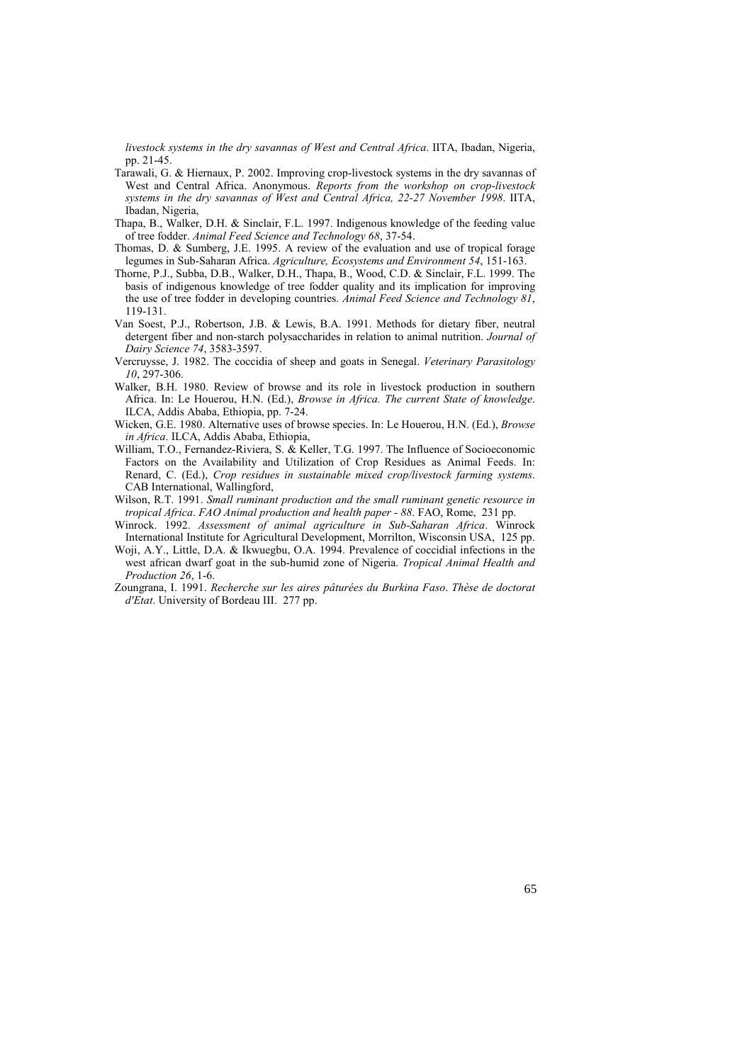*livestock systems in the dry savannas of West and Central Africa*. IITA, Ibadan, Nigeria, pp. 21-45.

Tarawali, G. & Hiernaux, P. 2002. Improving crop-livestock systems in the dry savannas of West and Central Africa. Anonymous. *Reports from the workshop on crop-livestock systems in the dry savannas of West and Central Africa, 22-27 November 1998*. IITA, Ibadan, Nigeria,

Thapa, B., Walker, D.H. & Sinclair, F.L. 1997. Indigenous knowledge of the feeding value of tree fodder. *Animal Feed Science and Technology 68*, 37-54.

Thomas, D. & Sumberg, J.E. 1995. A review of the evaluation and use of tropical forage legumes in Sub-Saharan Africa. *Agriculture, Ecosystems and Environment 54*, 151-163.

Thorne, P.J., Subba, D.B., Walker, D.H., Thapa, B., Wood, C.D. & Sinclair, F.L. 1999. The basis of indigenous knowledge of tree fodder quality and its implication for improving the use of tree fodder in developing countries. *Animal Feed Science and Technology 81*, 119-131.

Van Soest, P.J., Robertson, J.B. & Lewis, B.A. 1991. Methods for dietary fiber, neutral detergent fiber and non-starch polysaccharides in relation to animal nutrition. *Journal of Dairy Science 74*, 3583-3597.

Vercruysse, J. 1982. The coccidia of sheep and goats in Senegal. *Veterinary Parasitology 10*, 297-306.

Walker, B.H. 1980. Review of browse and its role in livestock production in southern Africa. In: Le Houerou, H.N. (Ed.), *Browse in Africa. The current State of knowledge*. ILCA, Addis Ababa, Ethiopia, pp. 7-24.

Wicken, G.E. 1980. Alternative uses of browse species. In: Le Houerou, H.N. (Ed.), *Browse in Africa*. ILCA, Addis Ababa, Ethiopia,

William, T.O., Fernandez-Riviera, S. & Keller, T.G. 1997. The Influence of Socioeconomic Factors on the Availability and Utilization of Crop Residues as Animal Feeds. In: Renard, C. (Ed.), *Crop residues in sustainable mixed crop/livestock farming systems*. CAB International, Wallingford,

Wilson, R.T. 1991. *Small ruminant production and the small ruminant genetic resource in tropical Africa*. *FAO Animal production and health paper - 88*. FAO, Rome, 231 pp.

Winrock. 1992. *Assessment of animal agriculture in Sub-Saharan Africa*. Winrock International Institute for Agricultural Development, Morrilton, Wisconsin USA, 125 pp.

Woji, A.Y., Little, D.A. & Ikwuegbu, O.A. 1994. Prevalence of coccidial infections in the west african dwarf goat in the sub-humid zone of Nigeria. *Tropical Animal Health and Production 26*, 1-6.

Zoungrana, I. 1991. *Recherche sur les aires pâturées du Burkina Faso*. *Thèse de doctorat d'Etat*. University of Bordeau III. 277 pp.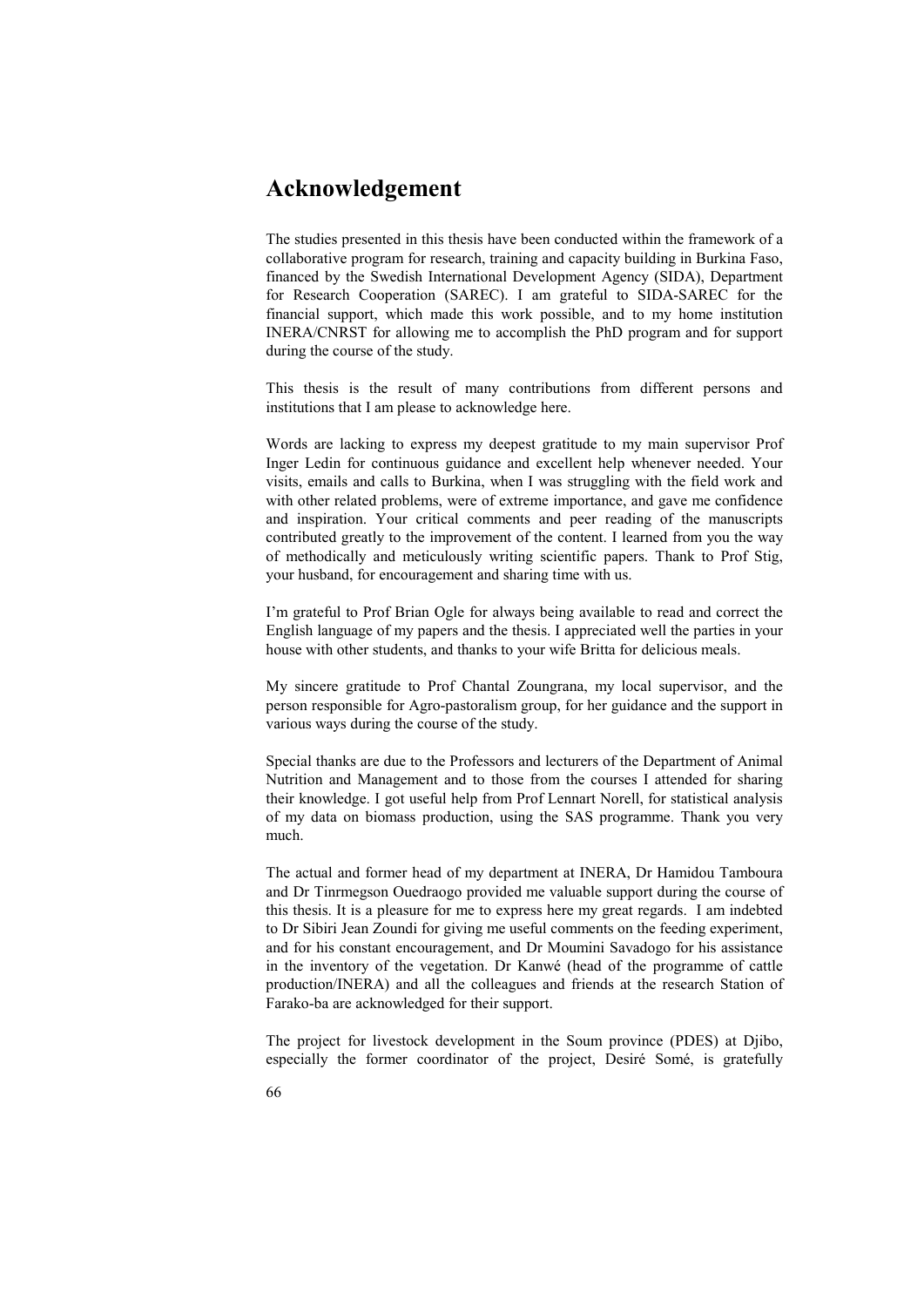# Acknowledgement

The studies presented in this thesis have been conducted within the framework of a collaborative program for research, training and capacity building in Burkina Faso, financed by the Swedish International Development Agency (SIDA), Department for Research Cooperation (SAREC). I am grateful to SIDA-SAREC for the financial support, which made this work possible, and to my home institution INERA/CNRST for allowing me to accomplish the PhD program and for support during the course of the study.

This thesis is the result of many contributions from different persons and institutions that I am please to acknowledge here.

Words are lacking to express my deepest gratitude to my main supervisor Prof Inger Ledin for continuous guidance and excellent help whenever needed. Your visits, emails and calls to Burkina, when I was struggling with the field work and with other related problems, were of extreme importance, and gave me confidence and inspiration. Your critical comments and peer reading of the manuscripts contributed greatly to the improvement of the content. I learned from you the way of methodically and meticulously writing scientific papers. Thank to Prof Stig, your husband, for encouragement and sharing time with us.

I'm grateful to Prof Brian Ogle for always being available to read and correct the English language of my papers and the thesis. I appreciated well the parties in your house with other students, and thanks to your wife Britta for delicious meals.

My sincere gratitude to Prof Chantal Zoungrana, my local supervisor, and the person responsible for Agro-pastoralism group, for her guidance and the support in various ways during the course of the study.

Special thanks are due to the Professors and lecturers of the Department of Animal Nutrition and Management and to those from the courses I attended for sharing their knowledge. I got useful help from Prof Lennart Norell, for statistical analysis of my data on biomass production, using the SAS programme. Thank you very much.

The actual and former head of my department at INERA, Dr Hamidou Tamboura and Dr Tinrmegson Ouedraogo provided me valuable support during the course of this thesis. It is a pleasure for me to express here my great regards. I am indebted to Dr Sibiri Jean Zoundi for giving me useful comments on the feeding experiment, and for his constant encouragement, and Dr Moumini Savadogo for his assistance in the inventory of the vegetation. Dr Kanwé (head of the programme of cattle production/INERA) and all the colleagues and friends at the research Station of Farako-ba are acknowledged for their support.

The project for livestock development in the Soum province (PDES) at Djibo, especially the former coordinator of the project, Desiré Somé, is gratefully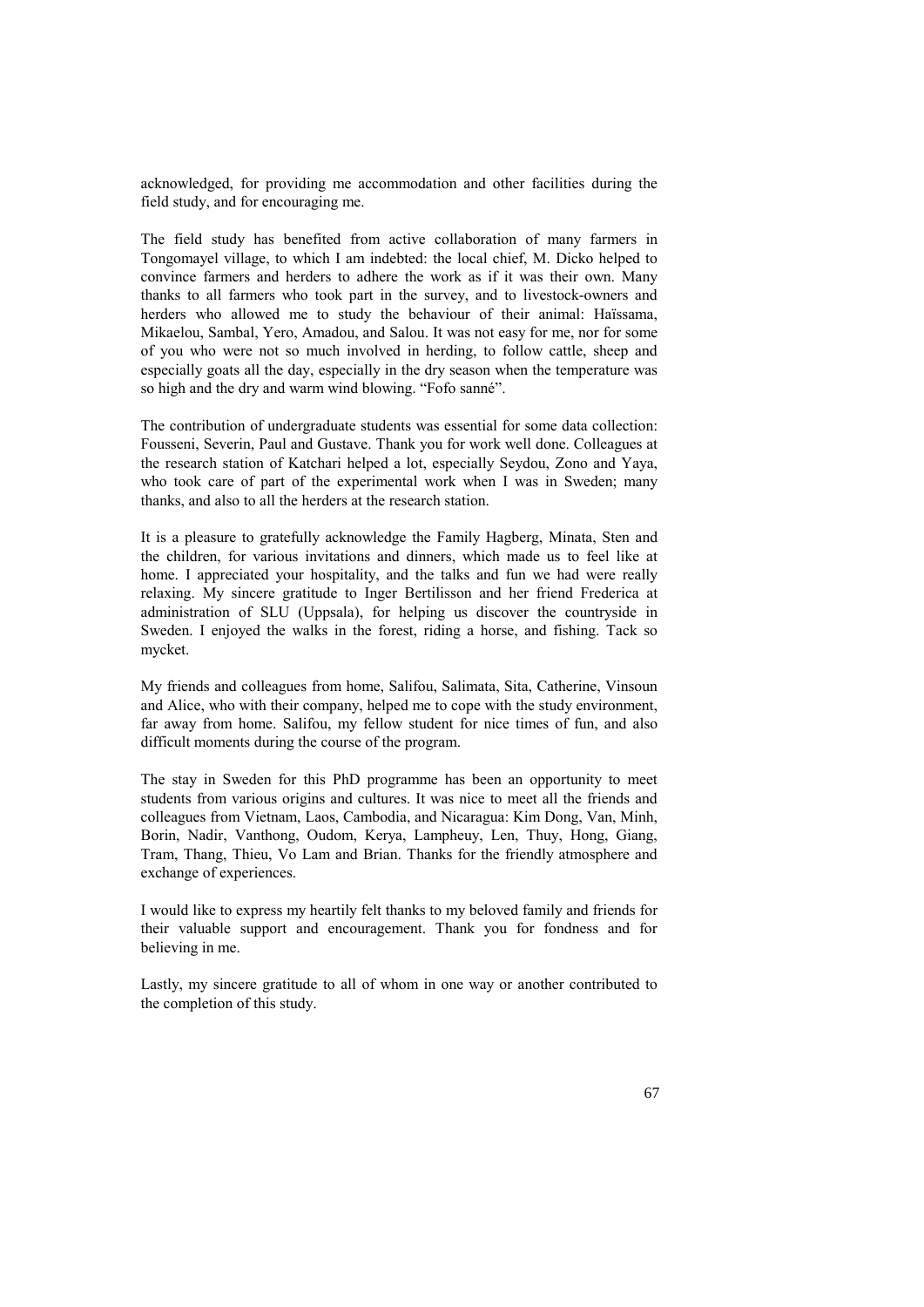acknowledged, for providing me accommodation and other facilities during the field study, and for encouraging me.

The field study has benefited from active collaboration of many farmers in Tongomayel village, to which I am indebted: the local chief, M. Dicko helped to convince farmers and herders to adhere the work as if it was their own. Many thanks to all farmers who took part in the survey, and to livestock-owners and herders who allowed me to study the behaviour of their animal: Haïssama, Mikaelou, Sambal, Yero, Amadou, and Salou. It was not easy for me, nor for some of you who were not so much involved in herding, to follow cattle, sheep and especially goats all the day, especially in the dry season when the temperature was so high and the dry and warm wind blowing. "Fofo sanné".

The contribution of undergraduate students was essential for some data collection: Fousseni, Severin, Paul and Gustave. Thank you for work well done. Colleagues at the research station of Katchari helped a lot, especially Seydou, Zono and Yaya, who took care of part of the experimental work when I was in Sweden; many thanks, and also to all the herders at the research station.

It is a pleasure to gratefully acknowledge the Family Hagberg, Minata, Sten and the children, for various invitations and dinners, which made us to feel like at home. I appreciated your hospitality, and the talks and fun we had were really relaxing. My sincere gratitude to Inger Bertilisson and her friend Frederica at administration of SLU (Uppsala), for helping us discover the countryside in Sweden. I enjoyed the walks in the forest, riding a horse, and fishing. Tack so mycket.

My friends and colleagues from home, Salifou, Salimata, Sita, Catherine, Vinsoun and Alice, who with their company, helped me to cope with the study environment, far away from home. Salifou, my fellow student for nice times of fun, and also difficult moments during the course of the program.

The stay in Sweden for this PhD programme has been an opportunity to meet students from various origins and cultures. It was nice to meet all the friends and colleagues from Vietnam, Laos, Cambodia, and Nicaragua: Kim Dong, Van, Minh, Borin, Nadir, Vanthong, Oudom, Kerya, Lampheuy, Len, Thuy, Hong, Giang, Tram, Thang, Thieu, Vo Lam and Brian. Thanks for the friendly atmosphere and exchange of experiences.

I would like to express my heartily felt thanks to my beloved family and friends for their valuable support and encouragement. Thank you for fondness and for believing in me.

Lastly, my sincere gratitude to all of whom in one way or another contributed to the completion of this study.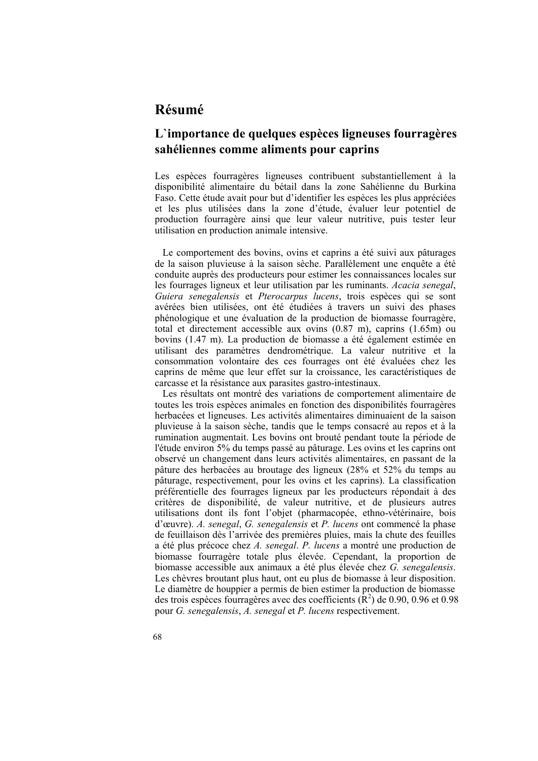# Résumé

## L`importance de quelques espèces ligneuses fourragères sahéliennes comme aliments pour caprins

Les espèces fourragères ligneuses contribuent substantiellement à la disponibilité alimentaire du bétail dans la zone Sahélienne du Burkina Faso. Cette étude avait pour but d'identifier les espèces les plus appréciées et les plus utilisées dans la zone d'étude, évaluer leur potentiel de production fourragère ainsi que leur valeur nutritive, puis tester leur utilisation en production animale intensive.

Le comportement des bovins, ovins et caprins a été suivi aux pâturages de la saison pluvieuse à la saison sèche. Parallèlement une enquête a été conduite auprès des producteurs pour estimer les connaissances locales sur les fourrages ligneux et leur utilisation par les ruminants. *Acacia senegal*, *Guiera senegalensis* et *Pterocarpus lucens*, trois espèces qui se sont avérées bien utilisées, ont été étudiées à travers un suivi des phases phénologique et une évaluation de la production de biomasse fourragère, total et directement accessible aux ovins (0.87 m), caprins (1.65m) ou bovins (1.47 m). La production de biomasse a été également estimée en utilisant des paramètres dendrométrique. La valeur nutritive et la consommation volontaire des ces fourrages ont été évaluées chez les caprins de même que leur effet sur la croissance, les caractéristiques de carcasse et la résistance aux parasites gastro-intestinaux.

Les résultats ont montré des variations de comportement alimentaire de toutes les trois espèces animales en fonction des disponibilités fourragères herbacées et ligneuses. Les activités alimentaires diminuaient de la saison pluvieuse à la saison sèche, tandis que le temps consacré au repos et à la rumination augmentait. Les bovins ont brouté pendant toute la période de l'étude environ 5% du temps passé au pâturage. Les ovins et les caprins ont observé un changement dans leurs activités alimentaires, en passant de la pâture des herbacées au broutage des ligneux (28% et 52% du temps au pâturage, respectivement, pour les ovins et les caprins). La classification préférentielle des fourrages ligneux par les producteurs répondait à des critères de disponibilité, de valeur nutritive, et de plusieurs autres utilisations dont ils font l'objet (pharmacopée, ethno-vétérinaire, bois d'œuvre). *A. senegal*, *G. senegalensis* et *P. lucens* ont commencé la phase de feuillaison dès l'arrivée des premières pluies, mais la chute des feuilles a été plus précoce chez *A. senegal*. *P. lucens* a montré une production de biomasse fourragère totale plus élevée. Cependant, la proportion de biomasse accessible aux animaux a été plus élevée chez *G. senegalensis*. Les chèvres broutant plus haut, ont eu plus de biomasse à leur disposition. Le diamètre de houppier a permis de bien estimer la production de biomasse des trois espèces fourragères avec des coefficients ($R^2$) de 0.90, 0.96 et 0.98 pour *G. senegalensis*, *A. senegal* et *P. lucens* respectivement.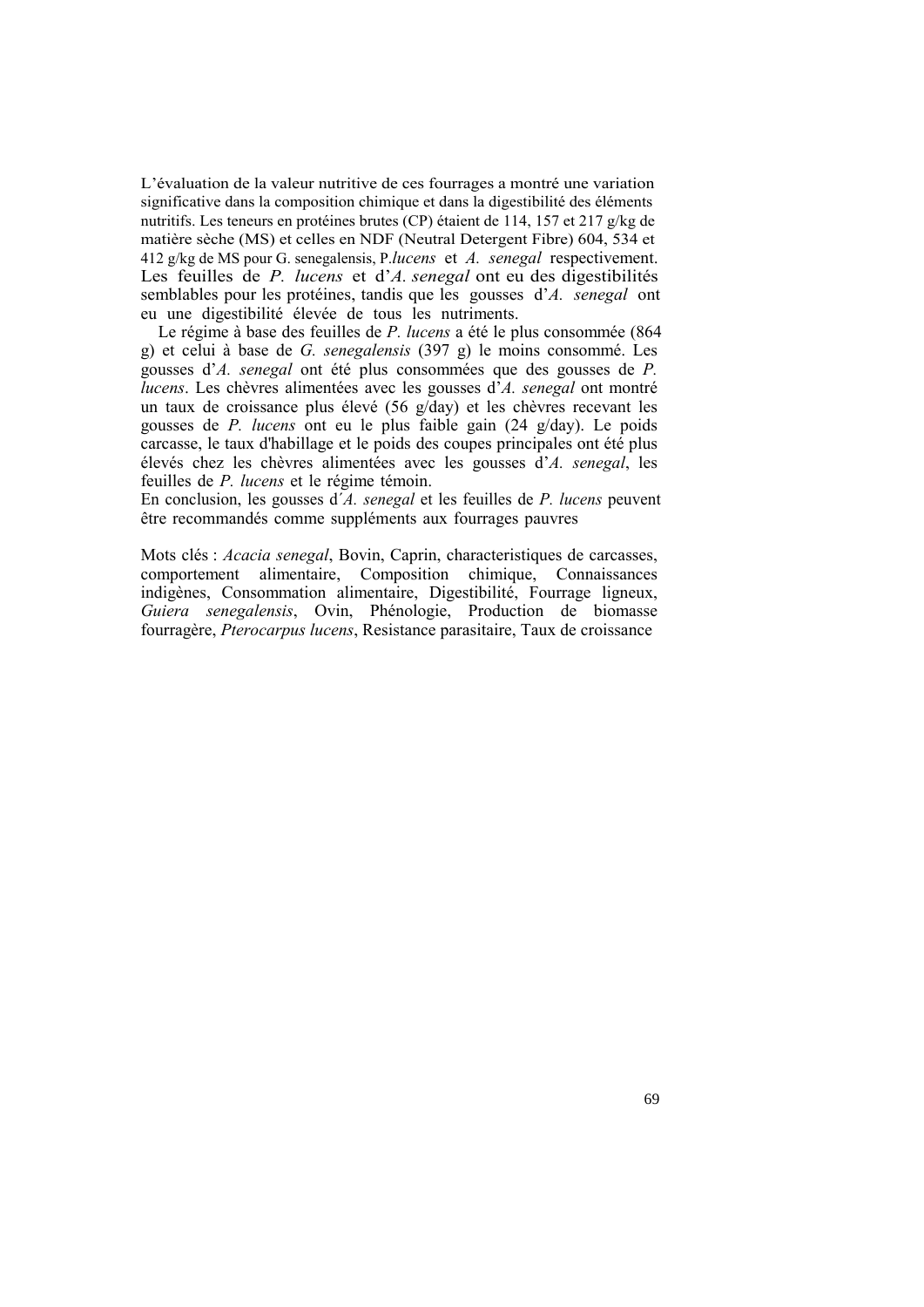L'évaluation de la valeur nutritive de ces fourrages a montré une variation significative dans la composition chimique et dans la digestibilité des éléments nutritifs. Les teneurs en protéines brutes (CP) étaient de 114, 157 et 217 g/kg de matière sèche (MS) et celles en NDF (Neutral Detergent Fibre) 604, 534 et 412 g/kg de MS pour G. senegalensis, P.*lucens* et *A. senegal* respectivement. Les feuilles de *P. lucens* et d'*A. senegal* ont eu des digestibilités semblables pour les protéines, tandis que les gousses d'*A. senegal* ont eu une digestibilité élevée de tous les nutriments.

Le régime à base des feuilles de *P. lucens* a été le plus consommée (864 g) et celui à base de *G. senegalensis* (397 g) le moins consommé. Les gousses d'*A. senegal* ont été plus consommées que des gousses de *P. lucens*. Les chèvres alimentées avec les gousses d'*A. senegal* ont montré un taux de croissance plus élevé (56 g/day) et les chèvres recevant les gousses de *P. lucens* ont eu le plus faible gain (24 g/day). Le poids carcasse, le taux d'habillage et le poids des coupes principales ont été plus élevés chez les chèvres alimentées avec les gousses d'*A. senegal*, les feuilles de *P. lucens* et le régime témoin.

En conclusion, les gousses d´*A. senegal* et les feuilles de *P. lucens* peuvent être recommandés comme suppléments aux fourrages pauvres

Mots clés : *Acacia senegal*, Bovin, Caprin, characteristiques de carcasses, comportement alimentaire, Composition chimique, Connaissances indigènes, Consommation alimentaire, Digestibilité, Fourrage ligneux, *Guiera senegalensis*, Ovin, Phénologie, Production de biomasse fourragère, *Pterocarpus lucens*, Resistance parasitaire, Taux de croissance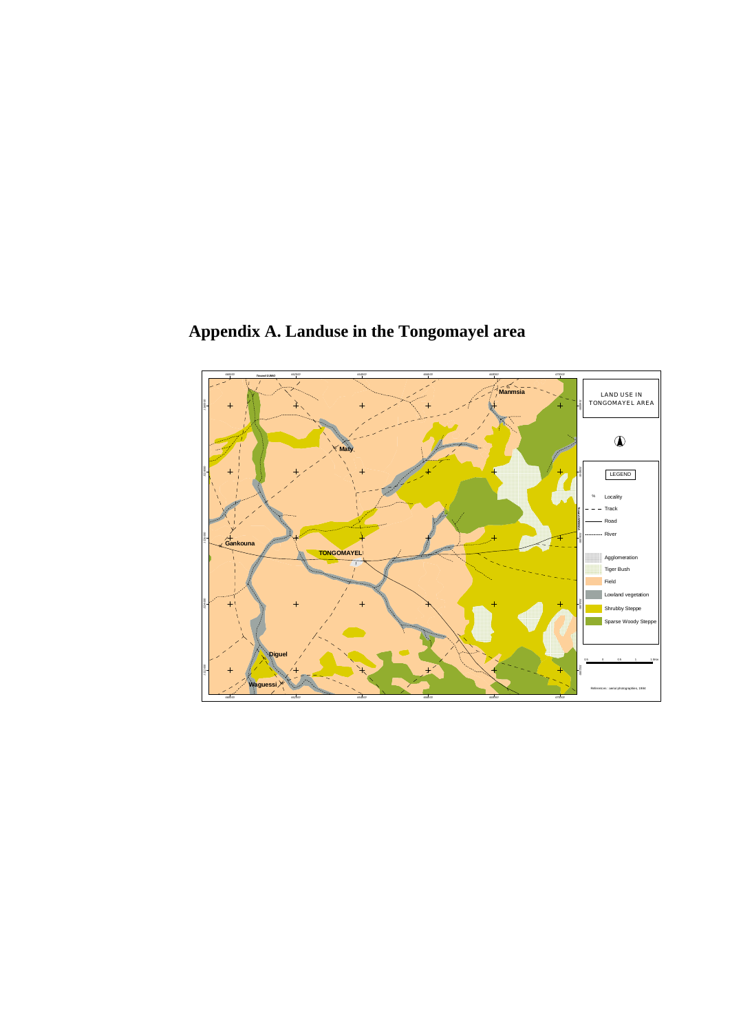# Appendix A. Landuse in the Tongomayel area

LAND USE IN TONGOMAYEL AREA

LEGEND

Locality

Track

Road

River

Agglomeration

Tiger Bush

Field

Lowland vegetation

Shrubby Steppe

Sparse Woody Steppe

Manmsia

Maty

Gankouna

TONGOMAYEL

Diguel

Waguessi

References : aerial photographies, 1994